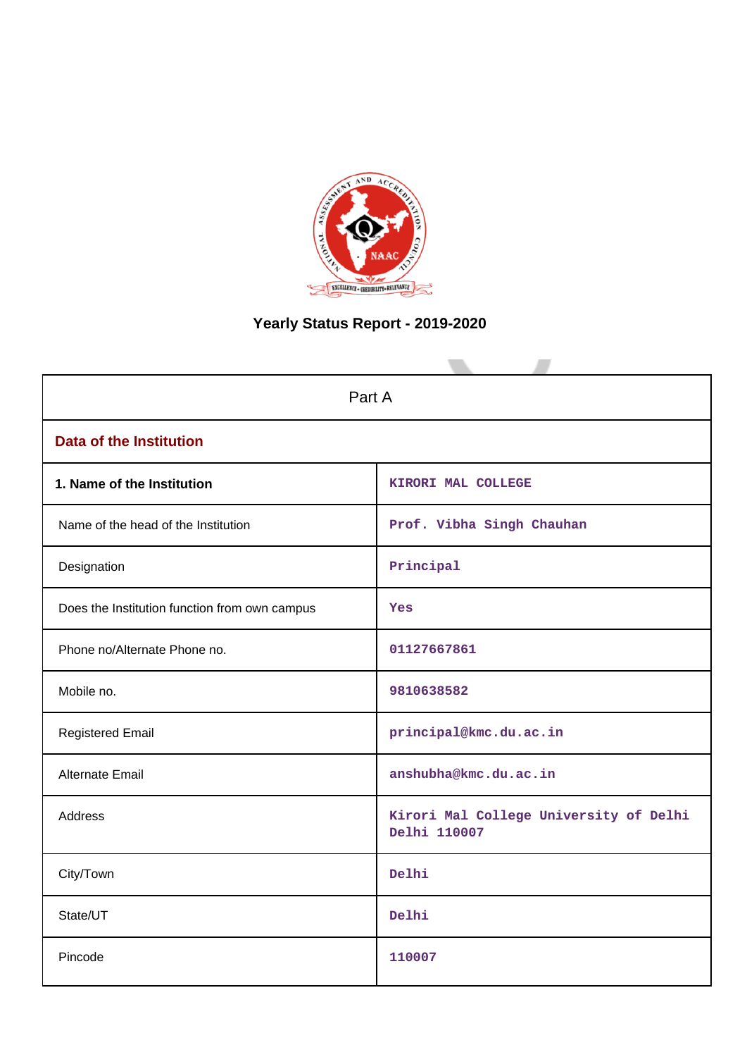# Yearly Status Report - 2019-2020

| Part A | |
|---|---|
| **Data of the Institution** | |
| **1. Name of the Institution** | KIRORI MAL COLLEGE |
| Name of the head of the Institution | Prof. Vibha Singh Chauhan |
| Designation | Principal |
| Does the Institution function from own campus | Yes |
| Phone no/Alternate Phone no. | 01127667861 |
| Mobile no. | 9810638582 |
| Registered Email | principal@kmc.du.ac.in |
| Alternate Email | anshubha@kmc.du.ac.in |
| Address | Kirori Mal College University of Delhi Delhi 110007 |
| City/Town | Delhi |
| State/UT | Delhi |
| Pincode | 110007 |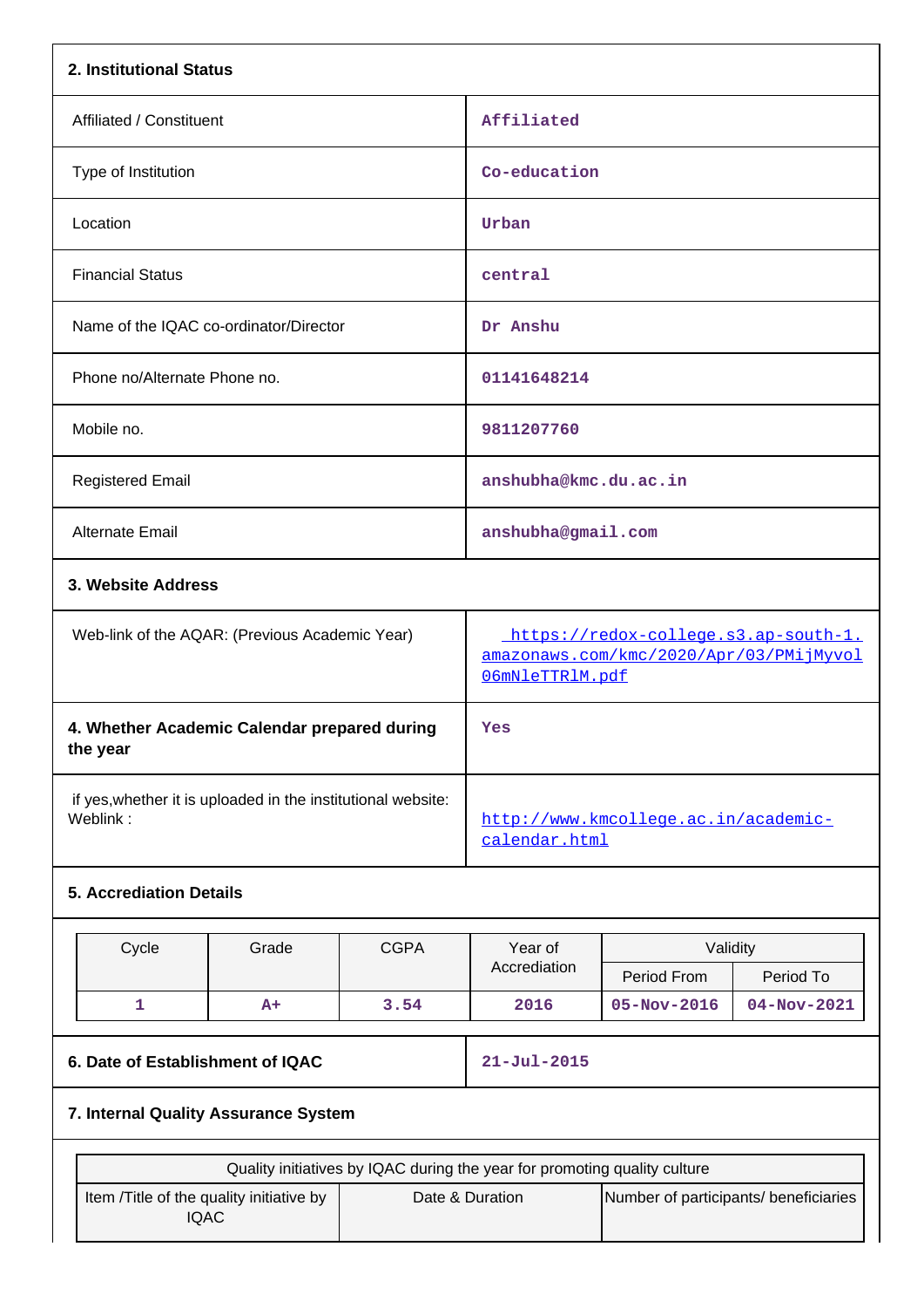## 2. Institutional Status

| | |
|---|---|
| Affiliated / Constituent | Affiliated |
| Type of Institution | Co-education |
| Location | Urban |
| Financial Status | central |
| Name of the IQAC co-ordinator/Director | Dr Anshu |
| Phone no/Alternate Phone no. | 01141648214 |
| Mobile no. | 9811207760 |
| Registered Email | anshubha@kmc.du.ac.in |
| Alternate Email | anshubha@gmail.com |

## 3. Website Address

| | |
|---|---|
| Web-link of the AQAR: (Previous Academic Year) | https://redox-college.s3.ap-south-1.amazonaws.com/kmc/2020/Apr/03/PMijMyvol06mNleTTRlM.pdf |
| **4. Whether Academic Calendar prepared during the year** | Yes |
| if yes,whether it is uploaded in the institutional website: Weblink : | http://www.kmcollege.ac.in/academic-calendar.html |

## 5. Accrediation Details

| Cycle | Grade | CGPA | Year of Accrediation | Validity | |
|---|---|---|---|---|---|
| | | | | Period From | Period To |
| 1 | A+ | 3.54 | 2016 | 05-Nov-2016 | 04-Nov-2021 |

| | |
|---|---|
| **6. Date of Establishment of IQAC** | 21-Jul-2015 |

## 7. Internal Quality Assurance System

| Quality initiatives by IQAC during the year for promoting quality culture | | |
|---|---|---|
| Item /Title of the quality initiative by IQAC | Date & Duration | Number of participants/ beneficiaries |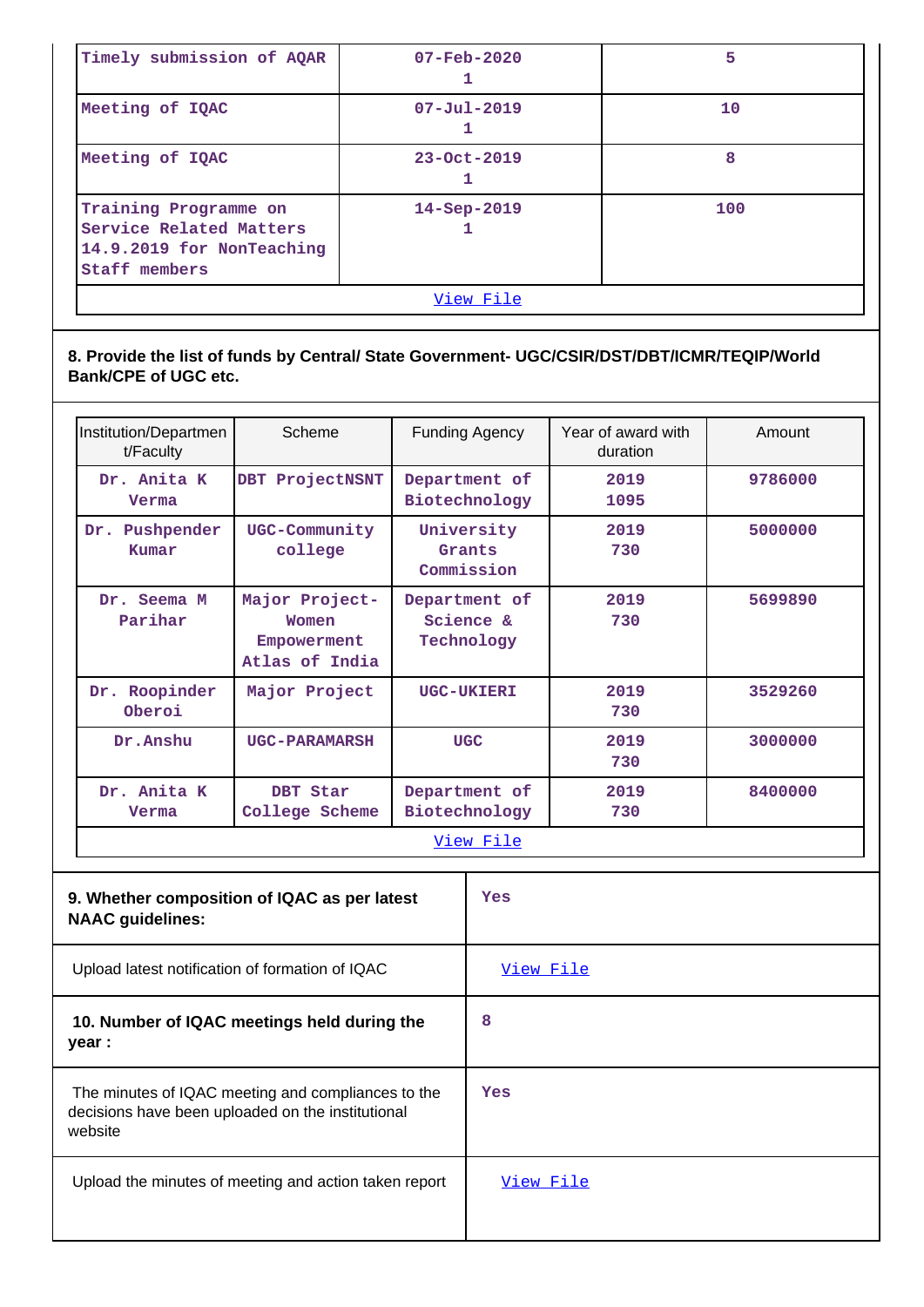| Timely submission of AQAR | 07-Feb-2020<br>1 | 5 |
|---|---|---|
| Meeting of IQAC | 07-Jul-2019<br>1 | 10 |
| Meeting of IQAC | 23-Oct-2019<br>1 | 8 |
| Training Programme on Service Related Matters 14.9.2019 for NonTeaching Staff members | 14-Sep-2019<br>1 | 100 |
| View File | | |

**8. Provide the list of funds by Central/ State Government- UGC/CSIR/DST/DBT/ICMR/TEQIP/World Bank/CPE of UGC etc.**

| Institution/Department/Faculty | Scheme | Funding Agency | Year of award with duration | Amount |
|---|---|---|---|---|
| Dr. Anita K Verma | DBT ProjectNSNT | Department of Biotechnology | 2019<br>1095 | 9786000 |
| Dr. Pushpender Kumar | UGC-Community college | University Grants Commission | 2019<br>730 | 5000000 |
| Dr. Seema M Parihar | Major Project-Women Empowerment Atlas of India | Department of Science & Technology | 2019<br>730 | 5699890 |
| Dr. Roopinder Oberoi | Major Project | UGC-UKIERI | 2019<br>730 | 3529260 |
| Dr.Anshu | UGC-PARAMARSH | UGC | 2019<br>730 | 3000000 |
| Dr. Anita K Verma | DBT Star College Scheme | Department of Biotechnology | 2019<br>730 | 8400000 |
| View File | | | | |

| **9. Whether composition of IQAC as per latest NAAC guidelines:** | Yes |
|---|---|
| Upload latest notification of formation of IQAC | View File |
| **10. Number of IQAC meetings held during the year :** | 8 |
| The minutes of IQAC meeting and compliances to the decisions have been uploaded on the institutional website | Yes |
| Upload the minutes of meeting and action taken report | View File |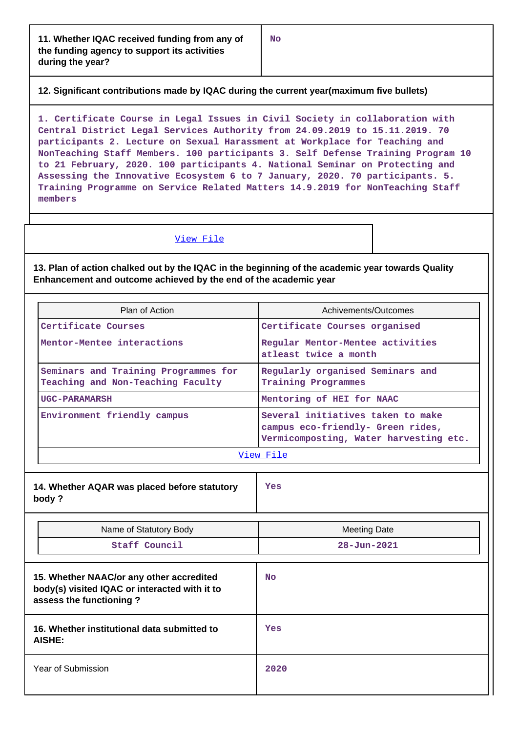| 11. Whether IQAC received funding from any of the funding agency to support its activities during the year? | No |
|---|---|

**12. Significant contributions made by IQAC during the current year(maximum five bullets)**

1. Certificate Course in Legal Issues in Civil Society in collaboration with Central District Legal Services Authority from 24.09.2019 to 15.11.2019. 70 participants 2. Lecture on Sexual Harassment at Workplace for Teaching and NonTeaching Staff Members. 100 participants 3. Self Defense Training Program 10 to 21 February, 2020. 100 participants 4. National Seminar on Protecting and Assessing the Innovative Ecosystem 6 to 7 January, 2020. 70 participants. 5. Training Programme on Service Related Matters 14.9.2019 for NonTeaching Staff members

View File

**13. Plan of action chalked out by the IQAC in the beginning of the academic year towards Quality Enhancement and outcome achieved by the end of the academic year**

| Plan of Action | Achivements/Outcomes |
|---|---|
| Certificate Courses | Certificate Courses organised |
| Mentor-Mentee interactions | Regular Mentor-Mentee activities atleast twice a month |
| Seminars and Training Programmes for Teaching and Non-Teaching Faculty | Regularly organised Seminars and Training Programmes |
| UGC-PARAMARSH | Mentoring of HEI for NAAC |
| Environment friendly campus | Several initiatives taken to make campus eco-friendly- Green rides, Vermicomposting, Water harvesting etc. |

View File

| 14. Whether AQAR was placed before statutory body ? | Yes |
|---|---|

| Name of Statutory Body | Meeting Date |
|---|---|
| Staff Council | 28-Jun-2021 |

| 15. Whether NAAC/or any other accredited body(s) visited IQAC or interacted with it to assess the functioning ? | No |
|---|---|
| 16. Whether institutional data submitted to AISHE: | Yes |
| Year of Submission | 2020 |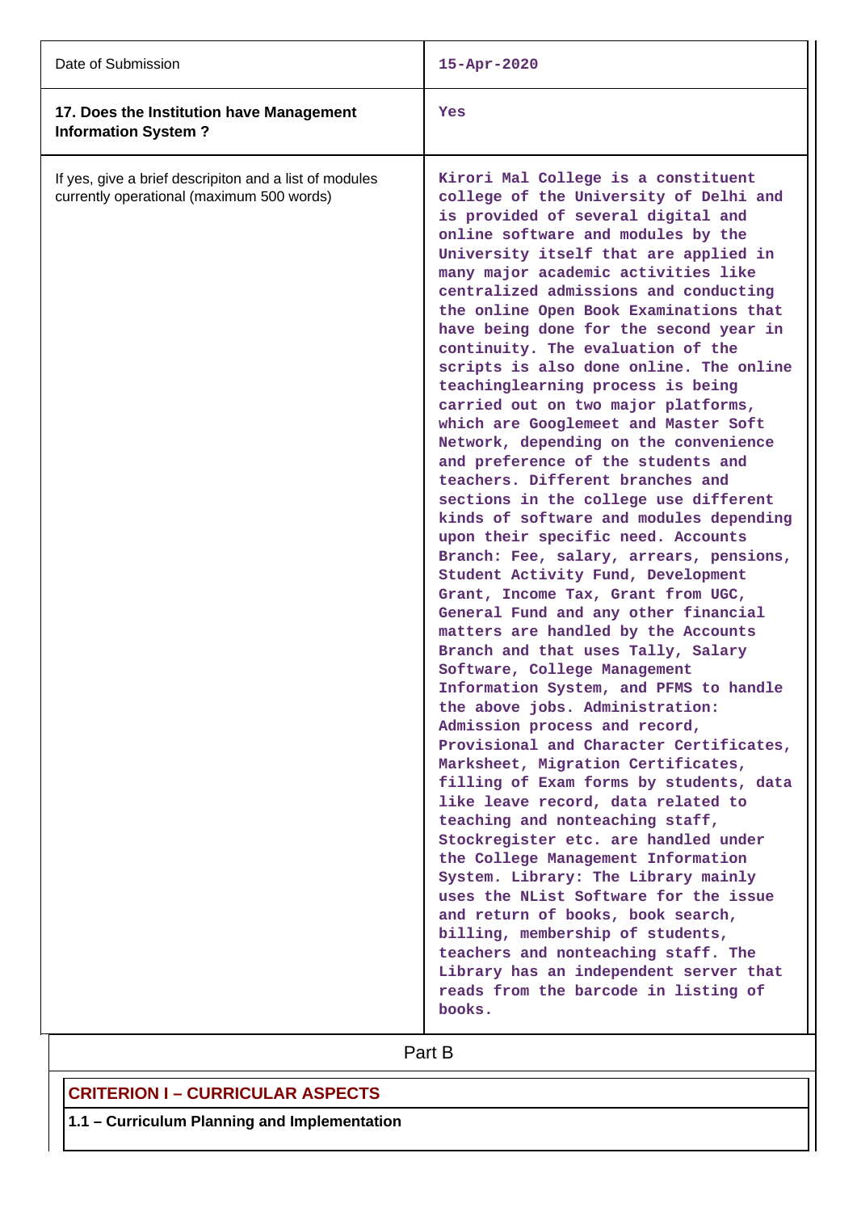| | |
|---|---|
| Date of Submission | 15-Apr-2020 |
| **17. Does the Institution have Management Information System ?** | Yes |
| If yes, give a brief descripiton and a list of modules currently operational (maximum 500 words) | Kirori Mal College is a constituent college of the University of Delhi and is provided of several digital and online software and modules by the University itself that are applied in many major academic activities like centralized admissions and conducting the online Open Book Examinations that have being done for the second year in continuity. The evaluation of the scripts is also done online. The online teachinglearning process is being carried out on two major platforms, which are Googlemeet and Master Soft Network, depending on the convenience and preference of the students and teachers. Different branches and sections in the college use different kinds of software and modules depending upon their specific need. Accounts Branch: Fee, salary, arrears, pensions, Student Activity Fund, Development Grant, Income Tax, Grant from UGC, General Fund and any other financial matters are handled by the Accounts Branch and that uses Tally, Salary Software, College Management Information System, and PFMS to handle the above jobs. Administration: Admission process and record, Provisional and Character Certificates, Marksheet, Migration Certificates, filling of Exam forms by students, data like leave record, data related to teaching and nonteaching staff, Stockregister etc. are handled under the College Management Information System. Library: The Library mainly uses the NList Software for the issue and return of books, book search, billing, membership of students, teachers and nonteaching staff. The Library has an independent server that reads from the barcode in listing of books. |

## Part B

### CRITERION I – CURRICULAR ASPECTS

**1.1 – Curriculum Planning and Implementation**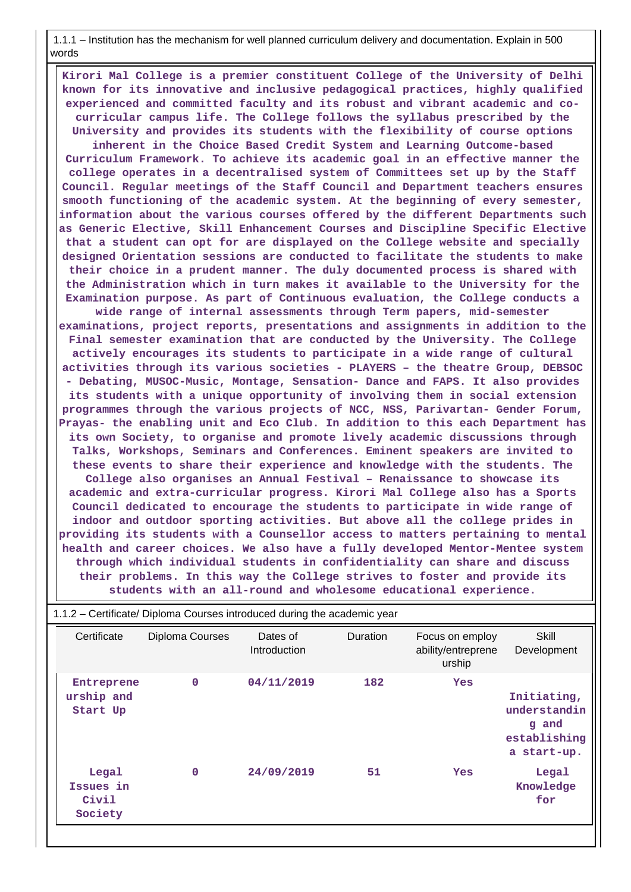1.1.1 – Institution has the mechanism for well planned curriculum delivery and documentation. Explain in 500 words

Kirori Mal College is a premier constituent College of the University of Delhi known for its innovative and inclusive pedagogical practices, highly qualified experienced and committed faculty and its robust and vibrant academic and co-curricular campus life. The College follows the syllabus prescribed by the University and provides its students with the flexibility of course options inherent in the Choice Based Credit System and Learning Outcome-based Curriculum Framework. To achieve its academic goal in an effective manner the college operates in a decentralised system of Committees set up by the Staff Council. Regular meetings of the Staff Council and Department teachers ensures smooth functioning of the academic system. At the beginning of every semester, information about the various courses offered by the different Departments such as Generic Elective, Skill Enhancement Courses and Discipline Specific Elective that a student can opt for are displayed on the College website and specially designed Orientation sessions are conducted to facilitate the students to make their choice in a prudent manner. The duly documented process is shared with the Administration which in turn makes it available to the University for the Examination purpose. As part of Continuous evaluation, the College conducts a wide range of internal assessments through Term papers, mid-semester examinations, project reports, presentations and assignments in addition to the Final semester examination that are conducted by the University. The College actively encourages its students to participate in a wide range of cultural activities through its various societies - PLAYERS – the theatre Group, DEBSOC - Debating, MUSOC-Music, Montage, Sensation- Dance and FAPS. It also provides its students with a unique opportunity of involving them in social extension programmes through the various projects of NCC, NSS, Parivartan- Gender Forum, Prayas- the enabling unit and Eco Club. In addition to this each Department has its own Society, to organise and promote lively academic discussions through Talks, Workshops, Seminars and Conferences. Eminent speakers are invited to these events to share their experience and knowledge with the students. The College also organises an Annual Festival – Renaissance to showcase its academic and extra-curricular progress. Kirori Mal College also has a Sports Council dedicated to encourage the students to participate in wide range of indoor and outdoor sporting activities. But above all the college prides in providing its students with a Counsellor access to matters pertaining to mental health and career choices. We also have a fully developed Mentor-Mentee system through which individual students in confidentiality can share and discuss their problems. In this way the College strives to foster and provide its students with an all-round and wholesome educational experience.

1.1.2 – Certificate/ Diploma Courses introduced during the academic year

| Certificate | Diploma Courses | Dates of Introduction | Duration | Focus on employ ability/entreprene urship | Skill Development |
|---|---|---|---|---|---|
| Entrepreneurship and Start Up | 0 | 04/11/2019 | 182 | Yes | Initiating, understanding and establishing a start-up. |
| Legal Issues in Civil Society | 0 | 24/09/2019 | 51 | Yes | Legal Knowledge for |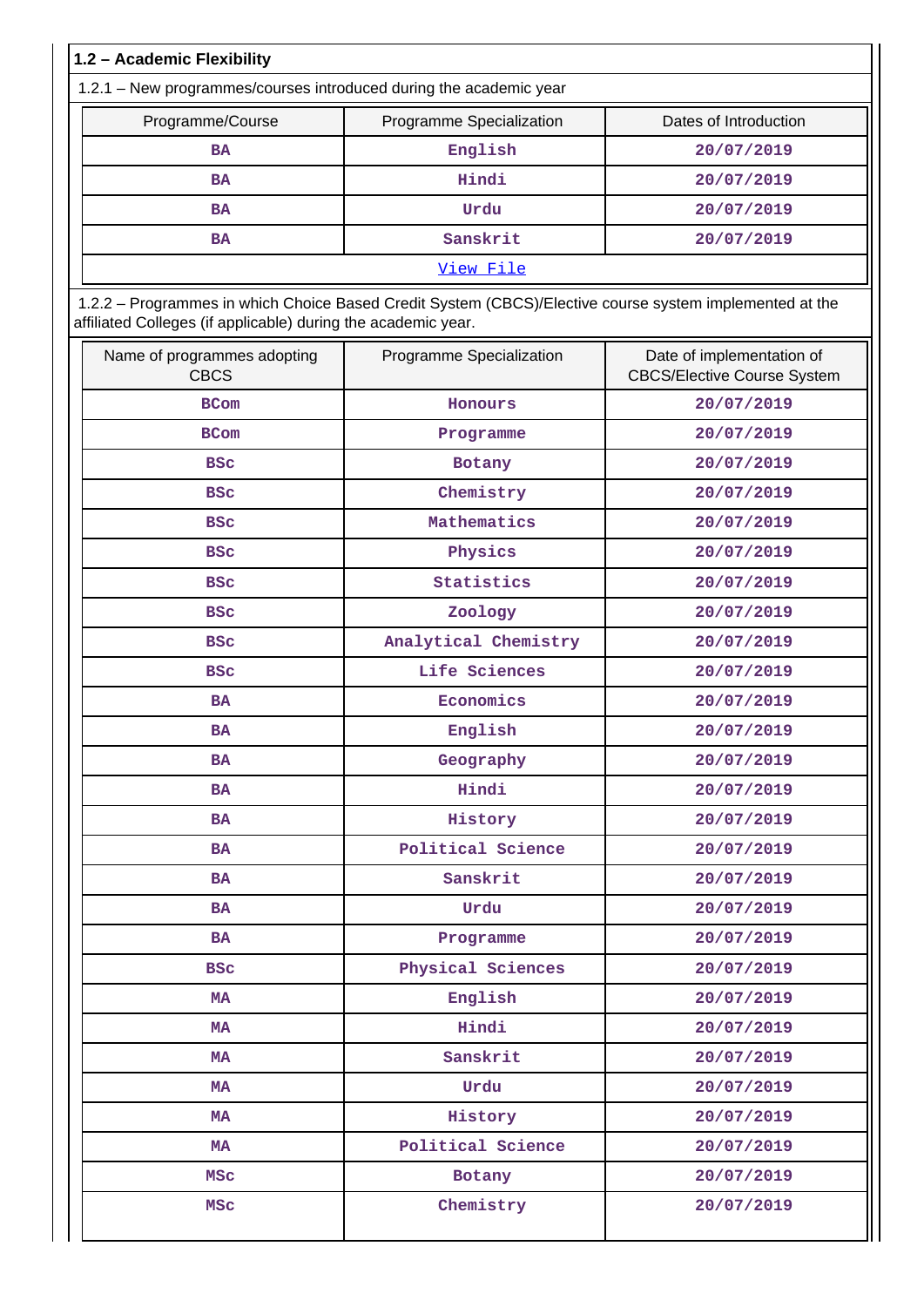### 1.2 – Academic Flexibility

1.2.1 – New programmes/courses introduced during the academic year

| Programme/Course | Programme Specialization | Dates of Introduction |
|---|---|---|
| BA | English | 20/07/2019 |
| BA | Hindi | 20/07/2019 |
| BA | Urdu | 20/07/2019 |
| BA | Sanskrit | 20/07/2019 |
| View File | | |

1.2.2 – Programmes in which Choice Based Credit System (CBCS)/Elective course system implemented at the affiliated Colleges (if applicable) during the academic year.

| Name of programmes adopting CBCS | Programme Specialization | Date of implementation of CBCS/Elective Course System |
|---|---|---|
| BCom | Honours | 20/07/2019 |
| BCom | Programme | 20/07/2019 |
| BSc | Botany | 20/07/2019 |
| BSc | Chemistry | 20/07/2019 |
| BSc | Mathematics | 20/07/2019 |
| BSc | Physics | 20/07/2019 |
| BSc | Statistics | 20/07/2019 |
| BSc | Zoology | 20/07/2019 |
| BSc | Analytical Chemistry | 20/07/2019 |
| BSc | Life Sciences | 20/07/2019 |
| BA | Economics | 20/07/2019 |
| BA | English | 20/07/2019 |
| BA | Geography | 20/07/2019 |
| BA | Hindi | 20/07/2019 |
| BA | History | 20/07/2019 |
| BA | Political Science | 20/07/2019 |
| BA | Sanskrit | 20/07/2019 |
| BA | Urdu | 20/07/2019 |
| BA | Programme | 20/07/2019 |
| BSc | Physical Sciences | 20/07/2019 |
| MA | English | 20/07/2019 |
| MA | Hindi | 20/07/2019 |
| MA | Sanskrit | 20/07/2019 |
| MA | Urdu | 20/07/2019 |
| MA | History | 20/07/2019 |
| MA | Political Science | 20/07/2019 |
| MSc | Botany | 20/07/2019 |
| MSc | Chemistry | 20/07/2019 |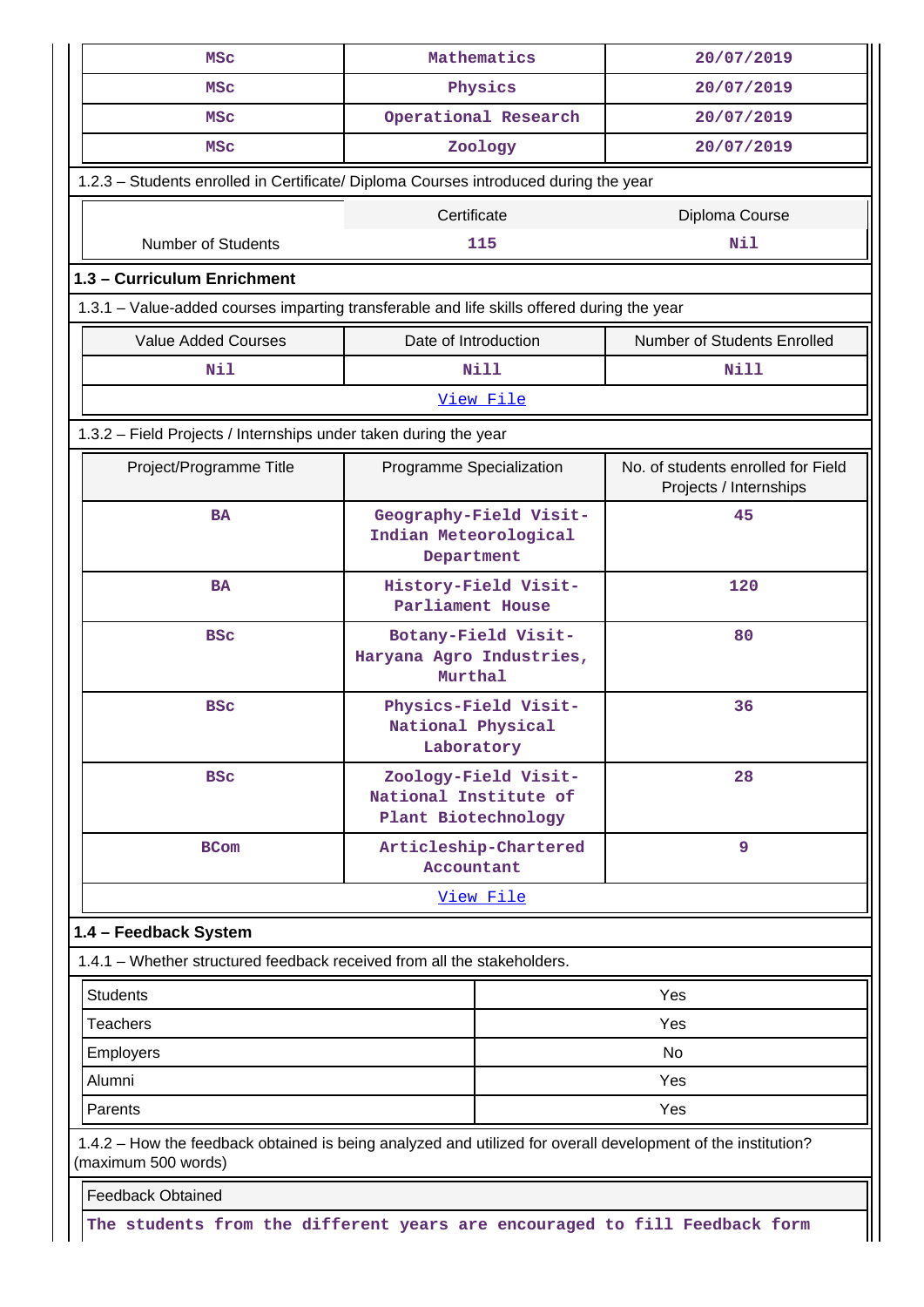| MSc | Mathematics | 20/07/2019 |
|---|---|---|
| MSc | Physics | 20/07/2019 |
| MSc | Operational Research | 20/07/2019 |
| MSc | Zoology | 20/07/2019 |

1.2.3 – Students enrolled in Certificate/ Diploma Courses introduced during the year

| | Certificate | Diploma Course |
|---|---|---|
| Number of Students | 115 | Nil |

## 1.3 – Curriculum Enrichment

1.3.1 – Value-added courses imparting transferable and life skills offered during the year

| Value Added Courses | Date of Introduction | Number of Students Enrolled |
|---|---|---|
| Nil | Nill | Nill |

View File

1.3.2 – Field Projects / Internships under taken during the year

| Project/Programme Title | Programme Specialization | No. of students enrolled for Field Projects / Internships |
|---|---|---|
| BA | Geography-Field Visit-Indian Meteorological Department | 45 |
| BA | History-Field Visit-Parliament House | 120 |
| BSc | Botany-Field Visit-Haryana Agro Industries, Murthal | 80 |
| BSc | Physics-Field Visit-National Physical Laboratory | 36 |
| BSc | Zoology-Field Visit-National Institute of Plant Biotechnology | 28 |
| BCom | Articleship-Chartered Accountant | 9 |

View File

## 1.4 – Feedback System

1.4.1 – Whether structured feedback received from all the stakeholders.

| | |
|---|---|
| Students | Yes |
| Teachers | Yes |
| Employers | No |
| Alumni | Yes |
| Parents | Yes |

1.4.2 – How the feedback obtained is being analyzed and utilized for overall development of the institution? (maximum 500 words)

Feedback Obtained

The students from the different years are encouraged to fill Feedback form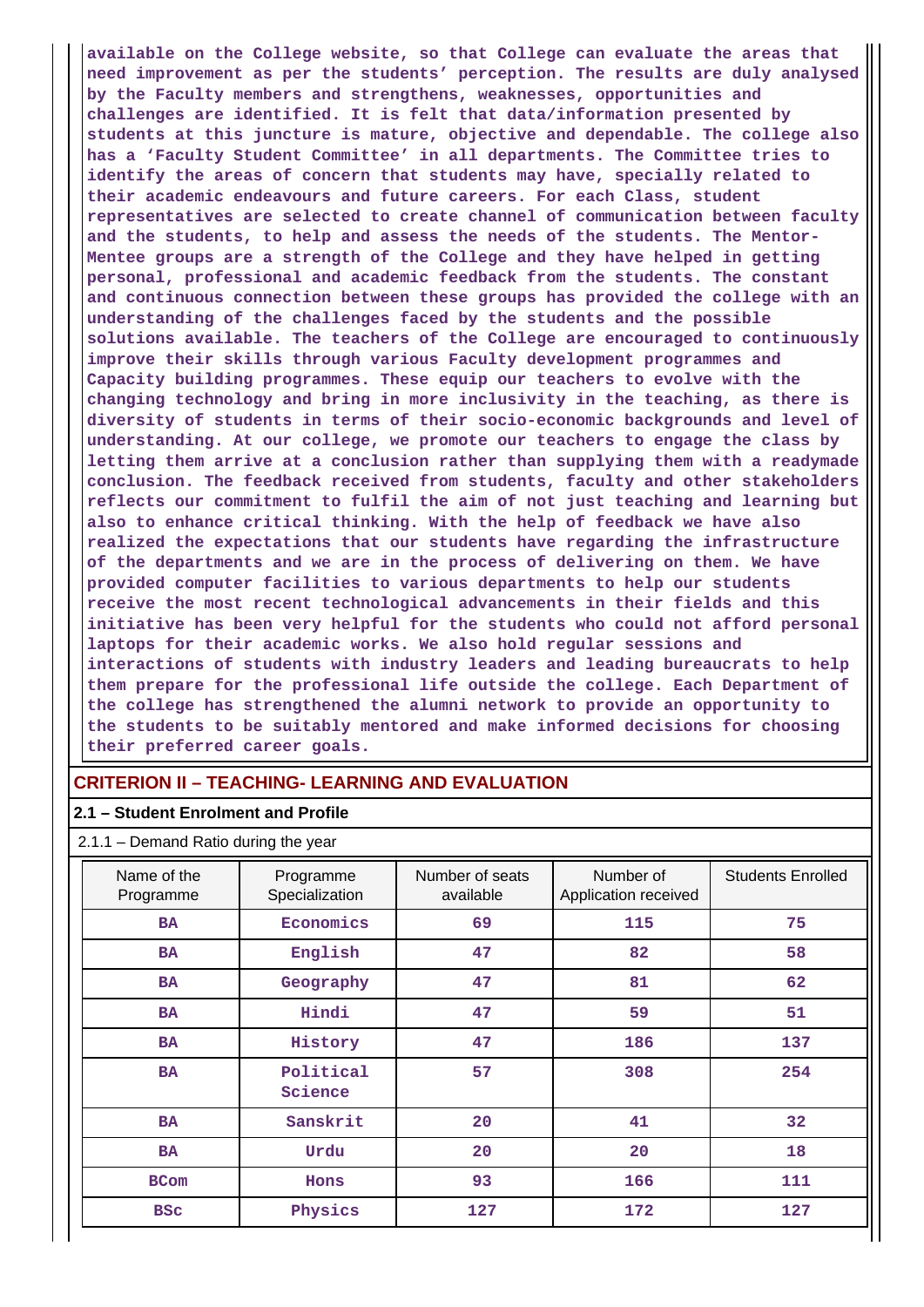**available on the College website, so that College can evaluate the areas that need improvement as per the students' perception. The results are duly analysed by the Faculty members and strengthens, weaknesses, opportunities and challenges are identified. It is felt that data/information presented by students at this juncture is mature, objective and dependable. The college also has a 'Faculty Student Committee' in all departments. The Committee tries to identify the areas of concern that students may have, specially related to their academic endeavours and future careers. For each Class, student representatives are selected to create channel of communication between faculty and the students, to help and assess the needs of the students. The Mentor-Mentee groups are a strength of the College and they have helped in getting personal, professional and academic feedback from the students. The constant and continuous connection between these groups has provided the college with an understanding of the challenges faced by the students and the possible solutions available. The teachers of the College are encouraged to continuously improve their skills through various Faculty development programmes and Capacity building programmes. These equip our teachers to evolve with the changing technology and bring in more inclusivity in the teaching, as there is diversity of students in terms of their socio-economic backgrounds and level of understanding. At our college, we promote our teachers to engage the class by letting them arrive at a conclusion rather than supplying them with a readymade conclusion. The feedback received from students, faculty and other stakeholders reflects our commitment to fulfil the aim of not just teaching and learning but also to enhance critical thinking. With the help of feedback we have also realized the expectations that our students have regarding the infrastructure of the departments and we are in the process of delivering on them. We have provided computer facilities to various departments to help our students receive the most recent technological advancements in their fields and this initiative has been very helpful for the students who could not afford personal laptops for their academic works. We also hold regular sessions and interactions of students with industry leaders and leading bureaucrats to help them prepare for the professional life outside the college. Each Department of the college has strengthened the alumni network to provide an opportunity to the students to be suitably mentored and make informed decisions for choosing their preferred career goals.**

## CRITERION II – TEACHING- LEARNING AND EVALUATION

### 2.1 – Student Enrolment and Profile

2.1.1 – Demand Ratio during the year

| Name of the Programme | Programme Specialization | Number of seats available | Number of Application received | Students Enrolled |
|---|---|---|---|---|
| BA | Economics | 69 | 115 | 75 |
| BA | English | 47 | 82 | 58 |
| BA | Geography | 47 | 81 | 62 |
| BA | Hindi | 47 | 59 | 51 |
| BA | History | 47 | 186 | 137 |
| BA | Political Science | 57 | 308 | 254 |
| BA | Sanskrit | 20 | 41 | 32 |
| BA | Urdu | 20 | 20 | 18 |
| BCom | Hons | 93 | 166 | 111 |
| BSc | Physics | 127 | 172 | 127 |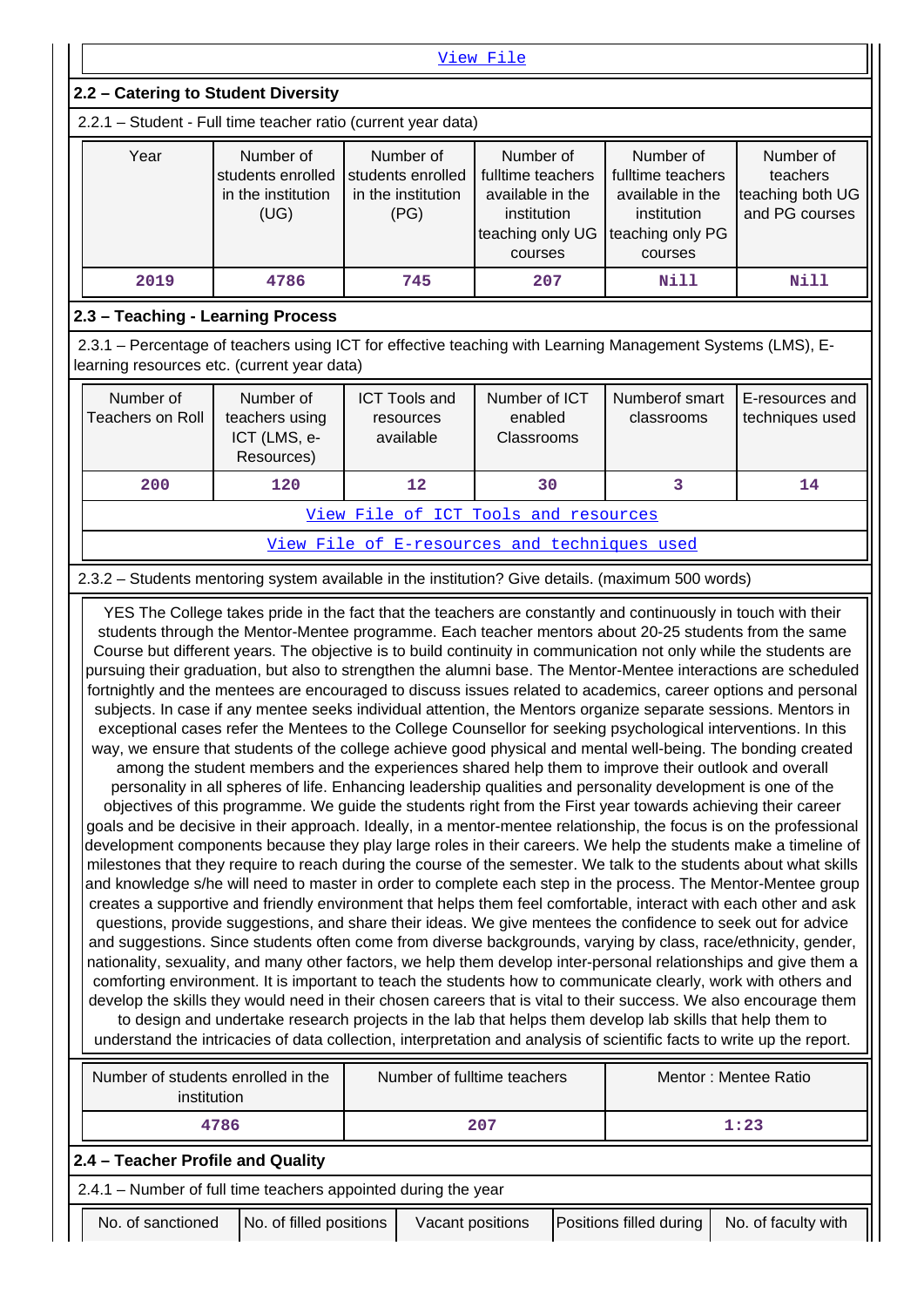[View File](#)

## 2.2 – Catering to Student Diversity

2.2.1 – Student - Full time teacher ratio (current year data)

| Year | Number of students enrolled in the institution (UG) | Number of students enrolled in the institution (PG) | Number of fulltime teachers available in the institution teaching only UG courses | Number of fulltime teachers available in the institution teaching only PG courses | Number of teachers teaching both UG and PG courses |
|---|---|---|---|---|---|
| 2019 | 4786 | 745 | 207 | Nill | Nill |

## 2.3 – Teaching - Learning Process

2.3.1 – Percentage of teachers using ICT for effective teaching with Learning Management Systems (LMS), E-learning resources etc. (current year data)

| Number of Teachers on Roll | Number of teachers using ICT (LMS, e-Resources) | ICT Tools and resources available | Number of ICT enabled Classrooms | Numberof smart classrooms | E-resources and techniques used |
|---|---|---|---|---|---|
| 200 | 120 | 12 | 30 | 3 | 14 |

[View File of ICT Tools and resources](#)

[View File of E-resources and techniques used](#)

2.3.2 – Students mentoring system available in the institution? Give details. (maximum 500 words)

YES The College takes pride in the fact that the teachers are constantly and continuously in touch with their students through the Mentor-Mentee programme. Each teacher mentors about 20-25 students from the same Course but different years. The objective is to build continuity in communication not only while the students are pursuing their graduation, but also to strengthen the alumni base. The Mentor-Mentee interactions are scheduled fortnightly and the mentees are encouraged to discuss issues related to academics, career options and personal subjects. In case if any mentee seeks individual attention, the Mentors organize separate sessions. Mentors in exceptional cases refer the Mentees to the College Counsellor for seeking psychological interventions. In this way, we ensure that students of the college achieve good physical and mental well-being. The bonding created among the student members and the experiences shared help them to improve their outlook and overall personality in all spheres of life. Enhancing leadership qualities and personality development is one of the objectives of this programme. We guide the students right from the First year towards achieving their career goals and be decisive in their approach. Ideally, in a mentor-mentee relationship, the focus is on the professional development components because they play large roles in their careers. We help the students make a timeline of milestones that they require to reach during the course of the semester. We talk to the students about what skills and knowledge s/he will need to master in order to complete each step in the process. The Mentor-Mentee group creates a supportive and friendly environment that helps them feel comfortable, interact with each other and ask questions, provide suggestions, and share their ideas. We give mentees the confidence to seek out for advice and suggestions. Since students often come from diverse backgrounds, varying by class, race/ethnicity, gender, nationality, sexuality, and many other factors, we help them develop inter-personal relationships and give them a comforting environment. It is important to teach the students how to communicate clearly, work with others and develop the skills they would need in their chosen careers that is vital to their success. We also encourage them to design and undertake research projects in the lab that helps them develop lab skills that help them to understand the intricacies of data collection, interpretation and analysis of scientific facts to write up the report.

| Number of students enrolled in the institution | Number of fulltime teachers | Mentor : Mentee Ratio |
|---|---|---|
| 4786 | 207 | 1:23 |

## 2.4 – Teacher Profile and Quality

2.4.1 – Number of full time teachers appointed during the year

| No. of sanctioned | No. of filled positions | Vacant positions | Positions filled during | No. of faculty with |
|---|---|---|---|---|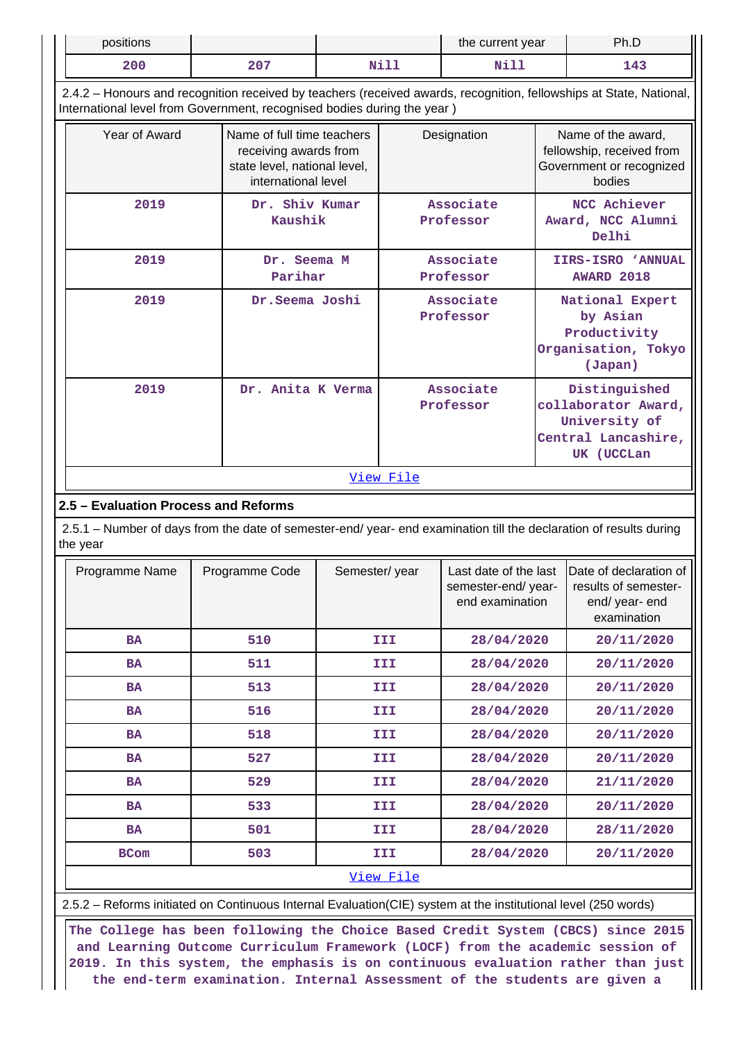| positions | | | the current year | Ph.D |
|---|---|---|---|---|
| 200 | 207 | Nill | Nill | 143 |

2.4.2 – Honours and recognition received by teachers (received awards, recognition, fellowships at State, National, International level from Government, recognised bodies during the year )

| Year of Award | Name of full time teachers receiving awards from state level, national level, international level | Designation | Name of the award, fellowship, received from Government or recognized bodies |
|---|---|---|---|
| 2019 | Dr. Shiv Kumar Kaushik | Associate Professor | NCC Achiever Award, NCC Alumni Delhi |
| 2019 | Dr. Seema M Parihar | Associate Professor | IIRS-ISRO 'ANNUAL AWARD 2018 |
| 2019 | Dr.Seema Joshi | Associate Professor | National Expert by Asian Productivity Organisation, Tokyo (Japan) |
| 2019 | Dr. Anita K Verma | Associate Professor | Distinguished collaborator Award, University of Central Lancashire, UK (UCCLan |

View File

## 2.5 – Evaluation Process and Reforms

2.5.1 – Number of days from the date of semester-end/ year- end examination till the declaration of results during the year

| Programme Name | Programme Code | Semester/ year | Last date of the last semester-end/ year- end examination | Date of declaration of results of semester- end/ year- end examination |
|---|---|---|---|---|
| BA | 510 | III | 28/04/2020 | 20/11/2020 |
| BA | 511 | III | 28/04/2020 | 20/11/2020 |
| BA | 513 | III | 28/04/2020 | 20/11/2020 |
| BA | 516 | III | 28/04/2020 | 20/11/2020 |
| BA | 518 | III | 28/04/2020 | 20/11/2020 |
| BA | 527 | III | 28/04/2020 | 20/11/2020 |
| BA | 529 | III | 28/04/2020 | 21/11/2020 |
| BA | 533 | III | 28/04/2020 | 20/11/2020 |
| BA | 501 | III | 28/04/2020 | 28/11/2020 |
| BCom | 503 | III | 28/04/2020 | 20/11/2020 |

View File

2.5.2 – Reforms initiated on Continuous Internal Evaluation(CIE) system at the institutional level (250 words)

The College has been following the Choice Based Credit System (CBCS) since 2015 and Learning Outcome Curriculum Framework (LOCF) from the academic session of 2019. In this system, the emphasis is on continuous evaluation rather than just the end-term examination. Internal Assessment of the students are given a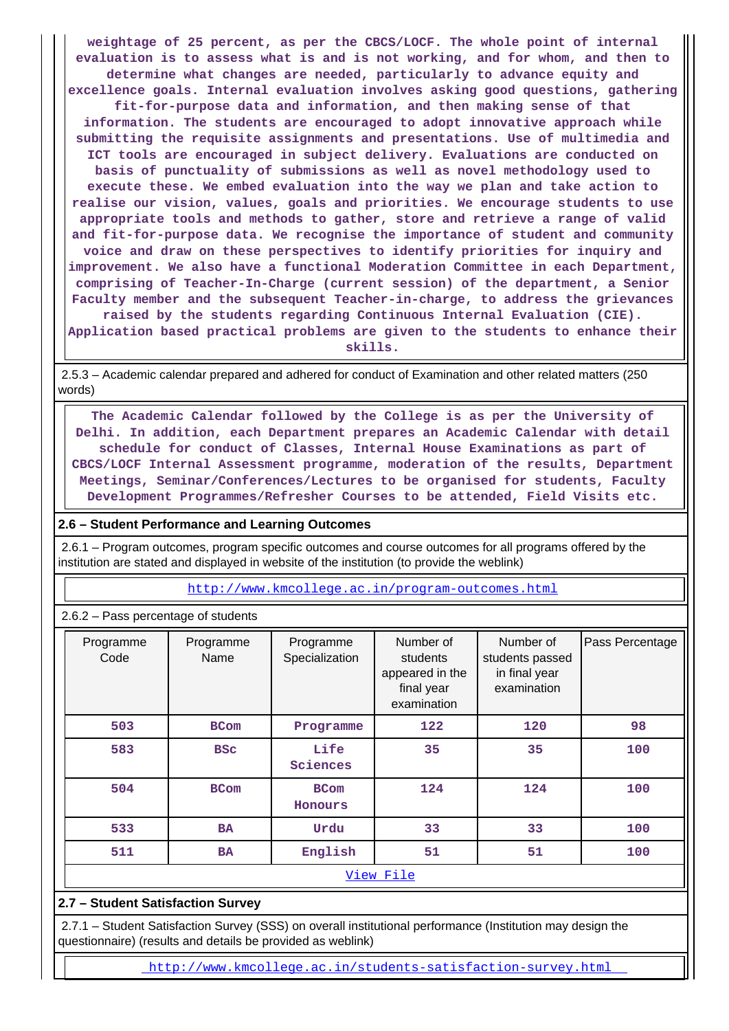weightage of 25 percent, as per the CBCS/LOCF. The whole point of internal evaluation is to assess what is and is not working, and for whom, and then to determine what changes are needed, particularly to advance equity and excellence goals. Internal evaluation involves asking good questions, gathering fit-for-purpose data and information, and then making sense of that information. The students are encouraged to adopt innovative approach while submitting the requisite assignments and presentations. Use of multimedia and ICT tools are encouraged in subject delivery. Evaluations are conducted on basis of punctuality of submissions as well as novel methodology used to execute these. We embed evaluation into the way we plan and take action to realise our vision, values, goals and priorities. We encourage students to use appropriate tools and methods to gather, store and retrieve a range of valid and fit-for-purpose data. We recognise the importance of student and community voice and draw on these perspectives to identify priorities for inquiry and improvement. We also have a functional Moderation Committee in each Department, comprising of Teacher-In-Charge (current session) of the department, a Senior Faculty member and the subsequent Teacher-in-charge, to address the grievances raised by the students regarding Continuous Internal Evaluation (CIE). Application based practical problems are given to the students to enhance their skills.

2.5.3 – Academic calendar prepared and adhered for conduct of Examination and other related matters (250 words)

The Academic Calendar followed by the College is as per the University of Delhi. In addition, each Department prepares an Academic Calendar with detail schedule for conduct of Classes, Internal House Examinations as part of CBCS/LOCF Internal Assessment programme, moderation of the results, Department Meetings, Seminar/Conferences/Lectures to be organised for students, Faculty Development Programmes/Refresher Courses to be attended, Field Visits etc.

**2.6 – Student Performance and Learning Outcomes**

2.6.1 – Program outcomes, program specific outcomes and course outcomes for all programs offered by the institution are stated and displayed in website of the institution (to provide the weblink)

http://www.kmcollege.ac.in/program-outcomes.html

2.6.2 – Pass percentage of students

| Programme Code | Programme Name | Programme Specialization | Number of students appeared in the final year examination | Number of students passed in final year examination | Pass Percentage |
|---|---|---|---|---|---|
| 503 | BCom | Programme | 122 | 120 | 98 |
| 583 | BSc | Life Sciences | 35 | 35 | 100 |
| 504 | BCom | BCom Honours | 124 | 124 | 100 |
| 533 | BA | Urdu | 33 | 33 | 100 |
| 511 | BA | English | 51 | 51 | 100 |

View File

**2.7 – Student Satisfaction Survey**

2.7.1 – Student Satisfaction Survey (SSS) on overall institutional performance (Institution may design the questionnaire) (results and details be provided as weblink)

http://www.kmcollege.ac.in/students-satisfaction-survey.html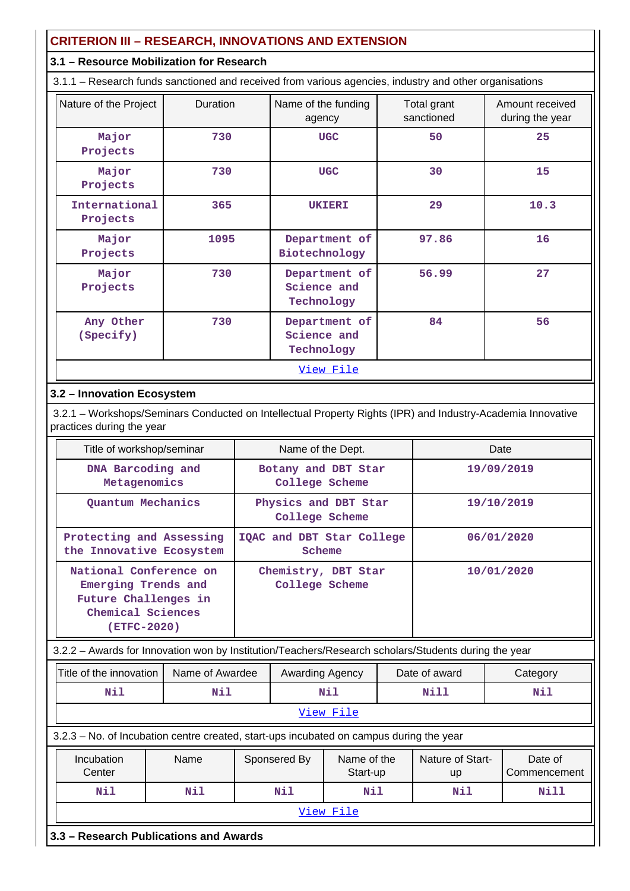## CRITERION III – RESEARCH, INNOVATIONS AND EXTENSION

### 3.1 – Resource Mobilization for Research

3.1.1 – Research funds sanctioned and received from various agencies, industry and other organisations

| Nature of the Project | Duration | Name of the funding agency | Total grant sanctioned | Amount received during the year |
|---|---|---|---|---|
| Major Projects | 730 | UGC | 50 | 25 |
| Major Projects | 730 | UGC | 30 | 15 |
| International Projects | 365 | UKIERI | 29 | 10.3 |
| Major Projects | 1095 | Department of Biotechnology | 97.86 | 16 |
| Major Projects | 730 | Department of Science and Technology | 56.99 | 27 |
| Any Other (Specify) | 730 | Department of Science and Technology | 84 | 56 |

View File

### 3.2 – Innovation Ecosystem

3.2.1 – Workshops/Seminars Conducted on Intellectual Property Rights (IPR) and Industry-Academia Innovative practices during the year

| Title of workshop/seminar | Name of the Dept. | Date |
|---|---|---|
| DNA Barcoding and Metagenomics | Botany and DBT Star College Scheme | 19/09/2019 |
| Quantum Mechanics | Physics and DBT Star College Scheme | 19/10/2019 |
| Protecting and Assessing the Innovative Ecosystem | IQAC and DBT Star College Scheme | 06/01/2020 |
| National Conference on Emerging Trends and Future Challenges in Chemical Sciences (ETFC-2020) | Chemistry, DBT Star College Scheme | 10/01/2020 |

3.2.2 – Awards for Innovation won by Institution/Teachers/Research scholars/Students during the year

| Title of the innovation | Name of Awardee | Awarding Agency | Date of award | Category |
|---|---|---|---|---|
| Nil | Nil | Nil | Nill | Nil |

View File

3.2.3 – No. of Incubation centre created, start-ups incubated on campus during the year

| Incubation Center | Name | Sponsered By | Name of the Start-up | Nature of Start-up | Date of Commencement |
|---|---|---|---|---|---|
| Nil | Nil | Nil | Nil | Nil | Nill |

View File

### 3.3 – Research Publications and Awards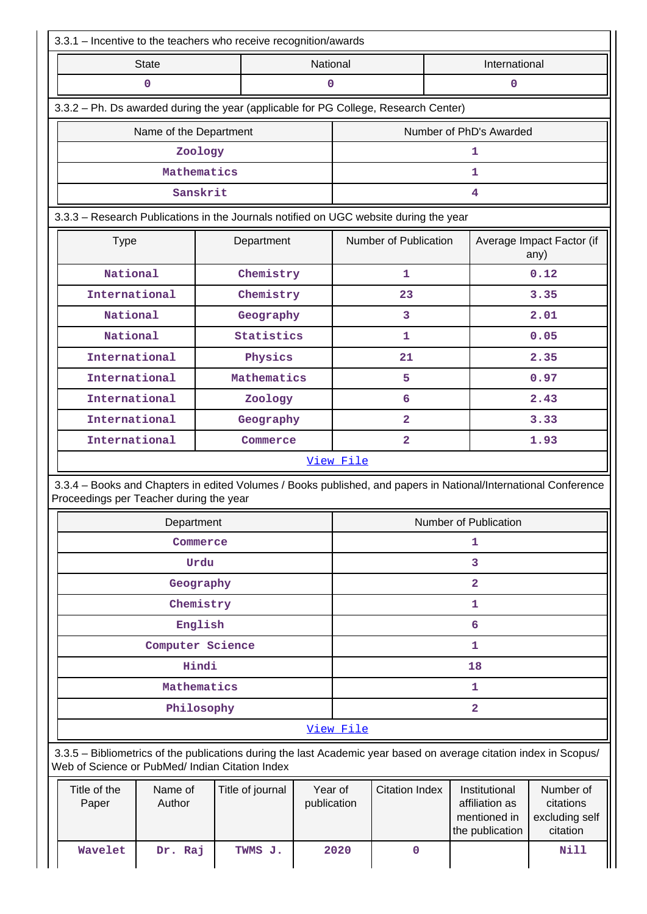3.3.1 – Incentive to the teachers who receive recognition/awards

| State | National | International |
|---|---|---|
| 0 | 0 | 0 |

3.3.2 – Ph. Ds awarded during the year (applicable for PG College, Research Center)

| Name of the Department | Number of PhD's Awarded |
|---|---|
| Zoology | 1 |
| Mathematics | 1 |
| Sanskrit | 4 |

3.3.3 – Research Publications in the Journals notified on UGC website during the year

| Type | Department | Number of Publication | Average Impact Factor (if any) |
|---|---|---|---|
| National | Chemistry | 1 | 0.12 |
| International | Chemistry | 23 | 3.35 |
| National | Geography | 3 | 2.01 |
| National | Statistics | 1 | 0.05 |
| International | Physics | 21 | 2.35 |
| International | Mathematics | 5 | 0.97 |
| International | Zoology | 6 | 2.43 |
| International | Geography | 2 | 3.33 |
| International | Commerce | 2 | 1.93 |

View File

3.3.4 – Books and Chapters in edited Volumes / Books published, and papers in National/International Conference Proceedings per Teacher during the year

| Department | Number of Publication |
|---|---|
| Commerce | 1 |
| Urdu | 3 |
| Geography | 2 |
| Chemistry | 1 |
| English | 6 |
| Computer Science | 1 |
| Hindi | 18 |
| Mathematics | 1 |
| Philosophy | 2 |

View File

3.3.5 – Bibliometrics of the publications during the last Academic year based on average citation index in Scopus/ Web of Science or PubMed/ Indian Citation Index

| Title of the Paper | Name of Author | Title of journal | Year of publication | Citation Index | Institutional affiliation as mentioned in the publication | Number of citations excluding self citation |
|---|---|---|---|---|---|---|
| Wavelet | Dr. Raj | TWMS J. | 2020 | 0 | | Nill |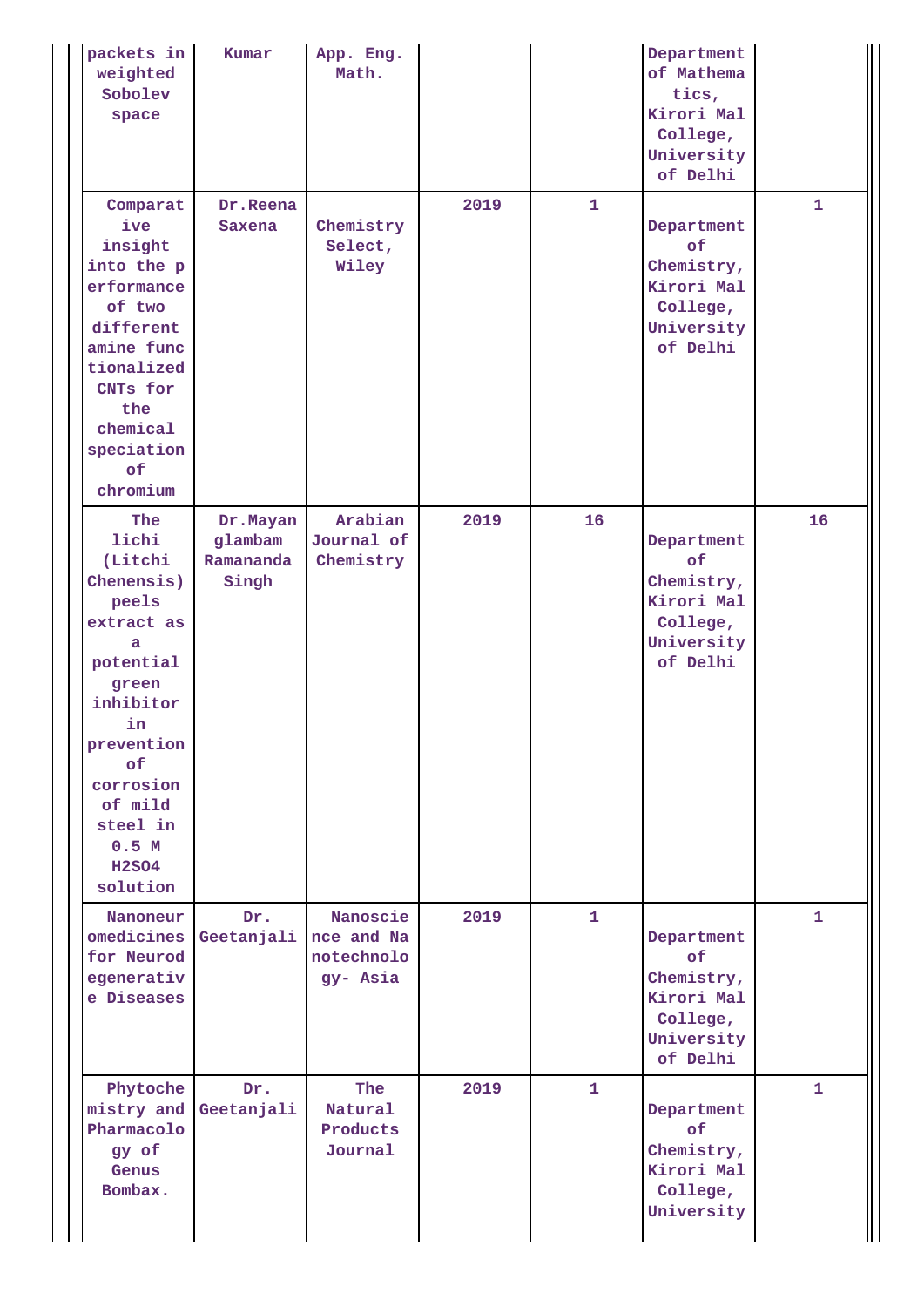| | | | | | | |
|---|---|---|---|---|---|---|
| packets in weighted Sobolev space | Kumar | App. Eng. Math. | | | Department of Mathematics, Kirori Mal College, University of Delhi | |
| Comparative insight into the performance of two different amine functionalized CNTs for the chemical speciation of chromium | Dr.Reena Saxena | Chemistry Select, Wiley | 2019 | 1 | Department of Chemistry, Kirori Mal College, University of Delhi | 1 |
| The lichi (Litchi Chenensis) peels extract as a potential green inhibitor in prevention of corrosion of mild steel in 0.5 M $H_2SO_4$ solution | Dr.Mayanglambam Ramananda Singh | Arabian Journal of Chemistry | 2019 | 16 | Department of Chemistry, Kirori Mal College, University of Delhi | 16 |
| Nanoneuromedicines for Neurodegenerative Diseases | Dr. Geetanjali | Nanoscience and Nanotechnology- Asia | 2019 | 1 | Department of Chemistry, Kirori Mal College, University of Delhi | 1 |
| Phytochemistry and Pharmacology of Genus Bombax. | Dr. Geetanjali | The Natural Products Journal | 2019 | 1 | Department of Chemistry, Kirori Mal College, University | 1 |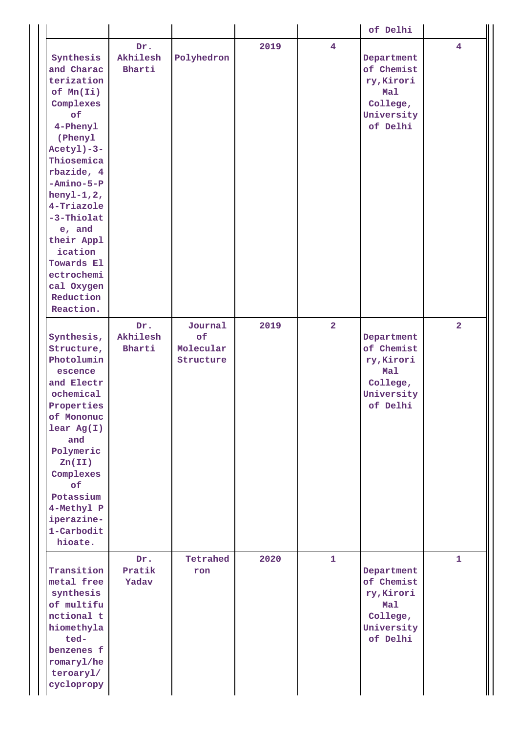|  |  |  |  |  | of Delhi |  |
|---|---|---|---|---|---|---|
| Synthesis and Characterization of Mn(Ii) Complexes of 4-Phenyl (Phenyl Acetyl)-3-Thiosemicarbazide, 4-Amino-5-Phenyl-1,2,4-Triazole-3-Thiolate, and their Application Towards Electrochemical Oxygen Reduction Reaction. | Dr. Akhilesh Bharti | Polyhedron | 2019 | 4 | Department of Chemistry,Kirori Mal College, University of Delhi | 4 |
| Synthesis, Structure, Photoluminescence and Electrochemical Properties of Mononuclear Ag(I) and Polymeric Zn(II) Complexes of Potassium 4-Methyl Piperazine-1-Carbodithioate. | Dr. Akhilesh Bharti | Journal of Molecular Structure | 2019 | 2 | Department of Chemistry,Kirori Mal College, University of Delhi | 2 |
| Transition metal free synthesis of multifunctional thiomethylated-benzenes from aryl/heteroaryl/cyclopropy | Dr. Pratik Yadav | Tetrahedron | 2020 | 1 | Department of Chemistry,Kirori Mal College, University of Delhi | 1 |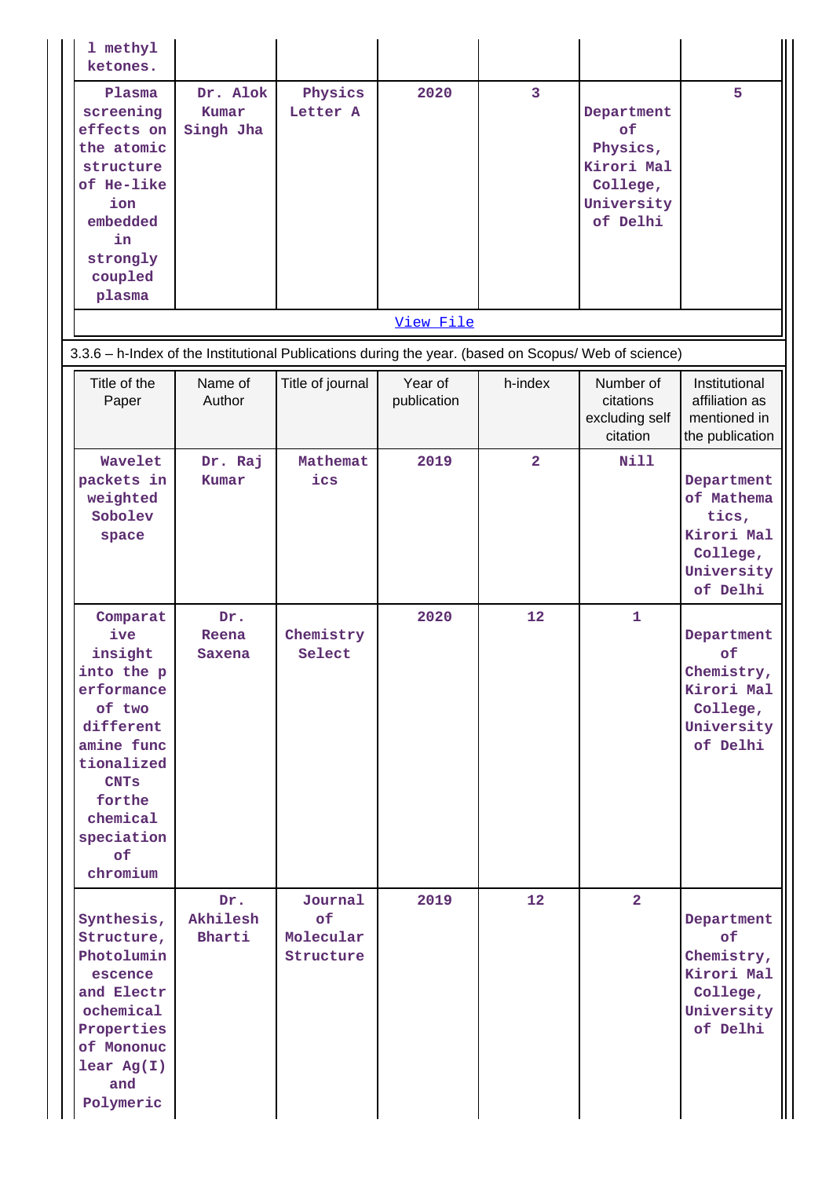| | | | | | | |
|---|---|---|---|---|---|---|
| l methyl ketones. | | | | | | |
| Plasma screening effects on the atomic structure of He-like ion embedded in strongly coupled plasma | Dr. Alok Kumar Singh Jha | Physics Letter A | 2020 | 3 | Department of Physics, Kirori Mal College, University of Delhi | 5 |

View File

3.3.6 – h-Index of the Institutional Publications during the year. (based on Scopus/ Web of science)

| Title of the Paper | Name of Author | Title of journal | Year of publication | h-index | Number of citations excluding self citation | Institutional affiliation as mentioned in the publication |
|---|---|---|---|---|---|---|
| Wavelet packets in weighted Sobolev space | Dr. Raj Kumar | Mathematics | 2019 | 2 | Nill | Department of Mathematics, Kirori Mal College, University of Delhi |
| Comparative insight into the performance of two different amine functionalized CNTs forthe chemical speciation of chromium | Dr. Reena Saxena | Chemistry Select | 2020 | 12 | 1 | Department of Chemistry, Kirori Mal College, University of Delhi |
| Synthesis, Structure, Photoluminescence and Electrochemical Properties of Mononuclear Ag(I) and Polymeric | Dr. Akhilesh Bharti | Journal of Molecular Structure | 2019 | 12 | 2 | Department of Chemistry, Kirori Mal College, University of Delhi |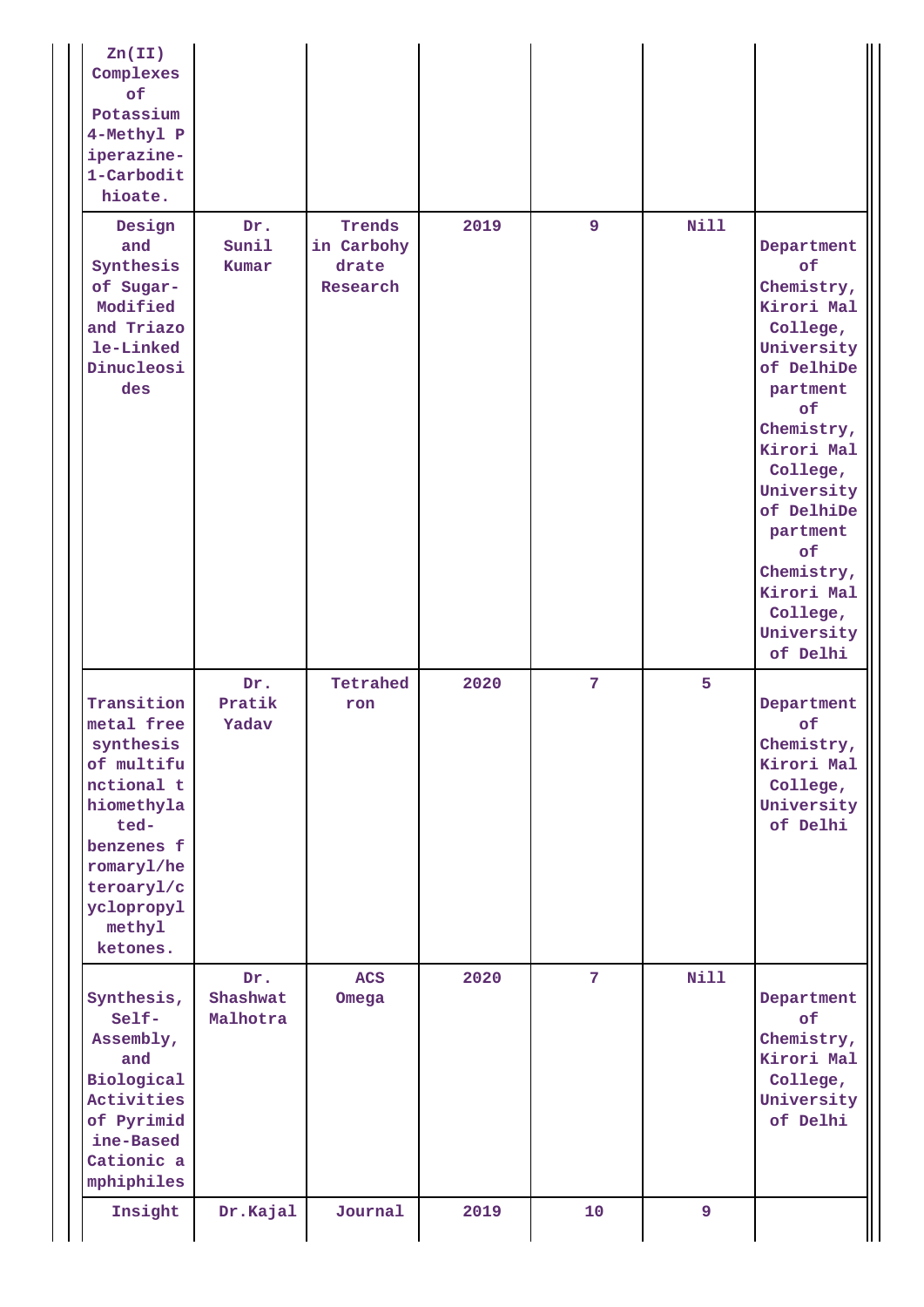| | | | | | | |
|---|---|---|---|---|---|---|
| Zn(II) Complexes of Potassium 4-Methyl Piperazine-1-Carbodithioate. | | | | | | |
| Design and Synthesis of Sugar-Modified and Triazole-Linked Dinucleosides | Dr. Sunil Kumar | Trends in Carbohydrate Research | 2019 | 9 | Nill | Department of Chemistry, Kirori Mal College, University of DelhiDepartment of Chemistry, Kirori Mal College, University of DelhiDepartment of Chemistry, Kirori Mal College, University of Delhi |
| Transition metal free synthesis of multifunctional thiomethylated-benzenes fromaryl/heteroaryl/cyclopropyl methyl ketones. | Dr. Pratik Yadav | Tetrahedron | 2020 | 7 | 5 | Department of Chemistry, Kirori Mal College, University of Delhi |
| Synthesis, Self-Assembly, and Biological Activities of Pyrimidine-Based Cationic amphiphiles | Dr. Shashwat Malhotra | ACS Omega | 2020 | 7 | Nill | Department of Chemistry, Kirori Mal College, University of Delhi |
| Insight | Dr.Kajal | Journal | 2019 | 10 | 9 | |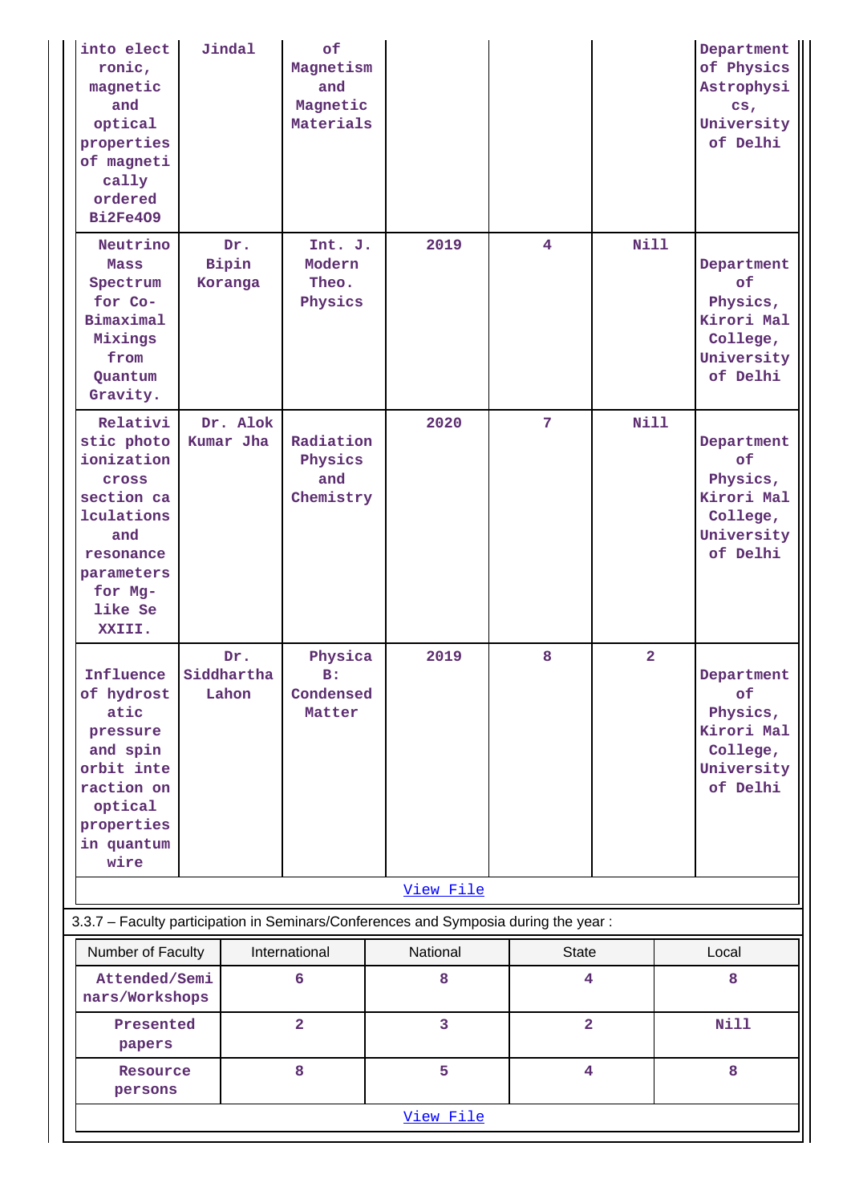| into electronic, magnetic and optical properties of magnetically ordered Bi2Fe4O9 | Jindal | of Magnetism and Magnetic Materials | | | | Department of Physics Astrophysics, University of Delhi |
|---|---|---|---|---|---|---|
| Neutrino Mass Spectrum for Co-Bimaximal Mixings from Quantum Gravity. | Dr. Bipin Koranga | Int. J. Modern Theo. Physics | 2019 | 4 | Nill | Department of Physics, Kirori Mal College, University of Delhi |
| Relativistic photoionization cross section calculations and resonance parameters for Mg-like Se XXIII. | Dr. Alok Kumar Jha | Radiation Physics and Chemistry | 2020 | 7 | Nill | Department of Physics, Kirori Mal College, University of Delhi |
| Influence of hydrostatic pressure and spin orbit interaction on optical properties in quantum wire | Dr. Siddhartha Lahon | Physica B: Condensed Matter | 2019 | 8 | 2 | Department of Physics, Kirori Mal College, University of Delhi |

[View File]

3.3.7 – Faculty participation in Seminars/Conferences and Symposia during the year :

| Number of Faculty | International | National | State | Local |
|---|---|---|---|---|
| Attended/Seminars/Workshops | 6 | 8 | 4 | 8 |
| Presented papers | 2 | 3 | 2 | Nill |
| Resource persons | 8 | 5 | 4 | 8 |

[View File]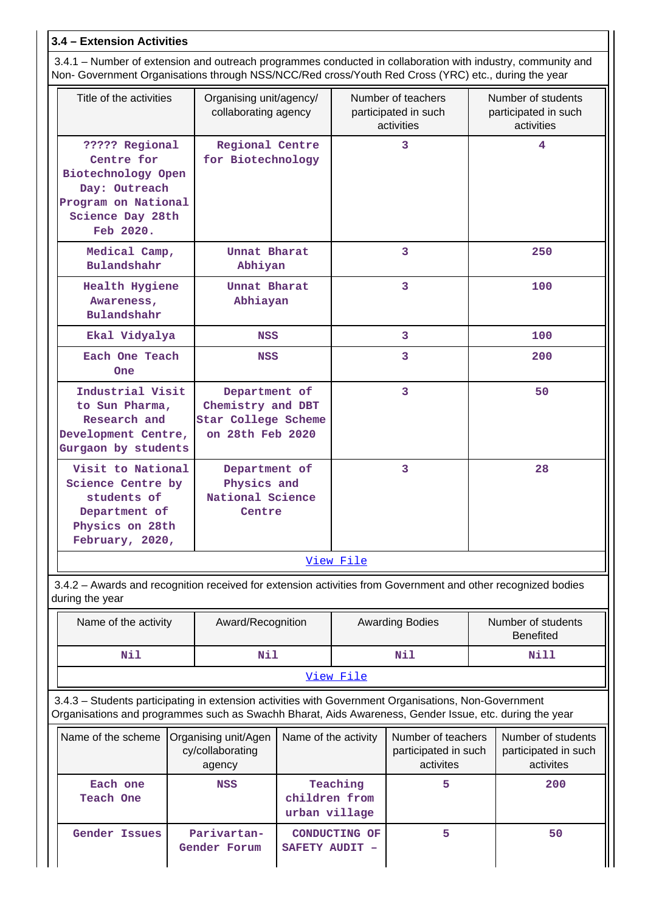### 3.4 – Extension Activities

3.4.1 – Number of extension and outreach programmes conducted in collaboration with industry, community and Non- Government Organisations through NSS/NCC/Red cross/Youth Red Cross (YRC) etc., during the year

| Title of the activities | Organising unit/agency/ collaborating agency | Number of teachers participated in such activities | Number of students participated in such activities |
|---|---|---|---|
| ????? Regional Centre for Biotechnology Open Day: Outreach Program on National Science Day 28th Feb 2020. | Regional Centre for Biotechnology | 3 | 4 |
| Medical Camp, Bulandshahr | Unnat Bharat Abhiyan | 3 | 250 |
| Health Hygiene Awareness, Bulandshahr | Unnat Bharat Abhiayan | 3 | 100 |
| Ekal Vidyalya | NSS | 3 | 100 |
| Each One Teach One | NSS | 3 | 200 |
| Industrial Visit to Sun Pharma, Research and Development Centre, Gurgaon by students | Department of Chemistry and DBT Star College Scheme on 28th Feb 2020 | 3 | 50 |
| Visit to National Science Centre by students of Department of Physics on 28th February, 2020, | Department of Physics and National Science Centre | 3 | 28 |

View File

3.4.2 – Awards and recognition received for extension activities from Government and other recognized bodies during the year

| Name of the activity | Award/Recognition | Awarding Bodies | Number of students Benefited |
|---|---|---|---|
| Nil | Nil | Nil | Nill |

View File

3.4.3 – Students participating in extension activities with Government Organisations, Non-Government Organisations and programmes such as Swachh Bharat, Aids Awareness, Gender Issue, etc. during the year

| Name of the scheme | Organising unit/Agency/collaborating agency | Name of the activity | Number of teachers participated in such activites | Number of students participated in such activites |
|---|---|---|---|---|
| Each one Teach One | NSS | Teaching children from urban village | 5 | 200 |
| Gender Issues | Parivartan-Gender Forum | CONDUCTING OF SAFETY AUDIT – | 5 | 50 |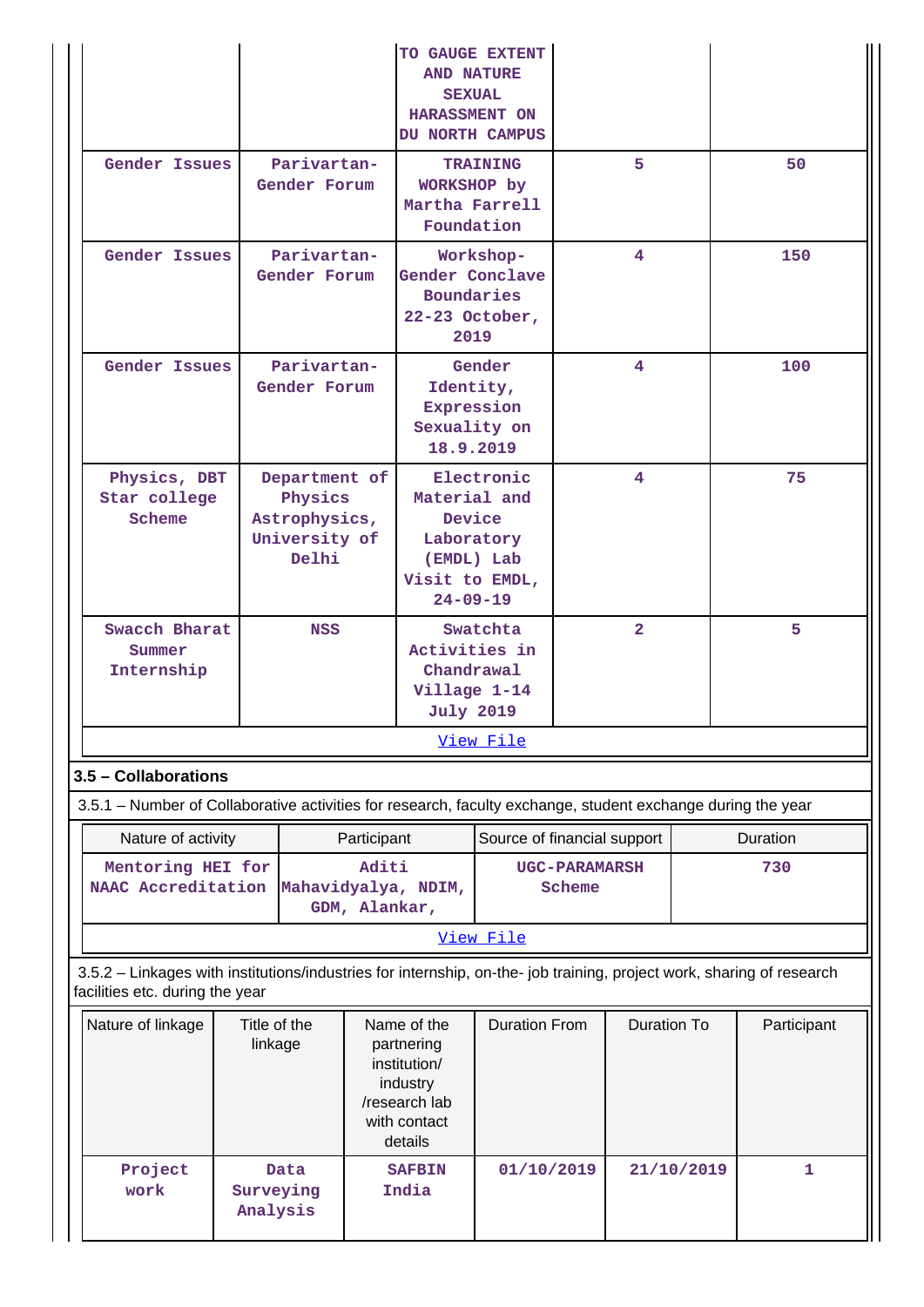| | | TO GAUGE EXTENT AND NATURE SEXUAL HARASSMENT ON DU NORTH CAMPUS | | |
|---|---|---|---|---|
| Gender Issues | Parivartan-Gender Forum | TRAINING WORKSHOP by Martha Farrell Foundation | 5 | 50 |
| Gender Issues | Parivartan-Gender Forum | Workshop-Gender Conclave Boundaries 22-23 October, 2019 | 4 | 150 |
| Gender Issues | Parivartan-Gender Forum | Gender Identity, Expression Sexuality on 18.9.2019 | 4 | 100 |
| Physics, DBT Star college Scheme | Department of Physics Astrophysics, University of Delhi | Electronic Material and Device Laboratory (EMDL) Lab Visit to EMDL, 24-09-19 | 4 | 75 |
| Swacch Bharat Summer Internship | NSS | Swatchta Activities in Chandrawal Village 1-14 July 2019 | 2 | 5 |

View File

### 3.5 – Collaborations

3.5.1 – Number of Collaborative activities for research, faculty exchange, student exchange during the year

| Nature of activity | Participant | Source of financial support | Duration |
|---|---|---|---|
| Mentoring HEI for NAAC Accreditation | Aditi Mahavidyalya, NDIM, GDM, Alankar, | UGC-PARAMARSH Scheme | 730 |

View File

3.5.2 – Linkages with institutions/industries for internship, on-the- job training, project work, sharing of research facilities etc. during the year

| Nature of linkage | Title of the linkage | Name of the partnering institution/ industry /research lab with contact details | Duration From | Duration To | Participant |
|---|---|---|---|---|---|
| Project work | Data Surveying Analysis | SAFBIN India | 01/10/2019 | 21/10/2019 | 1 |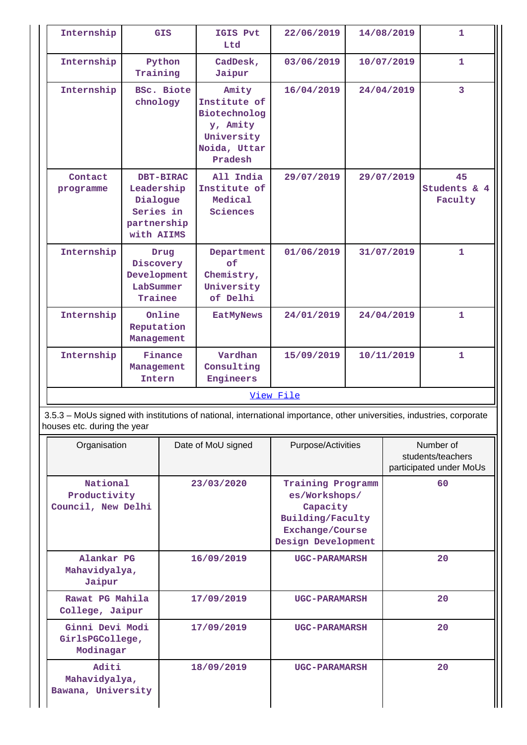| Internship | GIS | IGIS Pvt Ltd | 22/06/2019 | 14/08/2019 | 1 |
|---|---|---|---|---|---|
| Internship | Python Training | CadDesk, Jaipur | 03/06/2019 | 10/07/2019 | 1 |
| Internship | BSc. Biotechnology | Amity Institute of Biotechnology, Amity University Noida, Uttar Pradesh | 16/04/2019 | 24/04/2019 | 3 |
| Contact programme | DBT-BIRAC Leadership Dialogue Series in partnership with AIIMS | All India Institute of Medical Sciences | 29/07/2019 | 29/07/2019 | 45 Students & 4 Faculty |
| Internship | Drug Discovery Development LabSummer Trainee | Department of Chemistry, University of Delhi | 01/06/2019 | 31/07/2019 | 1 |
| Internship | Online Reputation Management | EatMyNews | 24/01/2019 | 24/04/2019 | 1 |
| Internship | Finance Management Intern | Vardhan Consulting Engineers | 15/09/2019 | 10/11/2019 | 1 |

View File

3.5.3 – MoUs signed with institutions of national, international importance, other universities, industries, corporate houses etc. during the year

| Organisation | Date of MoU signed | Purpose/Activities | Number of students/teachers participated under MoUs |
|---|---|---|---|
| National Productivity Council, New Delhi | 23/03/2020 | Training Programmes/Workshops/ Capacity Building/Faculty Exchange/Course Design Development | 60 |
| Alankar PG Mahavidyalya, Jaipur | 16/09/2019 | UGC-PARAMARSH | 20 |
| Rawat PG Mahila College, Jaipur | 17/09/2019 | UGC-PARAMARSH | 20 |
| Ginni Devi Modi GirlsPGCollege, Modinagar | 17/09/2019 | UGC-PARAMARSH | 20 |
| Aditi Mahavidyalya, Bawana, University | 18/09/2019 | UGC-PARAMARSH | 20 |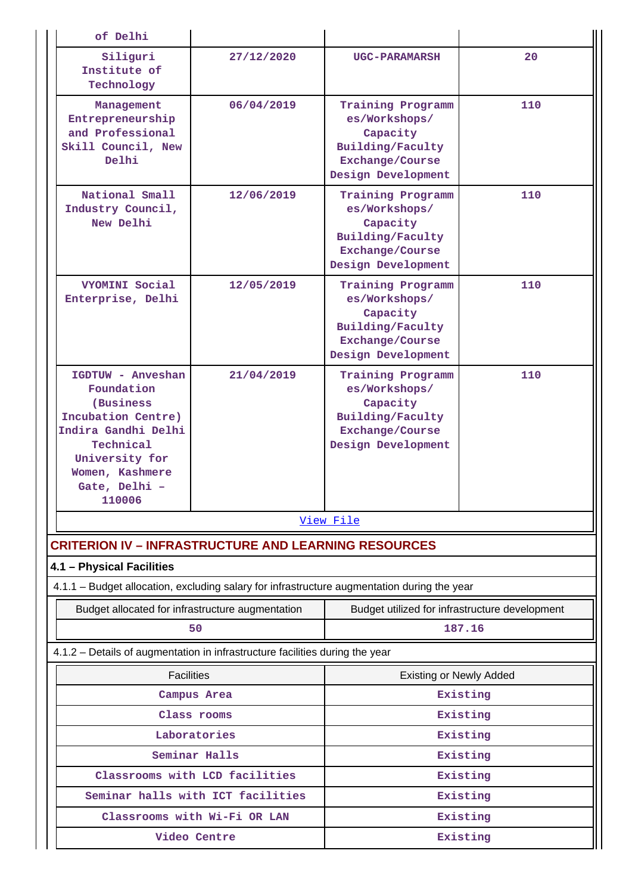| of Delhi | | | |
|---|---|---|---|
| Siliguri Institute of Technology | 27/12/2020 | UGC-PARAMARSH | 20 |
| Management Entrepreneurship and Professional Skill Council, New Delhi | 06/04/2019 | Training Programmes/Workshops/ Capacity Building/Faculty Exchange/Course Design Development | 110 |
| National Small Industry Council, New Delhi | 12/06/2019 | Training Programmes/Workshops/ Capacity Building/Faculty Exchange/Course Design Development | 110 |
| VYOMINI Social Enterprise, Delhi | 12/05/2019 | Training Programmes/Workshops/ Capacity Building/Faculty Exchange/Course Design Development | 110 |
| IGDTUW - Anveshan Foundation (Business Incubation Centre) Indira Gandhi Delhi Technical University for Women, Kashmere Gate, Delhi – 110006 | 21/04/2019 | Training Programmes/Workshops/ Capacity Building/Faculty Exchange/Course Design Development | 110 |

View File

## CRITERION IV – INFRASTRUCTURE AND LEARNING RESOURCES

### 4.1 – Physical Facilities

4.1.1 – Budget allocation, excluding salary for infrastructure augmentation during the year

| Budget allocated for infrastructure augmentation | Budget utilized for infrastructure development |
|---|---|
| 50 | 187.16 |

4.1.2 – Details of augmentation in infrastructure facilities during the year

| Facilities | Existing or Newly Added |
|---|---|
| Campus Area | Existing |
| Class rooms | Existing |
| Laboratories | Existing |
| Seminar Halls | Existing |
| Classrooms with LCD facilities | Existing |
| Seminar halls with ICT facilities | Existing |
| Classrooms with Wi-Fi OR LAN | Existing |
| Video Centre | Existing |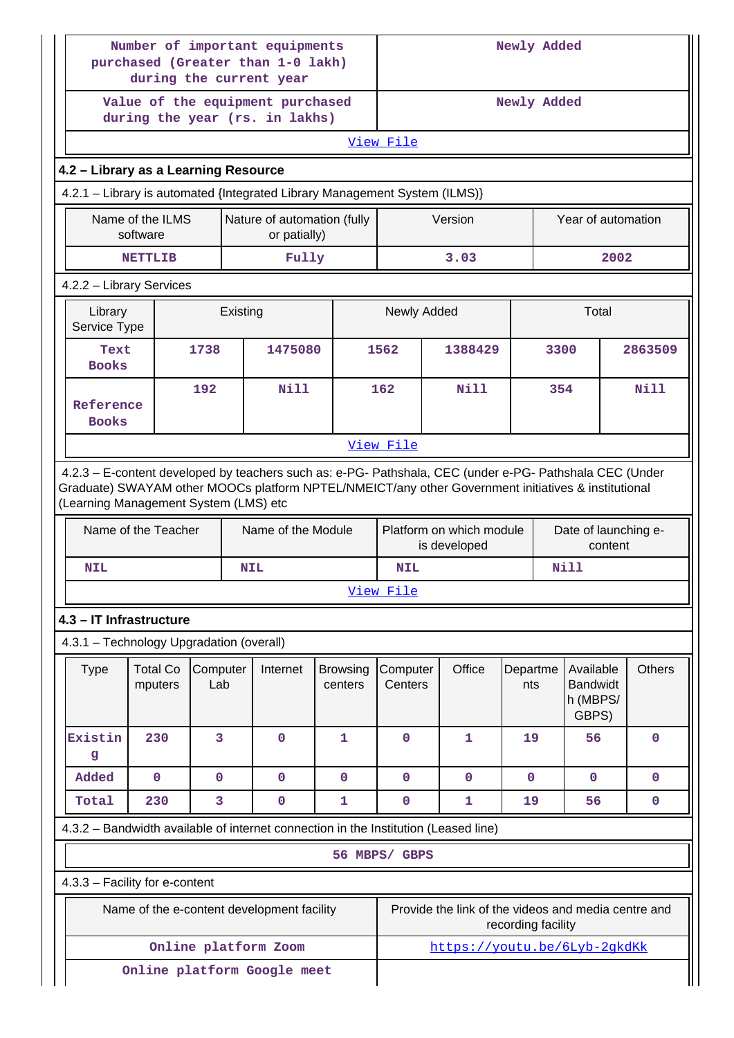| Number of important equipments purchased (Greater than 1-0 lakh) during the current year | Newly Added |
|---|---|
| Value of the equipment purchased during the year (rs. in lakhs) | Newly Added |
| View File | |

### 4.2 – Library as a Learning Resource

4.2.1 – Library is automated {Integrated Library Management System (ILMS)}

| Name of the ILMS software | Nature of automation (fully or patially) | Version | Year of automation |
|---|---|---|---|
| NETTLIB | Fully | 3.03 | 2002 |

4.2.2 – Library Services

| Library Service Type | Existing | | Newly Added | | Total | |
|---|---|---|---|---|---|---|
| Text Books | 1738 | 1475080 | 1562 | 1388429 | 3300 | 2863509 |
| Reference Books | 192 | Nill | 162 | Nill | 354 | Nill |
| View File | | | | | | |

4.2.3 – E-content developed by teachers such as: e-PG- Pathshala, CEC (under e-PG- Pathshala CEC (Under Graduate) SWAYAM other MOOCs platform NPTEL/NMEICT/any other Government initiatives & institutional (Learning Management System (LMS) etc

| Name of the Teacher | Name of the Module | Platform on which module is developed | Date of launching e-content |
|---|---|---|---|
| NIL | NIL | NIL | Nill |
| View File | | | |

### 4.3 – IT Infrastructure

4.3.1 – Technology Upgradation (overall)

| Type | Total Computers | Computer Lab | Internet | Browsing centers | Computer Centers | Office | Departments | Available Bandwidth (MBPS/ GBPS) | Others |
|---|---|---|---|---|---|---|---|---|---|
| Existing | 230 | 3 | 0 | 1 | 0 | 1 | 19 | 56 | 0 |
| Added | 0 | 0 | 0 | 0 | 0 | 0 | 0 | 0 | 0 |
| Total | 230 | 3 | 0 | 1 | 0 | 1 | 19 | 56 | 0 |

4.3.2 – Bandwidth available of internet connection in the Institution (Leased line)

56 MBPS/ GBPS

4.3.3 – Facility for e-content

| Name of the e-content development facility | Provide the link of the videos and media centre and recording facility |
|---|---|
| Online platform Zoom | https://youtu.be/6Lyb-2gkdKk |
| Online platform Google meet | |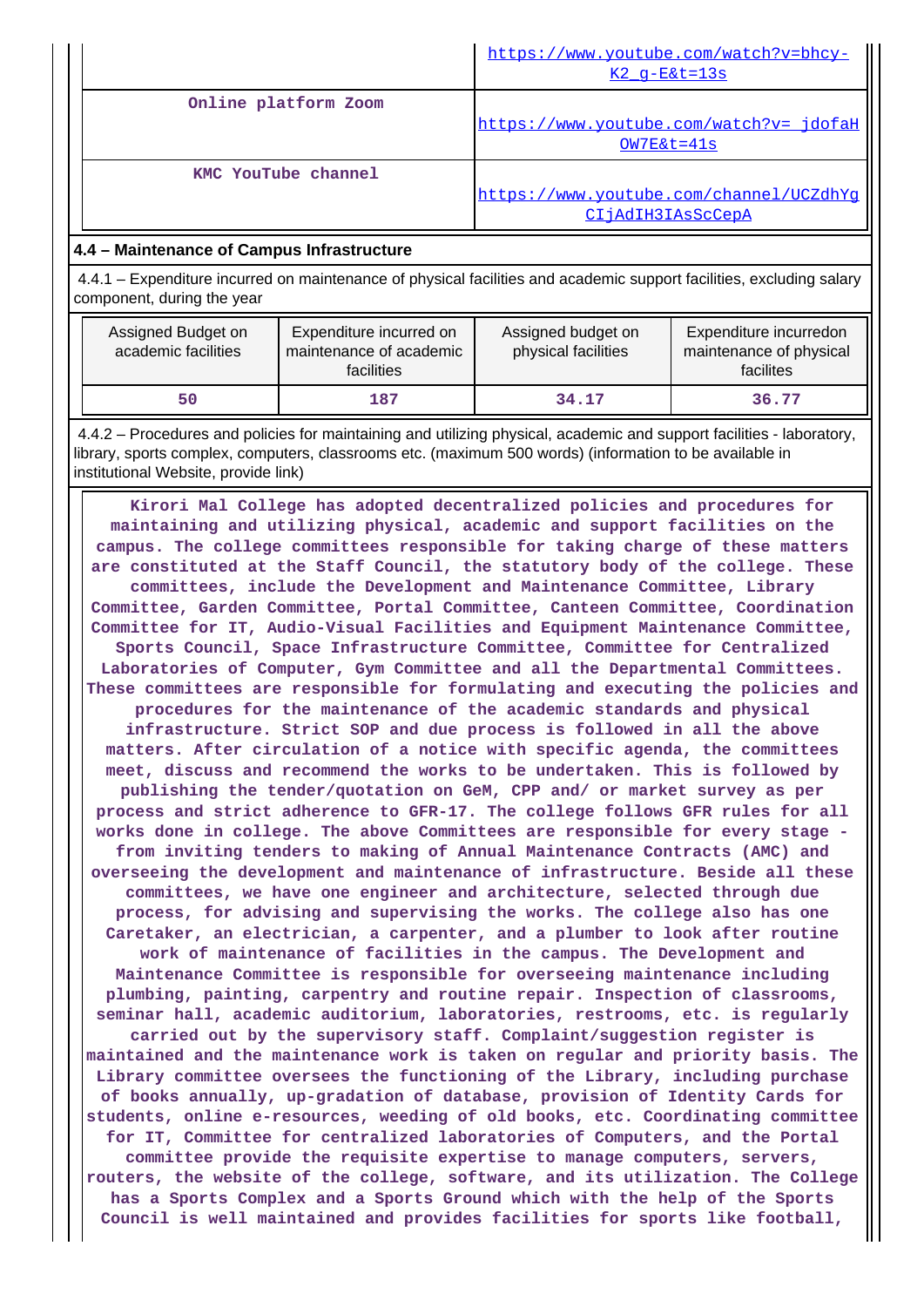| | |
|---|---|
| | https://www.youtube.com/watch?v=bhcy-K2_g-E&t=13s |
| Online platform Zoom | https://www.youtube.com/watch?v=_jdofaHOW7E&t=41s |
| KMC YouTube channel | https://www.youtube.com/channel/UCZdhYgCIjAdIH3IAsScCepA |

**4.4 – Maintenance of Campus Infrastructure**

4.4.1 – Expenditure incurred on maintenance of physical facilities and academic support facilities, excluding salary component, during the year

| Assigned Budget on academic facilities | Expenditure incurred on maintenance of academic facilities | Assigned budget on physical facilities | Expenditure incurredon maintenance of physical facilites |
|---|---|---|---|
| 50 | 187 | 34.17 | 36.77 |

4.4.2 – Procedures and policies for maintaining and utilizing physical, academic and support facilities - laboratory, library, sports complex, computers, classrooms etc. (maximum 500 words) (information to be available in institutional Website, provide link)

Kirori Mal College has adopted decentralized policies and procedures for maintaining and utilizing physical, academic and support facilities on the campus. The college committees responsible for taking charge of these matters are constituted at the Staff Council, the statutory body of the college. These committees, include the Development and Maintenance Committee, Library Committee, Garden Committee, Portal Committee, Canteen Committee, Coordination Committee for IT, Audio-Visual Facilities and Equipment Maintenance Committee, Sports Council, Space Infrastructure Committee, Committee for Centralized Laboratories of Computer, Gym Committee and all the Departmental Committees. These committees are responsible for formulating and executing the policies and procedures for the maintenance of the academic standards and physical infrastructure. Strict SOP and due process is followed in all the above matters. After circulation of a notice with specific agenda, the committees meet, discuss and recommend the works to be undertaken. This is followed by publishing the tender/quotation on GeM, CPP and/ or market survey as per process and strict adherence to GFR-17. The college follows GFR rules for all works done in college. The above Committees are responsible for every stage - from inviting tenders to making of Annual Maintenance Contracts (AMC) and overseeing the development and maintenance of infrastructure. Beside all these committees, we have one engineer and architecture, selected through due process, for advising and supervising the works. The college also has one Caretaker, an electrician, a carpenter, and a plumber to look after routine work of maintenance of facilities in the campus. The Development and Maintenance Committee is responsible for overseeing maintenance including plumbing, painting, carpentry and routine repair. Inspection of classrooms, seminar hall, academic auditorium, laboratories, restrooms, etc. is regularly carried out by the supervisory staff. Complaint/suggestion register is maintained and the maintenance work is taken on regular and priority basis. The Library committee oversees the functioning of the Library, including purchase of books annually, up-gradation of database, provision of Identity Cards for students, online e-resources, weeding of old books, etc. Coordinating committee for IT, Committee for centralized laboratories of Computers, and the Portal committee provide the requisite expertise to manage computers, servers, routers, the website of the college, software, and its utilization. The College has a Sports Complex and a Sports Ground which with the help of the Sports Council is well maintained and provides facilities for sports like football,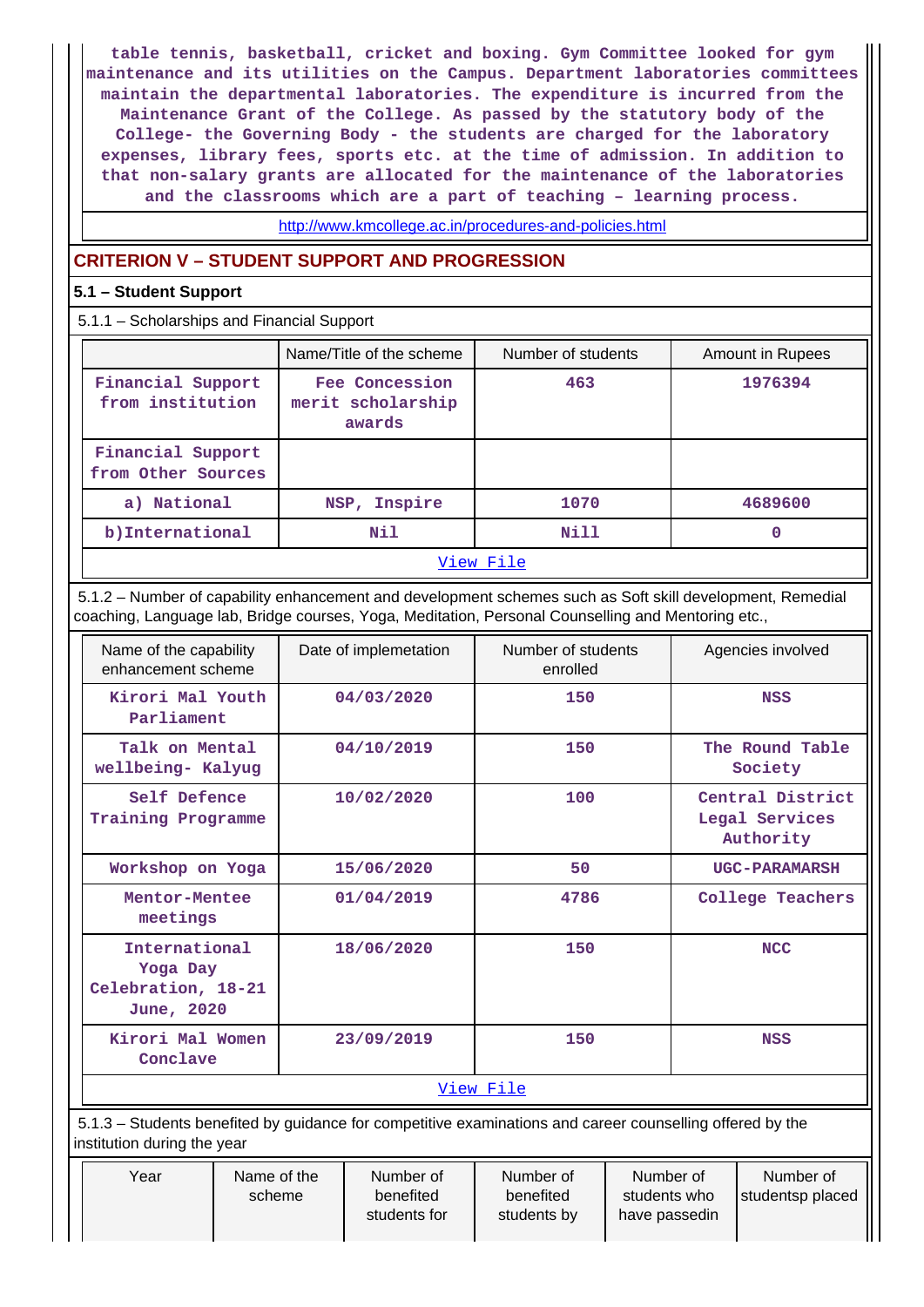table tennis, basketball, cricket and boxing. Gym Committee looked for gym maintenance and its utilities on the Campus. Department laboratories committees maintain the departmental laboratories. The expenditure is incurred from the Maintenance Grant of the College. As passed by the statutory body of the College- the Governing Body - the students are charged for the laboratory expenses, library fees, sports etc. at the time of admission. In addition to that non-salary grants are allocated for the maintenance of the laboratories and the classrooms which are a part of teaching – learning process.

http://www.kmcollege.ac.in/procedures-and-policies.html

## CRITERION V – STUDENT SUPPORT AND PROGRESSION

### 5.1 – Student Support

5.1.1 – Scholarships and Financial Support

| | Name/Title of the scheme | Number of students | Amount in Rupees |
|---|---|---|---|
| Financial Support from institution | Fee Concession merit scholarship awards | 463 | 1976394 |
| Financial Support from Other Sources | | | |
| a) National | NSP, Inspire | 1070 | 4689600 |
| b)International | Nil | Nill | 0 |

View File

5.1.2 – Number of capability enhancement and development schemes such as Soft skill development, Remedial coaching, Language lab, Bridge courses, Yoga, Meditation, Personal Counselling and Mentoring etc.,

| Name of the capability enhancement scheme | Date of implemetation | Number of students enrolled | Agencies involved |
|---|---|---|---|
| Kirori Mal Youth Parliament | 04/03/2020 | 150 | NSS |
| Talk on Mental wellbeing- Kalyug | 04/10/2019 | 150 | The Round Table Society |
| Self Defence Training Programme | 10/02/2020 | 100 | Central District Legal Services Authority |
| Workshop on Yoga | 15/06/2020 | 50 | UGC-PARAMARSH |
| Mentor-Mentee meetings | 01/04/2019 | 4786 | College Teachers |
| International Yoga Day Celebration, 18-21 June, 2020 | 18/06/2020 | 150 | NCC |
| Kirori Mal Women Conclave | 23/09/2019 | 150 | NSS |

View File

5.1.3 – Students benefited by guidance for competitive examinations and career counselling offered by the institution during the year

| Year | Name of the scheme | Number of benefited students for | Number of benefited students by | Number of students who have passedin | Number of studentsp placed |
|---|---|---|---|---|---|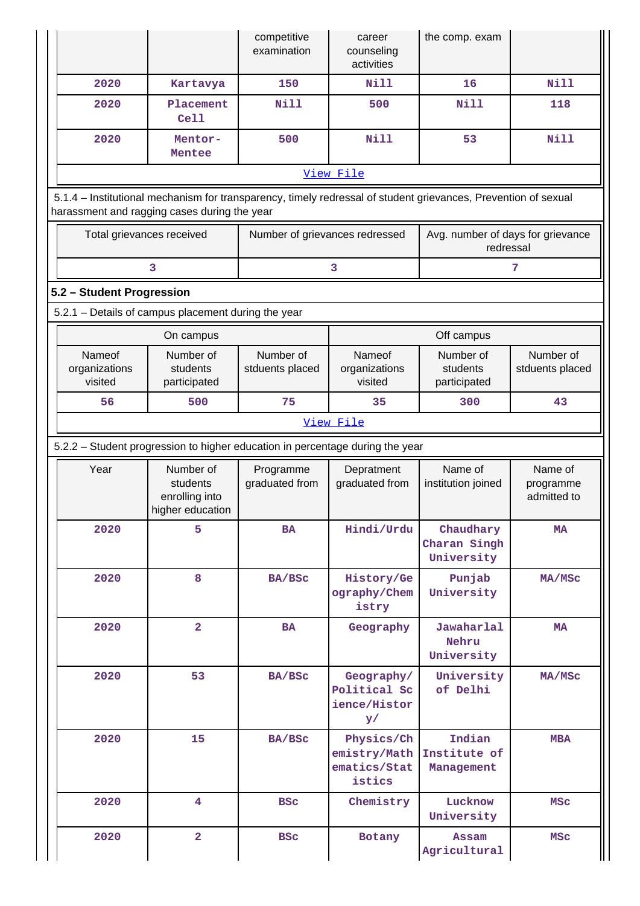| | | competitive examination | career counseling activities | the comp. exam | |
|---|---|---|---|---|---|
| 2020 | Kartavya | 150 | Nill | 16 | Nill |
| 2020 | Placement Cell | Nill | 500 | Nill | 118 |
| 2020 | Mentor-Mentee | 500 | Nill | 53 | Nill |
| View File | | | | | |

5.1.4 – Institutional mechanism for transparency, timely redressal of student grievances, Prevention of sexual harassment and ragging cases during the year

| Total grievances received | Number of grievances redressed | Avg. number of days for grievance redressal |
|---|---|---|
| 3 | 3 | 7 |

**5.2 – Student Progression**

5.2.1 – Details of campus placement during the year

| On campus | | | Off campus | | |
|---|---|---|---|---|---|
| Nameof organizations visited | Number of students participated | Number of stduents placed | Nameof organizations visited | Number of students participated | Number of stduents placed |
| 56 | 500 | 75 | 35 | 300 | 43 |
| View File | | | | | |

5.2.2 – Student progression to higher education in percentage during the year

| Year | Number of students enrolling into higher education | Programme graduated from | Depratment graduated from | Name of institution joined | Name of programme admitted to |
|---|---|---|---|---|---|
| 2020 | 5 | BA | Hindi/Urdu | Chaudhary Charan Singh University | MA |
| 2020 | 8 | BA/BSc | History/Geography/Chemistry | Punjab University | MA/MSc |
| 2020 | 2 | BA | Geography | Jawaharlal Nehru University | MA |
| 2020 | 53 | BA/BSc | Geography/Political Science/History/ | University of Delhi | MA/MSc |
| 2020 | 15 | BA/BSc | Physics/Chemistry/Mathematics/Statistics | Indian Institute of Management | MBA |
| 2020 | 4 | BSc | Chemistry | Lucknow University | MSc |
| 2020 | 2 | BSc | Botany | Assam Agricultural | MSc |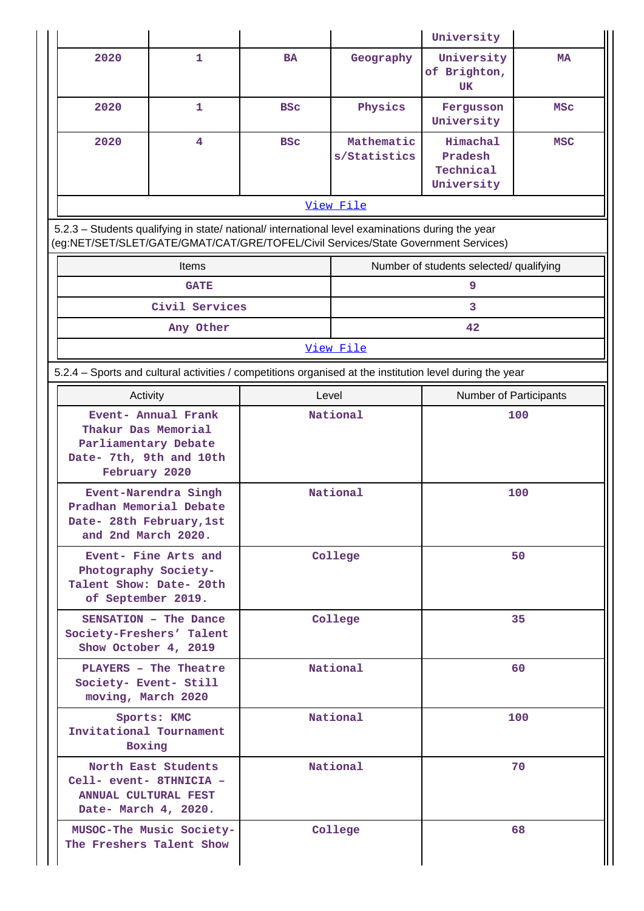| | | | | University | |
|---|---|---|---|---|---|
| 2020 | 1 | BA | Geography | University of Brighton, UK | MA |
| 2020 | 1 | BSc | Physics | Fergusson University | MSc |
| 2020 | 4 | BSc | Mathematics/Statistics | Himachal Pradesh Technical University | MSC |

View File

5.2.3 – Students qualifying in state/ national/ international level examinations during the year (eg:NET/SET/SLET/GATE/GMAT/CAT/GRE/TOFEL/Civil Services/State Government Services)

| Items | Number of students selected/ qualifying |
|---|---|
| GATE | 9 |
| Civil Services | 3 |
| Any Other | 42 |

View File

5.2.4 – Sports and cultural activities / competitions organised at the institution level during the year

| Activity | Level | Number of Participants |
|---|---|---|
| Event- Annual Frank Thakur Das Memorial Parliamentary Debate Date- 7th, 9th and 10th February 2020 | National | 100 |
| Event-Narendra Singh Pradhan Memorial Debate Date- 28th February,1st and 2nd March 2020. | National | 100 |
| Event- Fine Arts and Photography Society- Talent Show: Date- 20th of September 2019. | College | 50 |
| SENSATION – The Dance Society-Freshers' Talent Show October 4, 2019 | College | 35 |
| PLAYERS – The Theatre Society- Event- Still moving, March 2020 | National | 60 |
| Sports: KMC Invitational Tournament Boxing | National | 100 |
| North East Students Cell- event- 8THNICIA – ANNUAL CULTURAL FEST Date- March 4, 2020. | National | 70 |
| MUSOC-The Music Society- The Freshers Talent Show | College | 68 |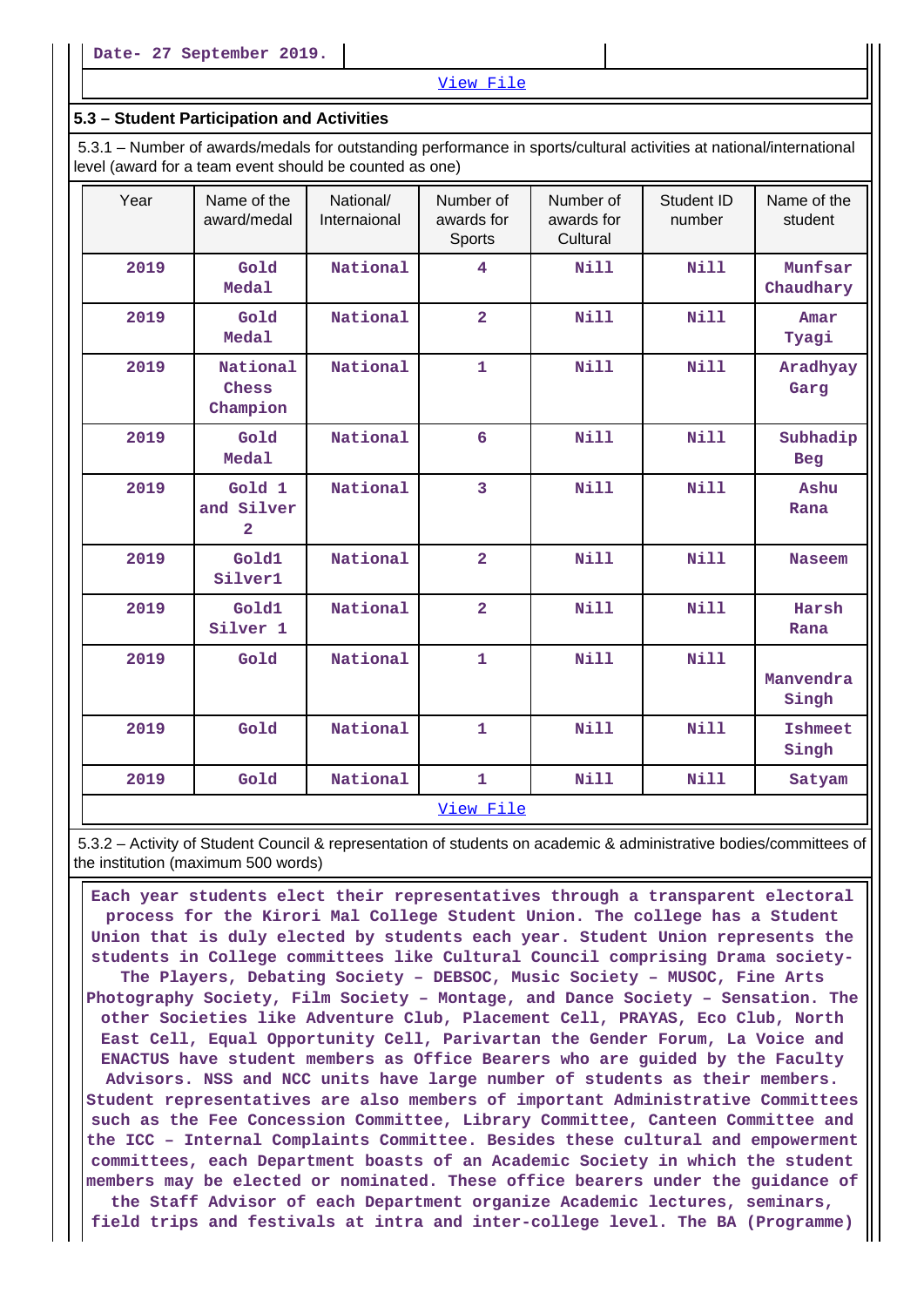| Date- 27 September 2019. | | |
|---|---|---|

View File

### 5.3 – Student Participation and Activities

5.3.1 – Number of awards/medals for outstanding performance in sports/cultural activities at national/international level (award for a team event should be counted as one)

| Year | Name of the award/medal | National/ Internaional | Number of awards for Sports | Number of awards for Cultural | Student ID number | Name of the student |
|---|---|---|---|---|---|---|
| 2019 | Gold Medal | National | 4 | Nill | Nill | Munfsar Chaudhary |
| 2019 | Gold Medal | National | 2 | Nill | Nill | Amar Tyagi |
| 2019 | National Chess Champion | National | 1 | Nill | Nill | Aradhyay Garg |
| 2019 | Gold Medal | National | 6 | Nill | Nill | Subhadip Beg |
| 2019 | Gold 1 and Silver 2 | National | 3 | Nill | Nill | Ashu Rana |
| 2019 | Gold1 Silver1 | National | 2 | Nill | Nill | Naseem |
| 2019 | Gold1 Silver 1 | National | 2 | Nill | Nill | Harsh Rana |
| 2019 | Gold | National | 1 | Nill | Nill | Manvendra Singh |
| 2019 | Gold | National | 1 | Nill | Nill | Ishmeet Singh |
| 2019 | Gold | National | 1 | Nill | Nill | Satyam |

View File

5.3.2 – Activity of Student Council & representation of students on academic & administrative bodies/committees of the institution (maximum 500 words)

Each year students elect their representatives through a transparent electoral process for the Kirori Mal College Student Union. The college has a Student Union that is duly elected by students each year. Student Union represents the students in College committees like Cultural Council comprising Drama society- The Players, Debating Society – DEBSOC, Music Society – MUSOC, Fine Arts Photography Society, Film Society – Montage, and Dance Society – Sensation. The other Societies like Adventure Club, Placement Cell, PRAYAS, Eco Club, North East Cell, Equal Opportunity Cell, Parivartan the Gender Forum, La Voice and ENACTUS have student members as Office Bearers who are guided by the Faculty Advisors. NSS and NCC units have large number of students as their members. Student representatives are also members of important Administrative Committees such as the Fee Concession Committee, Library Committee, Canteen Committee and the ICC – Internal Complaints Committee. Besides these cultural and empowerment committees, each Department boasts of an Academic Society in which the student members may be elected or nominated. These office bearers under the guidance of the Staff Advisor of each Department organize Academic lectures, seminars, field trips and festivals at intra and inter-college level. The BA (Programme)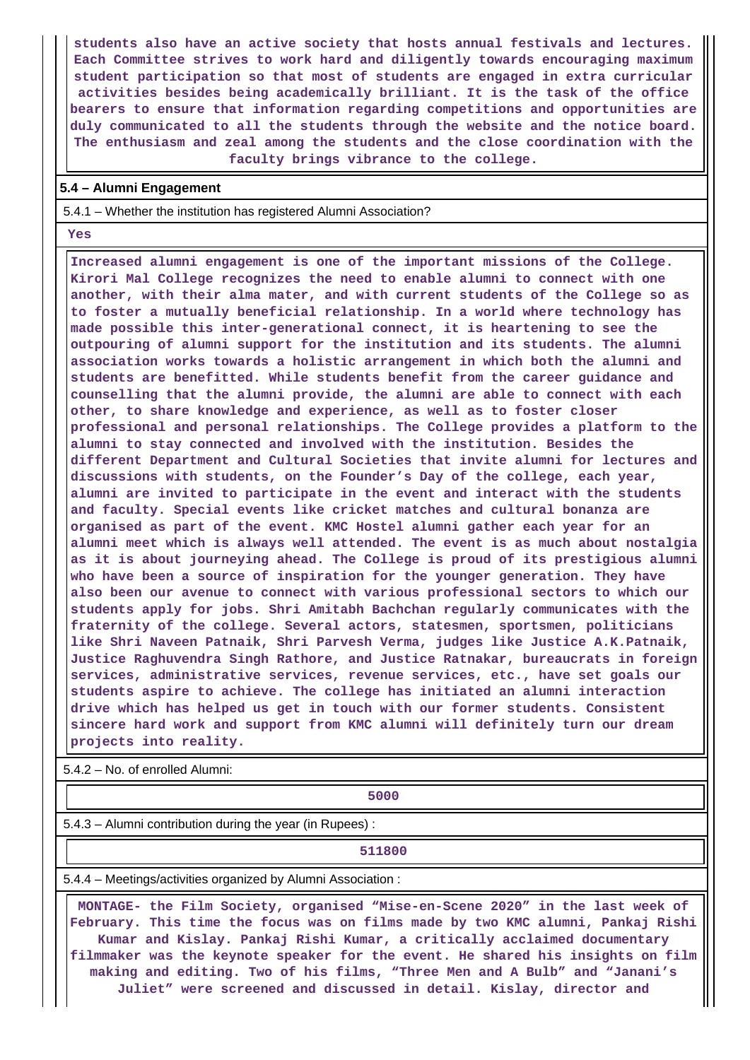students also have an active society that hosts annual festivals and lectures. Each Committee strives to work hard and diligently towards encouraging maximum student participation so that most of students are engaged in extra curricular activities besides being academically brilliant. It is the task of the office bearers to ensure that information regarding competitions and opportunities are duly communicated to all the students through the website and the notice board. The enthusiasm and zeal among the students and the close coordination with the faculty brings vibrance to the college.

**5.4 – Alumni Engagement**

5.4.1 – Whether the institution has registered Alumni Association?

Yes

Increased alumni engagement is one of the important missions of the College. Kirori Mal College recognizes the need to enable alumni to connect with one another, with their alma mater, and with current students of the College so as to foster a mutually beneficial relationship. In a world where technology has made possible this inter-generational connect, it is heartening to see the outpouring of alumni support for the institution and its students. The alumni association works towards a holistic arrangement in which both the alumni and students are benefitted. While students benefit from the career guidance and counselling that the alumni provide, the alumni are able to connect with each other, to share knowledge and experience, as well as to foster closer professional and personal relationships. The College provides a platform to the alumni to stay connected and involved with the institution. Besides the different Department and Cultural Societies that invite alumni for lectures and discussions with students, on the Founder's Day of the college, each year, alumni are invited to participate in the event and interact with the students and faculty. Special events like cricket matches and cultural bonanza are organised as part of the event. KMC Hostel alumni gather each year for an alumni meet which is always well attended. The event is as much about nostalgia as it is about journeying ahead. The College is proud of its prestigious alumni who have been a source of inspiration for the younger generation. They have also been our avenue to connect with various professional sectors to which our students apply for jobs. Shri Amitabh Bachchan regularly communicates with the fraternity of the college. Several actors, statesmen, sportsmen, politicians like Shri Naveen Patnaik, Shri Parvesh Verma, judges like Justice A.K.Patnaik, Justice Raghuvendra Singh Rathore, and Justice Ratnakar, bureaucrats in foreign services, administrative services, revenue services, etc., have set goals our students aspire to achieve. The college has initiated an alumni interaction drive which has helped us get in touch with our former students. Consistent sincere hard work and support from KMC alumni will definitely turn our dream projects into reality.

5.4.2 – No. of enrolled Alumni:

5000

5.4.3 – Alumni contribution during the year (in Rupees) :

511800

5.4.4 – Meetings/activities organized by Alumni Association :

MONTAGE- the Film Society, organised "Mise-en-Scene 2020" in the last week of February. This time the focus was on films made by two KMC alumni, Pankaj Rishi Kumar and Kislay. Pankaj Rishi Kumar, a critically acclaimed documentary filmmaker was the keynote speaker for the event. He shared his insights on film making and editing. Two of his films, "Three Men and A Bulb" and "Janani's Juliet" were screened and discussed in detail. Kislay, director and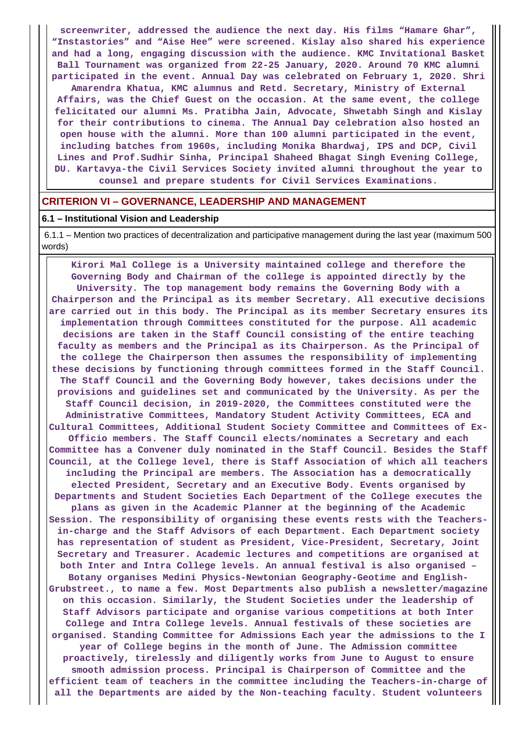**screenwriter, addressed the audience the next day. His films "Hamare Ghar", "Instastories" and "Aise Hee" were screened. Kislay also shared his experience and had a long, engaging discussion with the audience. KMC Invitational Basket Ball Tournament was organized from 22-25 January, 2020. Around 70 KMC alumni participated in the event. Annual Day was celebrated on February 1, 2020. Shri Amarendra Khatua, KMC alumnus and Retd. Secretary, Ministry of External Affairs, was the Chief Guest on the occasion. At the same event, the college felicitated our alumni Ms. Pratibha Jain, Advocate, Shwetabh Singh and Kislay for their contributions to cinema. The Annual Day celebration also hosted an open house with the alumni. More than 100 alumni participated in the event, including batches from 1960s, including Monika Bhardwaj, IPS and DCP, Civil Lines and Prof.Sudhir Sinha, Principal Shaheed Bhagat Singh Evening College, DU. Kartavya-the Civil Services Society invited alumni throughout the year to counsel and prepare students for Civil Services Examinations.**

## CRITERION VI – GOVERNANCE, LEADERSHIP AND MANAGEMENT

### 6.1 – Institutional Vision and Leadership

6.1.1 – Mention two practices of decentralization and participative management during the last year (maximum 500 words)

**Kirori Mal College is a University maintained college and therefore the Governing Body and Chairman of the college is appointed directly by the University. The top management body remains the Governing Body with a Chairperson and the Principal as its member Secretary. All executive decisions are carried out in this body. The Principal as its member Secretary ensures its implementation through Committees constituted for the purpose. All academic decisions are taken in the Staff Council consisting of the entire teaching faculty as members and the Principal as its Chairperson. As the Principal of the college the Chairperson then assumes the responsibility of implementing these decisions by functioning through committees formed in the Staff Council. The Staff Council and the Governing Body however, takes decisions under the provisions and guidelines set and communicated by the University. As per the Staff Council decision, in 2019-2020, the Committees constituted were the Administrative Committees, Mandatory Student Activity Committees, ECA and Cultural Committees, Additional Student Society Committee and Committees of Ex-Officio members. The Staff Council elects/nominates a Secretary and each Committee has a Convener duly nominated in the Staff Council. Besides the Staff Council, at the College level, there is Staff Association of which all teachers including the Principal are members. The Association has a democratically elected President, Secretary and an Executive Body. Events organised by Departments and Student Societies Each Department of the College executes the plans as given in the Academic Planner at the beginning of the Academic Session. The responsibility of organising these events rests with the Teachers-in-charge and the Staff Advisors of each Department. Each Department society has representation of student as President, Vice-President, Secretary, Joint Secretary and Treasurer. Academic lectures and competitions are organised at both Inter and Intra College levels. An annual festival is also organised – Botany organises Medini Physics-Newtonian Geography-Geotime and English-Grubstreet., to name a few. Most Departments also publish a newsletter/magazine on this occasion. Similarly, the Student Societies under the leadership of Staff Advisors participate and organise various competitions at both Inter College and Intra College levels. Annual festivals of these societies are organised. Standing Committee for Admissions Each year the admissions to the I year of College begins in the month of June. The Admission committee proactively, tirelessly and diligently works from June to August to ensure smooth admission process. Principal is Chairperson of Committee and the efficient team of teachers in the committee including the Teachers-in-charge of all the Departments are aided by the Non-teaching faculty. Student volunteers**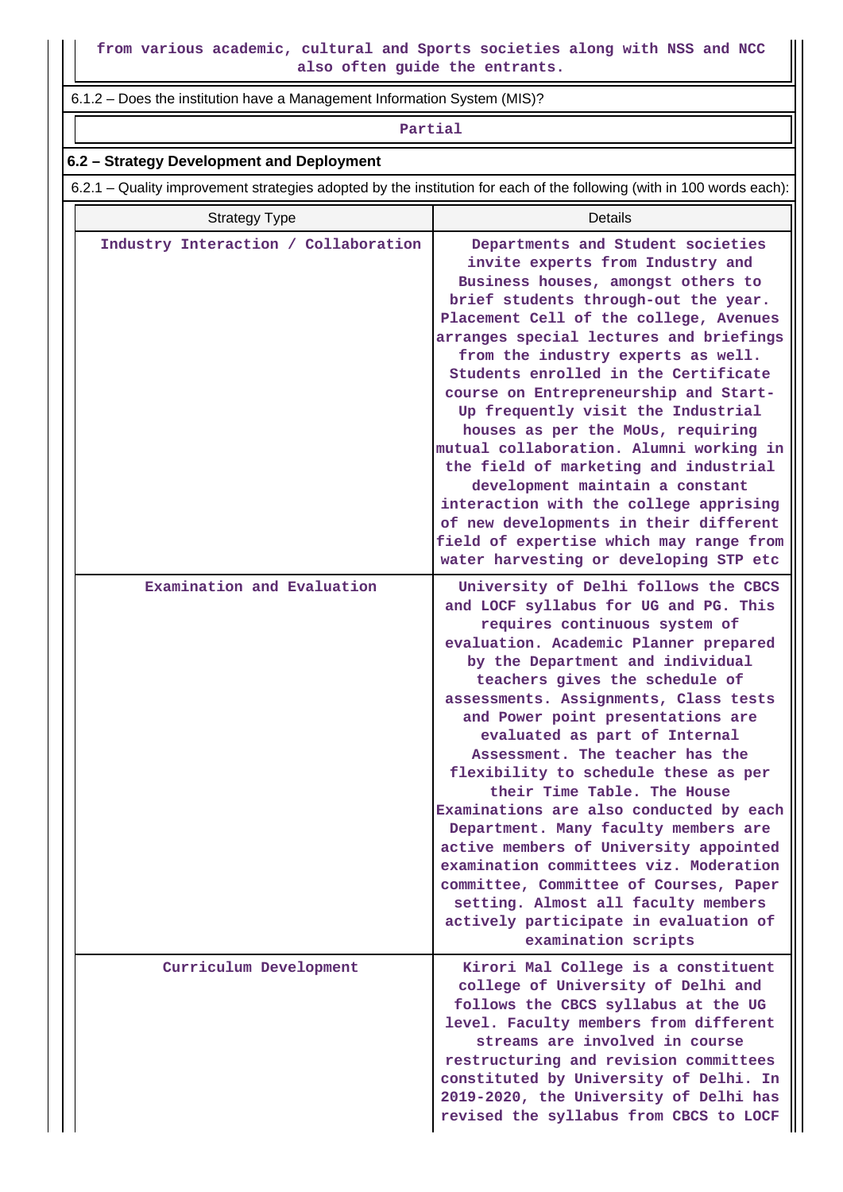from various academic, cultural and Sports societies along with NSS and NCC also often guide the entrants.

6.1.2 – Does the institution have a Management Information System (MIS)?

Partial

**6.2 – Strategy Development and Deployment**

6.2.1 – Quality improvement strategies adopted by the institution for each of the following (with in 100 words each):

| Strategy Type | Details |
|---|---|
| Industry Interaction / Collaboration | Departments and Student societies invite experts from Industry and Business houses, amongst others to brief students through-out the year. Placement Cell of the college, Avenues arranges special lectures and briefings from the industry experts as well. Students enrolled in the Certificate course on Entrepreneurship and Start-Up frequently visit the Industrial houses as per the MoUs, requiring mutual collaboration. Alumni working in the field of marketing and industrial development maintain a constant interaction with the college apprising of new developments in their different field of expertise which may range from water harvesting or developing STP etc |
| Examination and Evaluation | University of Delhi follows the CBCS and LOCF syllabus for UG and PG. This requires continuous system of evaluation. Academic Planner prepared by the Department and individual teachers gives the schedule of assessments. Assignments, Class tests and Power point presentations are evaluated as part of Internal Assessment. The teacher has the flexibility to schedule these as per their Time Table. The House Examinations are also conducted by each Department. Many faculty members are active members of University appointed examination committees viz. Moderation committee, Committee of Courses, Paper setting. Almost all faculty members actively participate in evaluation of examination scripts |
| Curriculum Development | Kirori Mal College is a constituent college of University of Delhi and follows the CBCS syllabus at the UG level. Faculty members from different streams are involved in course restructuring and revision committees constituted by University of Delhi. In 2019-2020, the University of Delhi has revised the syllabus from CBCS to LOCF |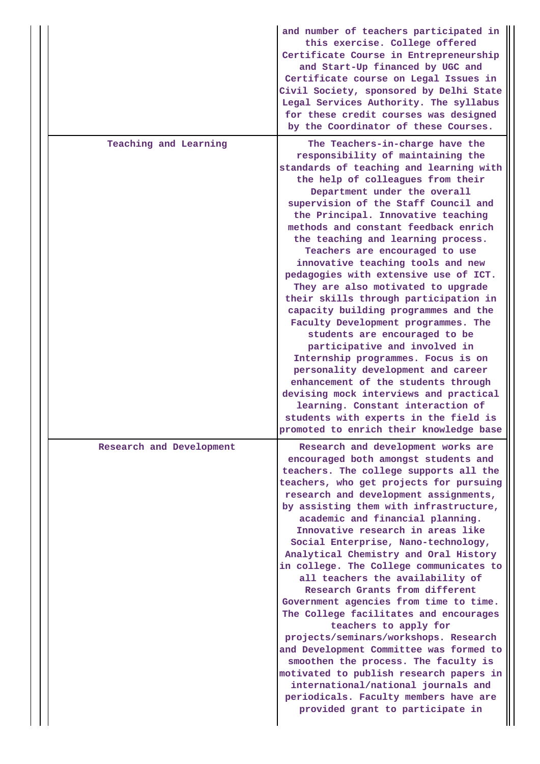|  |  |
|---|---|
|  | and number of teachers participated in this exercise. College offered Certificate Course in Entrepreneurship and Start-Up financed by UGC and Certificate course on Legal Issues in Civil Society, sponsored by Delhi State Legal Services Authority. The syllabus for these credit courses was designed by the Coordinator of these Courses. |
| Teaching and Learning | The Teachers-in-charge have the responsibility of maintaining the standards of teaching and learning with the help of colleagues from their Department under the overall supervision of the Staff Council and the Principal. Innovative teaching methods and constant feedback enrich the teaching and learning process. Teachers are encouraged to use innovative teaching tools and new pedagogies with extensive use of ICT. They are also motivated to upgrade their skills through participation in capacity building programmes and the Faculty Development programmes. The students are encouraged to be participative and involved in Internship programmes. Focus is on personality development and career enhancement of the students through devising mock interviews and practical learning. Constant interaction of students with experts in the field is promoted to enrich their knowledge base |
| Research and Development | Research and development works are encouraged both amongst students and teachers. The college supports all the teachers, who get projects for pursuing research and development assignments, by assisting them with infrastructure, academic and financial planning. Innovative research in areas like Social Enterprise, Nano-technology, Analytical Chemistry and Oral History in college. The College communicates to all teachers the availability of Research Grants from different Government agencies from time to time. The College facilitates and encourages teachers to apply for projects/seminars/workshops. Research and Development Committee was formed to smoothen the process. The faculty is motivated to publish research papers in international/national journals and periodicals. Faculty members have are provided grant to participate in |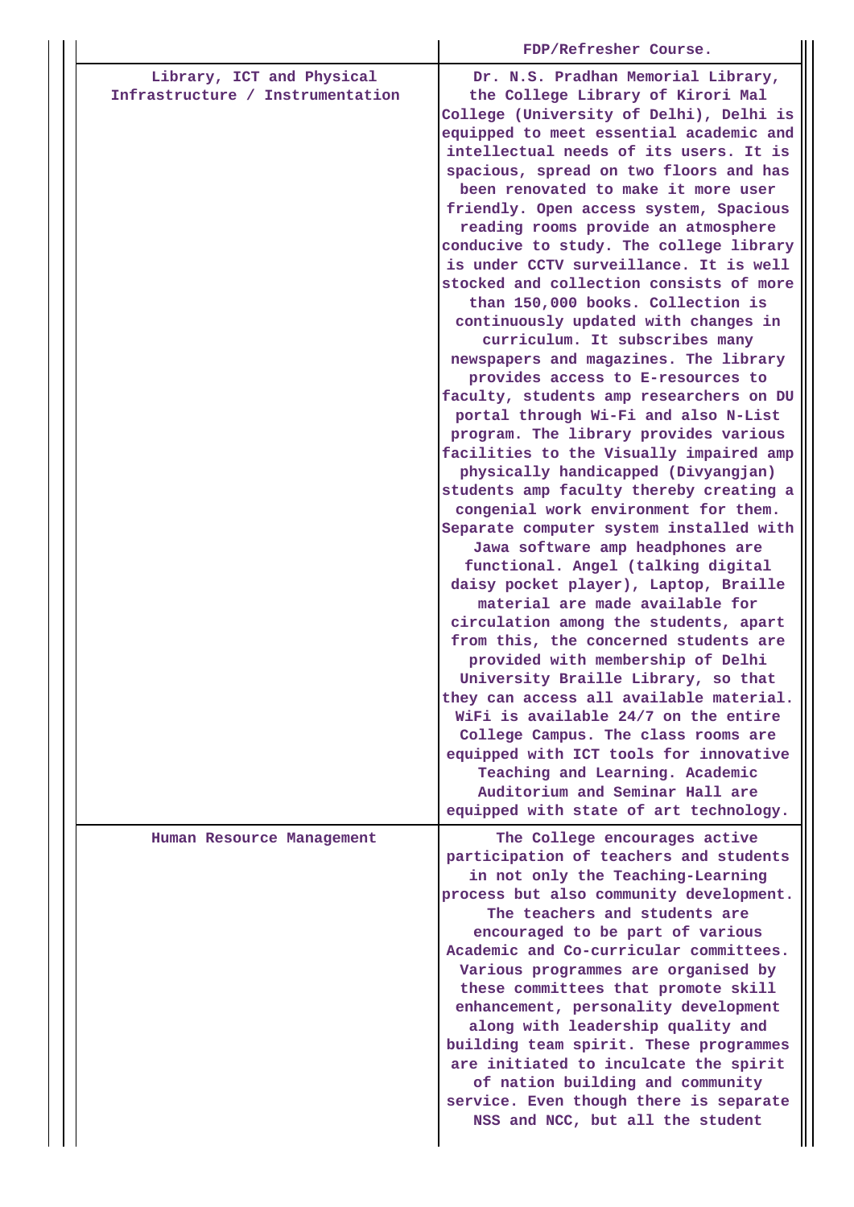| | |
|---|---|
| | FDP/Refresher Course. |
| Library, ICT and Physical Infrastructure / Instrumentation | Dr. N.S. Pradhan Memorial Library, the College Library of Kirori Mal College (University of Delhi), Delhi is equipped to meet essential academic and intellectual needs of its users. It is spacious, spread on two floors and has been renovated to make it more user friendly. Open access system, Spacious reading rooms provide an atmosphere conducive to study. The college library is under CCTV surveillance. It is well stocked and collection consists of more than 150,000 books. Collection is continuously updated with changes in curriculum. It subscribes many newspapers and magazines. The library provides access to E-resources to faculty, students amp researchers on DU portal through Wi-Fi and also N-List program. The library provides various facilities to the Visually impaired amp physically handicapped (Divyangjan) students amp faculty thereby creating a congenial work environment for them. Separate computer system installed with Jawa software amp headphones are functional. Angel (talking digital daisy pocket player), Laptop, Braille material are made available for circulation among the students, apart from this, the concerned students are provided with membership of Delhi University Braille Library, so that they can access all available material. WiFi is available 24/7 on the entire College Campus. The class rooms are equipped with ICT tools for innovative Teaching and Learning. Academic Auditorium and Seminar Hall are equipped with state of art technology. |
| Human Resource Management | The College encourages active participation of teachers and students in not only the Teaching-Learning process but also community development. The teachers and students are encouraged to be part of various Academic and Co-curricular committees. Various programmes are organised by these committees that promote skill enhancement, personality development along with leadership quality and building team spirit. These programmes are initiated to inculcate the spirit of nation building and community service. Even though there is separate NSS and NCC, but all the student |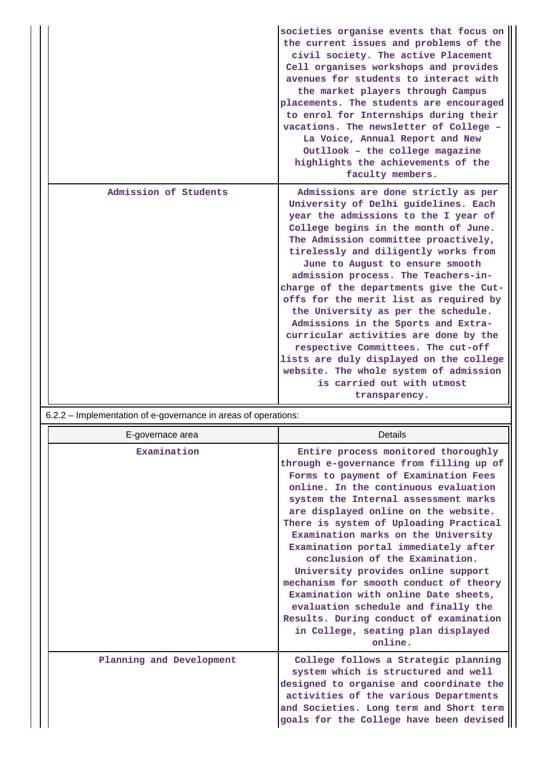| | |
|---|---|
| | societies organise events that focus on the current issues and problems of the civil society. The active Placement Cell organises workshops and provides avenues for students to interact with the market players through Campus placements. The students are encouraged to enrol for Internships during their vacations. The newsletter of College – La Voice, Annual Report and New Outlook – the college magazine highlights the achievements of the faculty members. |
| Admission of Students | Admissions are done strictly as per University of Delhi guidelines. Each year the admissions to the I year of College begins in the month of June. The Admission committee proactively, tirelessly and diligently works from June to August to ensure smooth admission process. The Teachers-in-charge of the departments give the Cut-offs for the merit list as required by the University as per the schedule. Admissions in the Sports and Extra-curricular activities are done by the respective Committees. The cut-off lists are duly displayed on the college website. The whole system of admission is carried out with utmost transparency. |

6.2.2 – Implementation of e-governance in areas of operations:

| E-governace area | Details |
|---|---|
| Examination | Entire process monitored thoroughly through e-governance from filling up of Forms to payment of Examination Fees online. In the continuous evaluation system the Internal assessment marks are displayed online on the website. There is system of Uploading Practical Examination marks on the University Examination portal immediately after conclusion of the Examination. University provides online support mechanism for smooth conduct of theory Examination with online Date sheets, evaluation schedule and finally the Results. During conduct of examination in College, seating plan displayed online. |
| Planning and Development | College follows a Strategic planning system which is structured and well designed to organise and coordinate the activities of the various Departments and Societies. Long term and Short term goals for the College have been devised |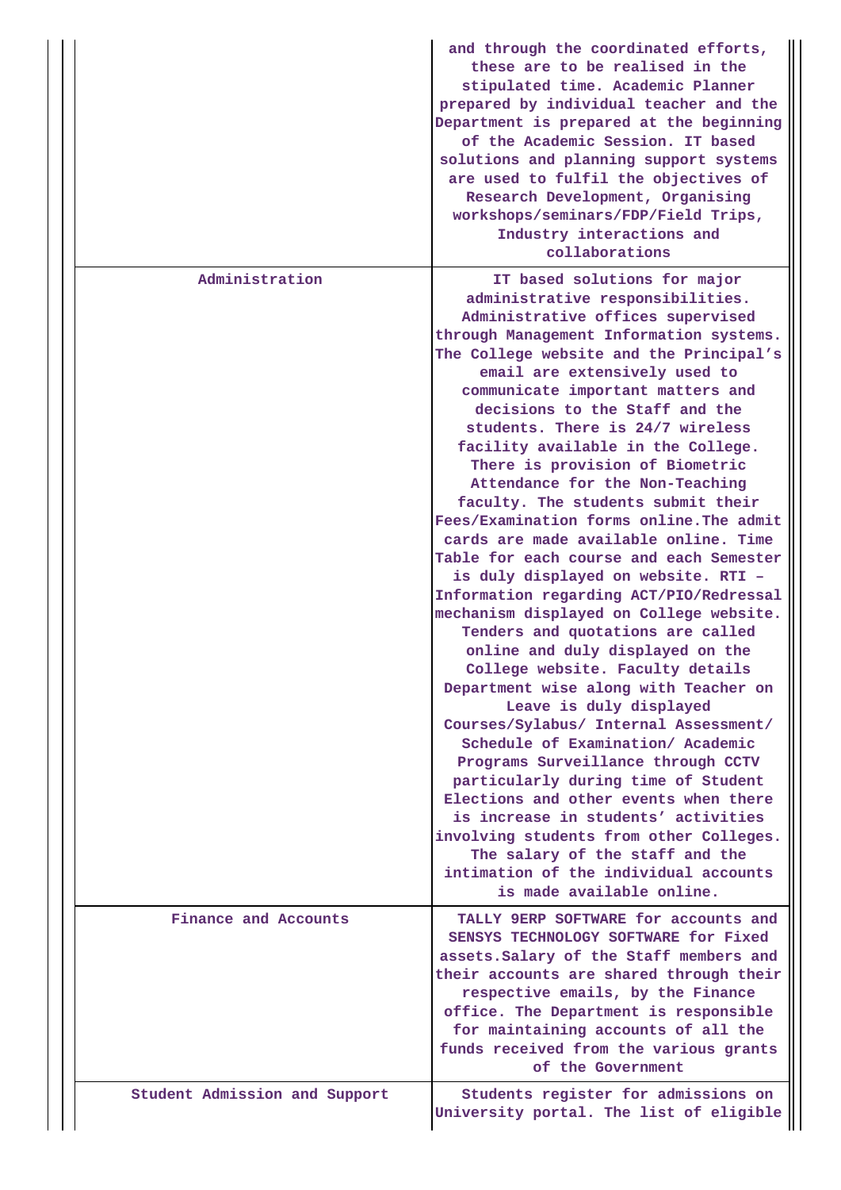| | |
|---|---|
| | and through the coordinated efforts, these are to be realised in the stipulated time. Academic Planner prepared by individual teacher and the Department is prepared at the beginning of the Academic Session. IT based solutions and planning support systems are used to fulfil the objectives of Research Development, Organising workshops/seminars/FDP/Field Trips, Industry interactions and collaborations |
| Administration | IT based solutions for major administrative responsibilities. Administrative offices supervised through Management Information systems. The College website and the Principal's email are extensively used to communicate important matters and decisions to the Staff and the students. There is 24/7 wireless facility available in the College. There is provision of Biometric Attendance for the Non-Teaching faculty. The students submit their Fees/Examination forms online.The admit cards are made available online. Time Table for each course and each Semester is duly displayed on website. RTI – Information regarding ACT/PIO/Redressal mechanism displayed on College website. Tenders and quotations are called online and duly displayed on the College website. Faculty details Department wise along with Teacher on Leave is duly displayed Courses/Sylabus/ Internal Assessment/ Schedule of Examination/ Academic Programs Surveillance through CCTV particularly during time of Student Elections and other events when there is increase in students' activities involving students from other Colleges. The salary of the staff and the intimation of the individual accounts is made available online. |
| Finance and Accounts | TALLY 9ERP SOFTWARE for accounts and SENSYS TECHNOLOGY SOFTWARE for Fixed assets.Salary of the Staff members and their accounts are shared through their respective emails, by the Finance office. The Department is responsible for maintaining accounts of all the funds received from the various grants of the Government |
| Student Admission and Support | Students register for admissions on University portal. The list of eligible |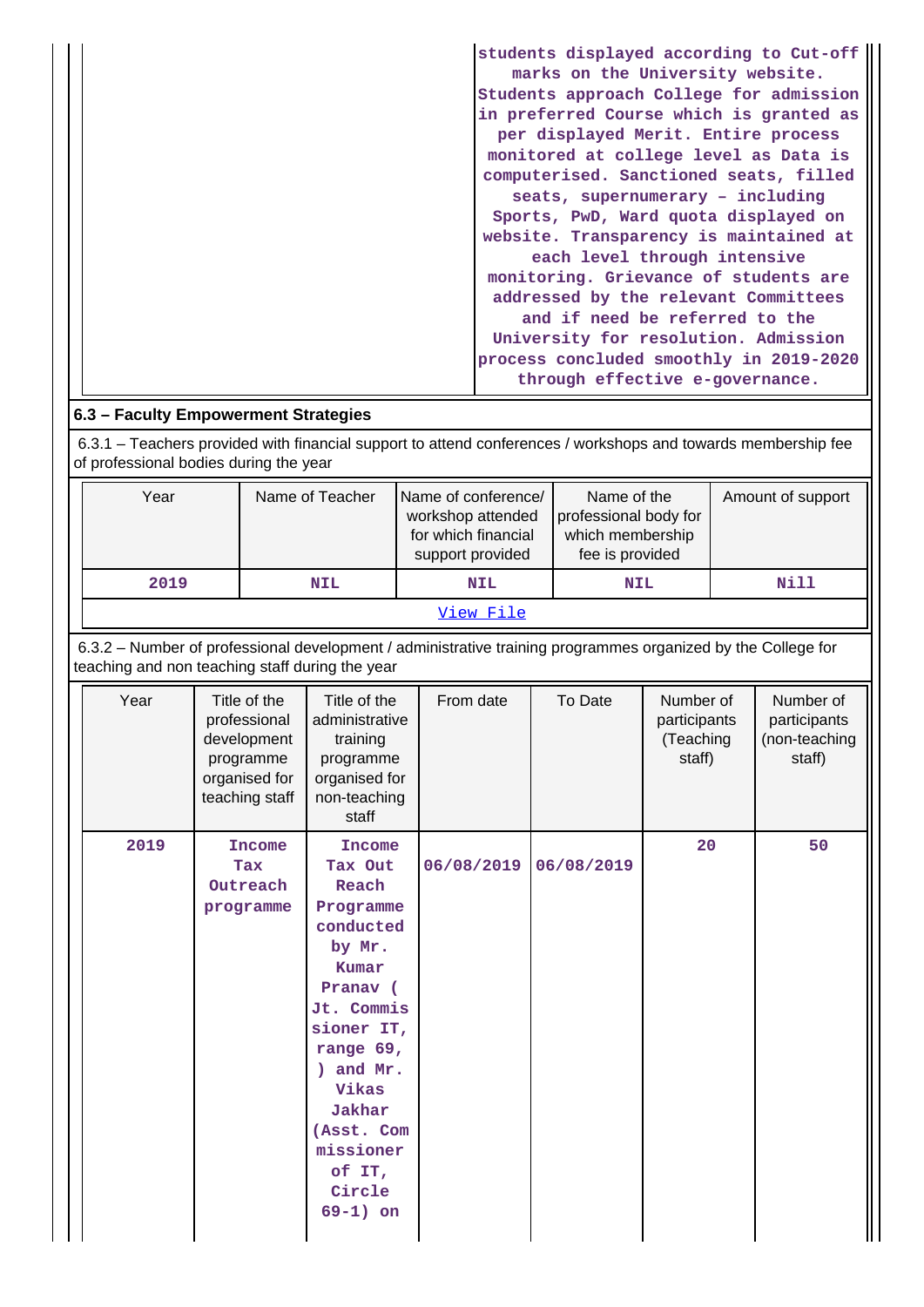| | students displayed according to Cut-off marks on the University website. Students approach College for admission in preferred Course which is granted as per displayed Merit. Entire process monitored at college level as Data is computerised. Sanctioned seats, filled seats, supernumerary – including Sports, PwD, Ward quota displayed on website. Transparency is maintained at each level through intensive monitoring. Grievance of students are addressed by the relevant Committees and if need be referred to the University for resolution. Admission process concluded smoothly in 2019-2020 through effective e-governance. |
|---|---|

## 6.3 – Faculty Empowerment Strategies

6.3.1 – Teachers provided with financial support to attend conferences / workshops and towards membership fee of professional bodies during the year

| Year | Name of Teacher | Name of conference/ workshop attended for which financial support provided | Name of the professional body for which membership fee is provided | Amount of support |
|---|---|---|---|---|
| 2019 | NIL | NIL | NIL | Nill |

[View File]

6.3.2 – Number of professional development / administrative training programmes organized by the College for teaching and non teaching staff during the year

| Year | Title of the professional development programme organised for teaching staff | Title of the administrative training programme organised for non-teaching staff | From date | To Date | Number of participants (Teaching staff) | Number of participants (non-teaching staff) |
|---|---|---|---|---|---|---|
| 2019 | Income Tax Outreach programme | Income Tax Out Reach Programme conducted by Mr. Kumar Pranav ( Jt. Commissioner IT, range 69, ) and Mr. Vikas Jakhar (Asst. Commissioner of IT, Circle 69-1) on | 06/08/2019 | 06/08/2019 | 20 | 50 |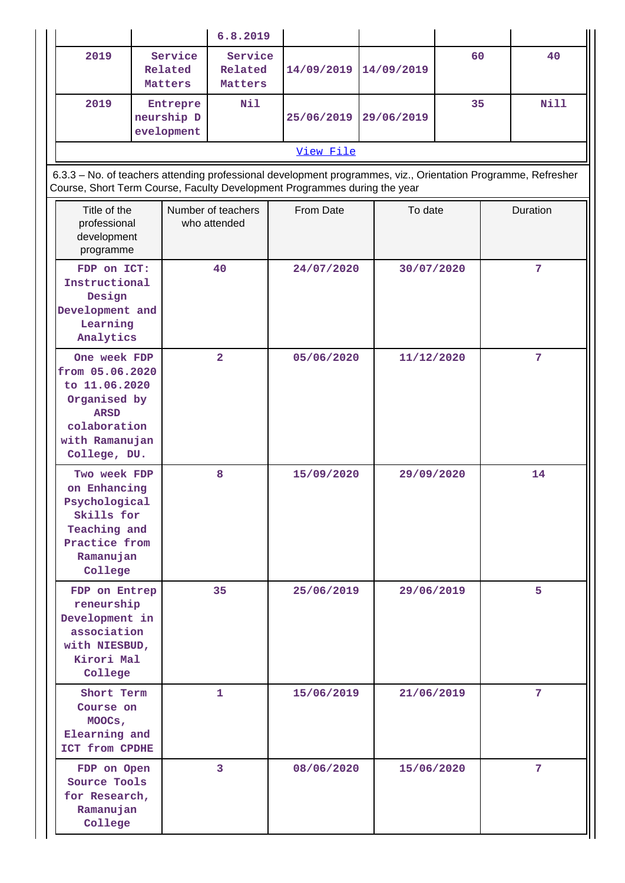| | | 6.8.2019 | | | | |
|---|---|---|---|---|---|---|
| 2019 | Service Related Matters | Service Related Matters | 14/09/2019 | 14/09/2019 | 60 | 40 |
| 2019 | Entrepreneurship Development | Nil | 25/06/2019 | 29/06/2019 | 35 | Nill |

View File

6.3.3 – No. of teachers attending professional development programmes, viz., Orientation Programme, Refresher Course, Short Term Course, Faculty Development Programmes during the year

| Title of the professional development programme | Number of teachers who attended | From Date | To date | Duration |
|---|---|---|---|---|
| FDP on ICT: Instructional Design Development and Learning Analytics | 40 | 24/07/2020 | 30/07/2020 | 7 |
| One week FDP from 05.06.2020 to 11.06.2020 Organised by ARSD colaboration with Ramanujan College, DU. | 2 | 05/06/2020 | 11/12/2020 | 7 |
| Two week FDP on Enhancing Psychological Skills for Teaching and Practice from Ramanujan College | 8 | 15/09/2020 | 29/09/2020 | 14 |
| FDP on Entrepreneurship Development in association with NIESBUD, Kirori Mal College | 35 | 25/06/2019 | 29/06/2019 | 5 |
| Short Term Course on MOOCs, Elearning and ICT from CPDHE | 1 | 15/06/2019 | 21/06/2019 | 7 |
| FDP on Open Source Tools for Research, Ramanujan College | 3 | 08/06/2020 | 15/06/2020 | 7 |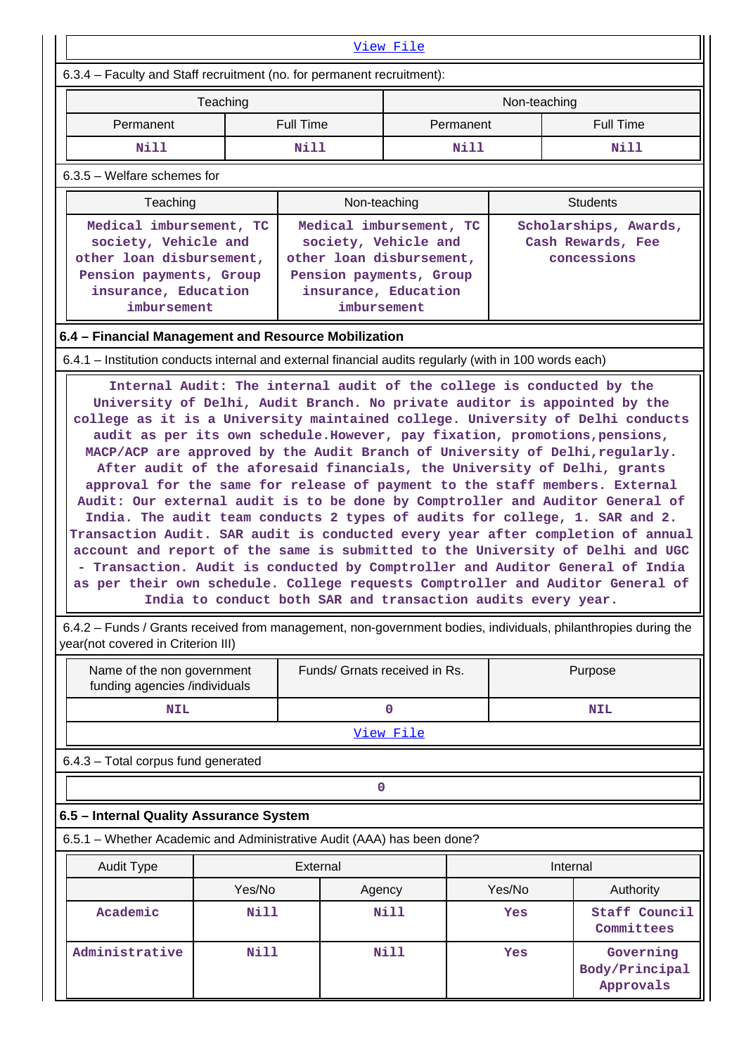View File

6.3.4 – Faculty and Staff recruitment (no. for permanent recruitment):

| Teaching | | Non-teaching | |
|---|---|---|---|
| Permanent | Full Time | Permanent | Full Time |
| Nill | Nill | Nill | Nill |

6.3.5 – Welfare schemes for

| Teaching | Non-teaching | Students |
|---|---|---|
| Medical imbursement, TC society, Vehicle and other loan disbursement, Pension payments, Group insurance, Education imbursement | Medical imbursement, TC society, Vehicle and other loan disbursement, Pension payments, Group insurance, Education imbursement | Scholarships, Awards, Cash Rewards, Fee concessions |

**6.4 – Financial Management and Resource Mobilization**

6.4.1 – Institution conducts internal and external financial audits regularly (with in 100 words each)

Internal Audit: The internal audit of the college is conducted by the University of Delhi, Audit Branch. No private auditor is appointed by the college as it is a University maintained college. University of Delhi conducts audit as per its own schedule.However, pay fixation, promotions,pensions, MACP/ACP are approved by the Audit Branch of University of Delhi,regularly. After audit of the aforesaid financials, the University of Delhi, grants approval for the same for release of payment to the staff members. External Audit: Our external audit is to be done by Comptroller and Auditor General of India. The audit team conducts 2 types of audits for college, 1. SAR and 2. Transaction Audit. SAR audit is conducted every year after completion of annual account and report of the same is submitted to the University of Delhi and UGC - Transaction. Audit is conducted by Comptroller and Auditor General of India as per their own schedule. College requests Comptroller and Auditor General of India to conduct both SAR and transaction audits every year.

6.4.2 – Funds / Grants received from management, non-government bodies, individuals, philanthropies during the year(not covered in Criterion III)

| Name of the non government funding agencies /individuals | Funds/ Grnats received in Rs. | Purpose |
|---|---|---|
| NIL | 0 | NIL |

View File

6.4.3 – Total corpus fund generated

0

**6.5 – Internal Quality Assurance System**

6.5.1 – Whether Academic and Administrative Audit (AAA) has been done?

| Audit Type | External | | Internal | |
|---|---|---|---|---|
| | Yes/No | Agency | Yes/No | Authority |
| Academic | Nill | Nill | Yes | Staff Council Committees |
| Administrative | Nill | Nill | Yes | Governing Body/Principal Approvals |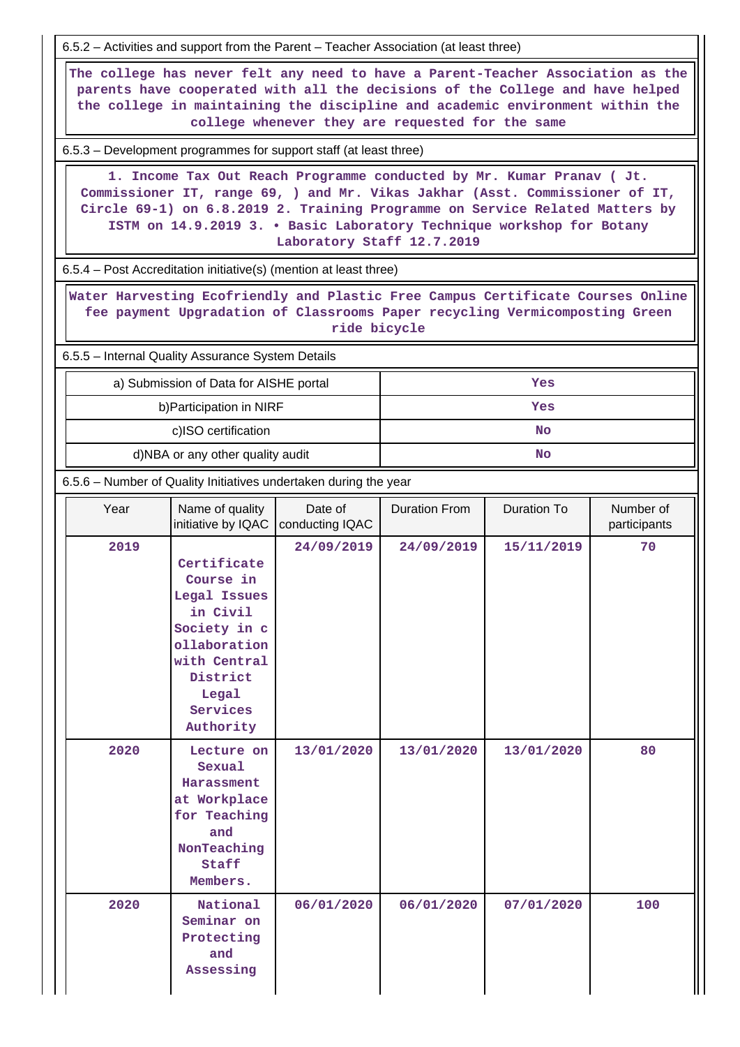6.5.2 – Activities and support from the Parent – Teacher Association (at least three)

The college has never felt any need to have a Parent-Teacher Association as the parents have cooperated with all the decisions of the College and have helped the college in maintaining the discipline and academic environment within the college whenever they are requested for the same

6.5.3 – Development programmes for support staff (at least three)

1. Income Tax Out Reach Programme conducted by Mr. Kumar Pranav ( Jt. Commissioner IT, range 69, ) and Mr. Vikas Jakhar (Asst. Commissioner of IT, Circle 69-1) on 6.8.2019 2. Training Programme on Service Related Matters by ISTM on 14.9.2019 3. • Basic Laboratory Technique workshop for Botany Laboratory Staff 12.7.2019

6.5.4 – Post Accreditation initiative(s) (mention at least three)

Water Harvesting Ecofriendly and Plastic Free Campus Certificate Courses Online fee payment Upgradation of Classrooms Paper recycling Vermicomposting Green ride bicycle

6.5.5 – Internal Quality Assurance System Details

| | |
|---|---|
| a) Submission of Data for AISHE portal | Yes |
| b)Participation in NIRF | Yes |
| c)ISO certification | No |
| d)NBA or any other quality audit | No |

6.5.6 – Number of Quality Initiatives undertaken during the year

| Year | Name of quality initiative by IQAC | Date of conducting IQAC | Duration From | Duration To | Number of participants |
|---|---|---|---|---|---|
| 2019 | Certificate Course in Legal Issues in Civil Society in collaboration with Central District Legal Services Authority | 24/09/2019 | 24/09/2019 | 15/11/2019 | 70 |
| 2020 | Lecture on Sexual Harassment at Workplace for Teaching and NonTeaching Staff Members. | 13/01/2020 | 13/01/2020 | 13/01/2020 | 80 |
| 2020 | National Seminar on Protecting and Assessing | 06/01/2020 | 06/01/2020 | 07/01/2020 | 100 |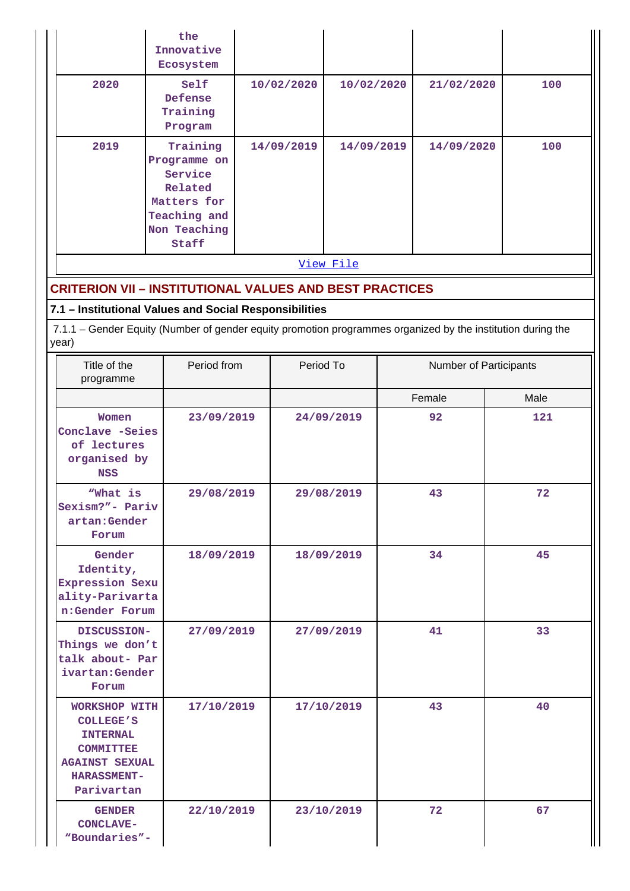| | the Innovative Ecosystem | | | | |
|---|---|---|---|---|---|
| 2020 | Self Defense Training Program | 10/02/2020 | 10/02/2020 | 21/02/2020 | 100 |
| 2019 | Training Programme on Service Related Matters for Teaching and Non Teaching Staff | 14/09/2019 | 14/09/2019 | 14/09/2020 | 100 |

View File

## CRITERION VII – INSTITUTIONAL VALUES AND BEST PRACTICES

### 7.1 – Institutional Values and Social Responsibilities

7.1.1 – Gender Equity (Number of gender equity promotion programmes organized by the institution during the year)

| Title of the programme | Period from | Period To | Number of Participants | |
|---|---|---|---|---|
| | | | Female | Male |
| Women Conclave -Seies of lectures organised by NSS | 23/09/2019 | 24/09/2019 | 92 | 121 |
| "What is Sexism?"- Parivartan:Gender Forum | 29/08/2019 | 29/08/2019 | 43 | 72 |
| Gender Identity, Expression Sexuality-Parivartan:Gender Forum | 18/09/2019 | 18/09/2019 | 34 | 45 |
| DISCUSSION- Things we don't talk about- Parivartan:Gender Forum | 27/09/2019 | 27/09/2019 | 41 | 33 |
| WORKSHOP WITH COLLEGE'S INTERNAL COMMITTEE AGAINST SEXUAL HARASSMENT- Parivartan | 17/10/2019 | 17/10/2019 | 43 | 40 |
| GENDER CONCLAVE- "Boundaries"- | 22/10/2019 | 23/10/2019 | 72 | 67 |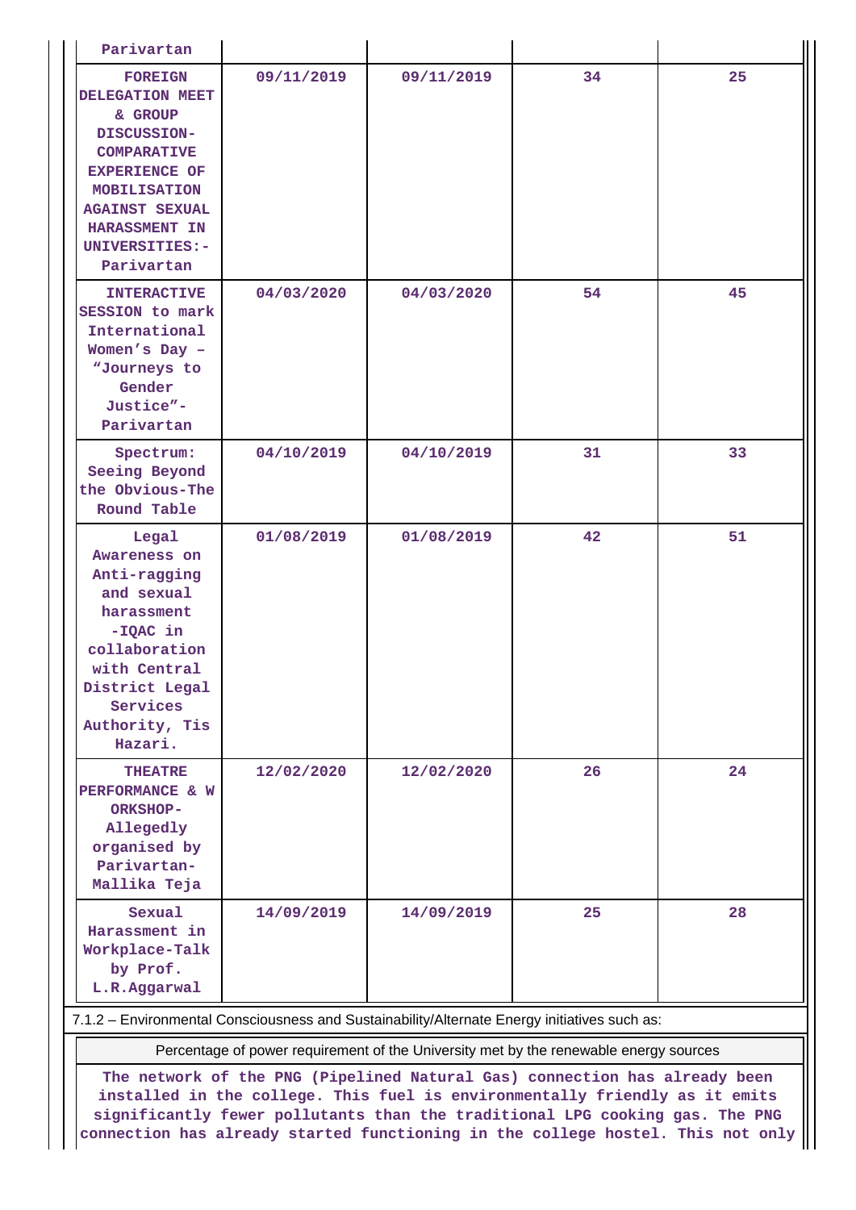| | | | | |
|---|---|---|---|---|
| Parivartan | | | | |
| FOREIGN DELEGATION MEET & GROUP DISCUSSION- COMPARATIVE EXPERIENCE OF MOBILISATION AGAINST SEXUAL HARASSMENT IN UNIVERSITIES:- Parivartan | 09/11/2019 | 09/11/2019 | 34 | 25 |
| INTERACTIVE SESSION to mark International Women's Day – "Journeys to Gender Justice"- Parivartan | 04/03/2020 | 04/03/2020 | 54 | 45 |
| Spectrum: Seeing Beyond the Obvious-The Round Table | 04/10/2019 | 04/10/2019 | 31 | 33 |
| Legal Awareness on Anti-ragging and sexual harassment -IQAC in collaboration with Central District Legal Services Authority, Tis Hazari. | 01/08/2019 | 01/08/2019 | 42 | 51 |
| THEATRE PERFORMANCE & WORKSHOP- Allegedly organised by Parivartan- Mallika Teja | 12/02/2020 | 12/02/2020 | 26 | 24 |
| Sexual Harassment in Workplace-Talk by Prof. L.R.Aggarwal | 14/09/2019 | 14/09/2019 | 25 | 28 |

7.1.2 – Environmental Consciousness and Sustainability/Alternate Energy initiatives such as:

| Percentage of power requirement of the University met by the renewable energy sources |
|---|
| The network of the PNG (Pipelined Natural Gas) connection has already been installed in the college. This fuel is environmentally friendly as it emits significantly fewer pollutants than the traditional LPG cooking gas. The PNG connection has already started functioning in the college hostel. This not only |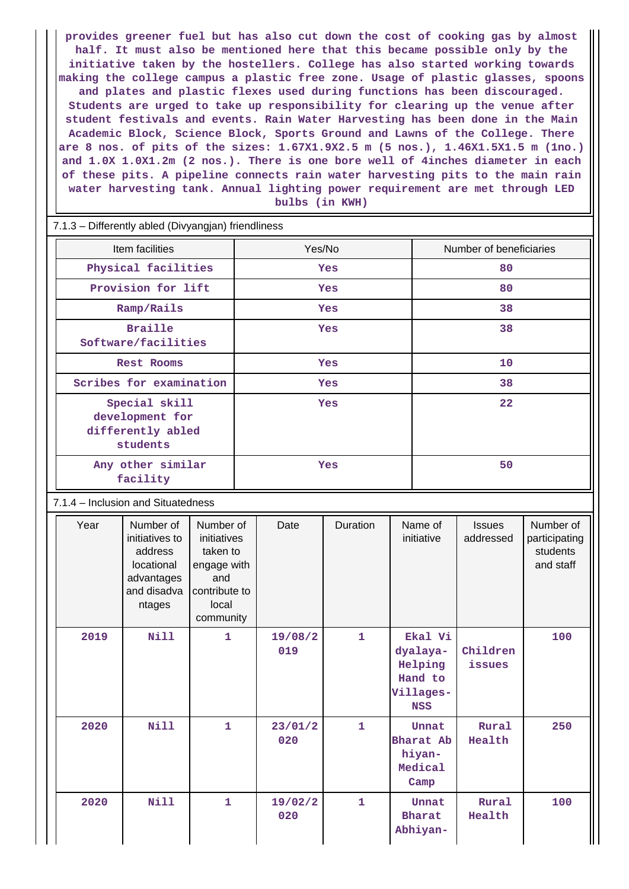provides greener fuel but has also cut down the cost of cooking gas by almost half. It must also be mentioned here that this became possible only by the initiative taken by the hostellers. College has also started working towards making the college campus a plastic free zone. Usage of plastic glasses, spoons and plates and plastic flexes used during functions has been discouraged. Students are urged to take up responsibility for clearing up the venue after student festivals and events. Rain Water Harvesting has been done in the Main Academic Block, Science Block, Sports Ground and Lawns of the College. There are 8 nos. of pits of the sizes: 1.67X1.9X2.5 m (5 nos.), 1.46X1.5X1.5 m (1no.) and 1.0X 1.0X1.2m (2 nos.). There is one bore well of 4inches diameter in each of these pits. A pipeline connects rain water harvesting pits to the main rain water harvesting tank. Annual lighting power requirement are met through LED bulbs (in KWH)

7.1.3 – Differently abled (Divyangjan) friendliness

| Item facilities | Yes/No | Number of beneficiaries |
|---|---|---|
| Physical facilities | Yes | 80 |
| Provision for lift | Yes | 80 |
| Ramp/Rails | Yes | 38 |
| Braille Software/facilities | Yes | 38 |
| Rest Rooms | Yes | 10 |
| Scribes for examination | Yes | 38 |
| Special skill development for differently abled students | Yes | 22 |
| Any other similar facility | Yes | 50 |

7.1.4 – Inclusion and Situatedness

| Year | Number of initiatives to address locational advantages and disadvantages | Number of initiatives taken to engage with and contribute to local community | Date | Duration | Name of initiative | Issues addressed | Number of participating students and staff |
|---|---|---|---|---|---|---|---|
| 2019 | Nill | 1 | 19/08/2019 | 1 | Ekal Vidyalaya-Helping Hand to Villages-NSS | Children issues | 100 |
| 2020 | Nill | 1 | 23/01/2020 | 1 | Unnat Bharat Abhiyan-Medical Camp | Rural Health | 250 |
| 2020 | Nill | 1 | 19/02/2020 | 1 | Unnat Bharat Abhiyan- | Rural Health | 100 |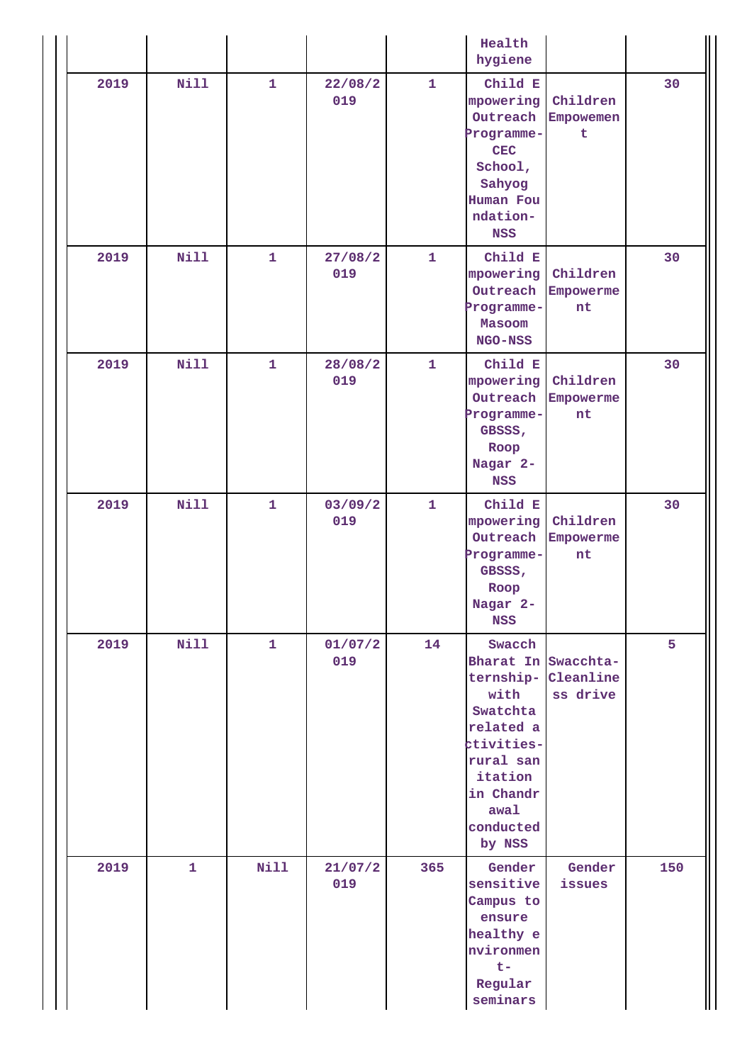| | | | | | | | |
|---|---|---|---|---|---|---|---|
| | | | | | Health hygiene | | |
| 2019 | Nill | 1 | 22/08/2019 | 1 | Child Empowering Outreach Programme-CEC School, Sahyog Human Foundation-NSS | Children Empowement | 30 |
| 2019 | Nill | 1 | 27/08/2019 | 1 | Child Empowering Outreach Programme-Masoom NGO-NSS | Children Empowerment | 30 |
| 2019 | Nill | 1 | 28/08/2019 | 1 | Child Empowering Outreach Programme-GBSSS, Roop Nagar 2-NSS | Children Empowerment | 30 |
| 2019 | Nill | 1 | 03/09/2019 | 1 | Child Empowering Outreach Programme-GBSSS, Roop Nagar 2-NSS | Children Empowerment | 30 |
| 2019 | Nill | 1 | 01/07/2019 | 14 | Swacch Bharat Internship-with Swatchta related activities-rural sanitation in Chandrawal conducted by NSS | Swacchta-Cleanliness drive | 5 |
| 2019 | 1 | Nill | 21/07/2019 | 365 | Gender sensitive Campus to ensure healthy environment-Regular seminars | Gender issues | 150 |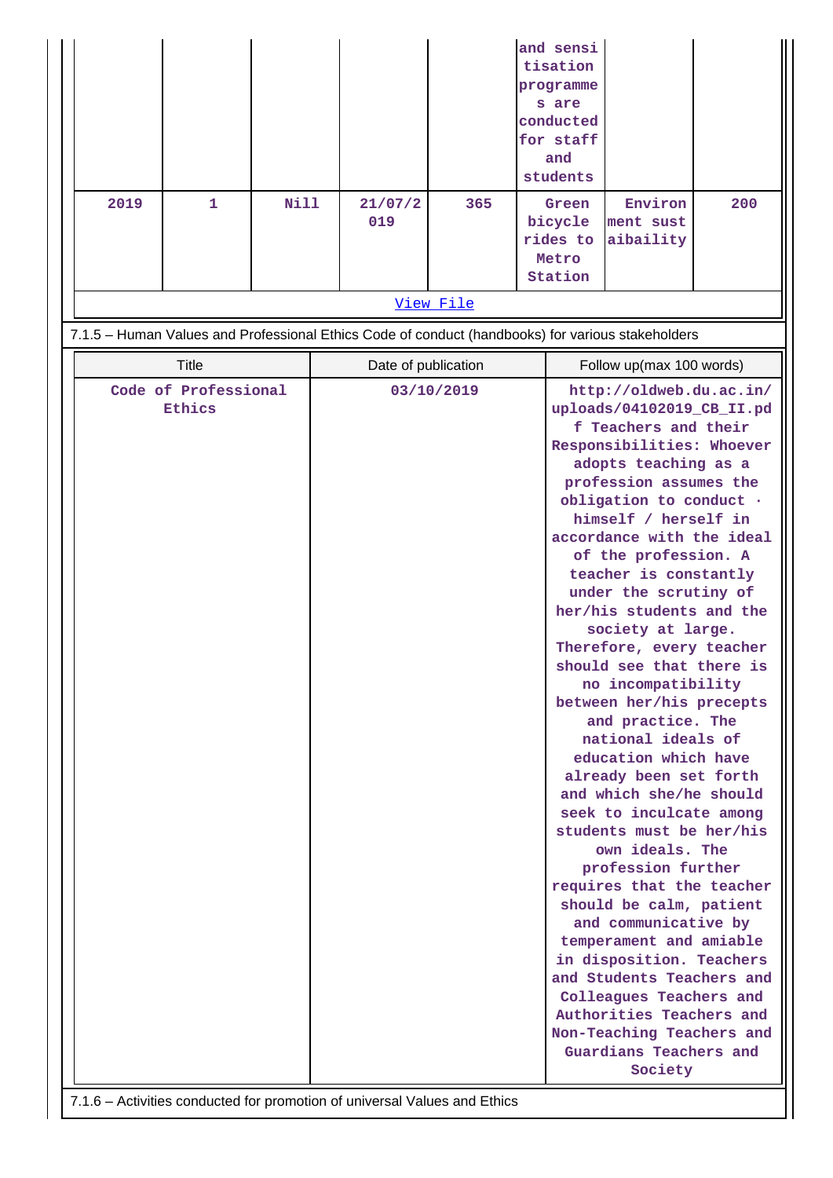| | | | | | | | |
|---|---|---|---|---|---|---|---|
| | | | | | and sensitisation programmes are conducted for staff and students | | |
| 2019 | 1 | Nill | 21/07/2019 | 365 | Green bicycle rides to Metro Station | Environment sustaibaility | 200 |

View File

7.1.5 – Human Values and Professional Ethics Code of conduct (handbooks) for various stakeholders

| Title | Date of publication | Follow up(max 100 words) |
|---|---|---|
| Code of Professional Ethics | 03/10/2019 | http://oldweb.du.ac.in/uploads/04102019_CB_II.pdf Teachers and their Responsibilities: Whoever adopts teaching as a profession assumes the obligation to conduct · himself / herself in accordance with the ideal of the profession. A teacher is constantly under the scrutiny of her/his students and the society at large. Therefore, every teacher should see that there is no incompatibility between her/his precepts and practice. The national ideals of education which have already been set forth and which she/he should seek to inculcate among students must be her/his own ideals. The profession further requires that the teacher should be calm, patient and communicative by temperament and amiable in disposition. Teachers and Students Teachers and Colleagues Teachers and Authorities Teachers and Non-Teaching Teachers and Guardians Teachers and Society |

7.1.6 – Activities conducted for promotion of universal Values and Ethics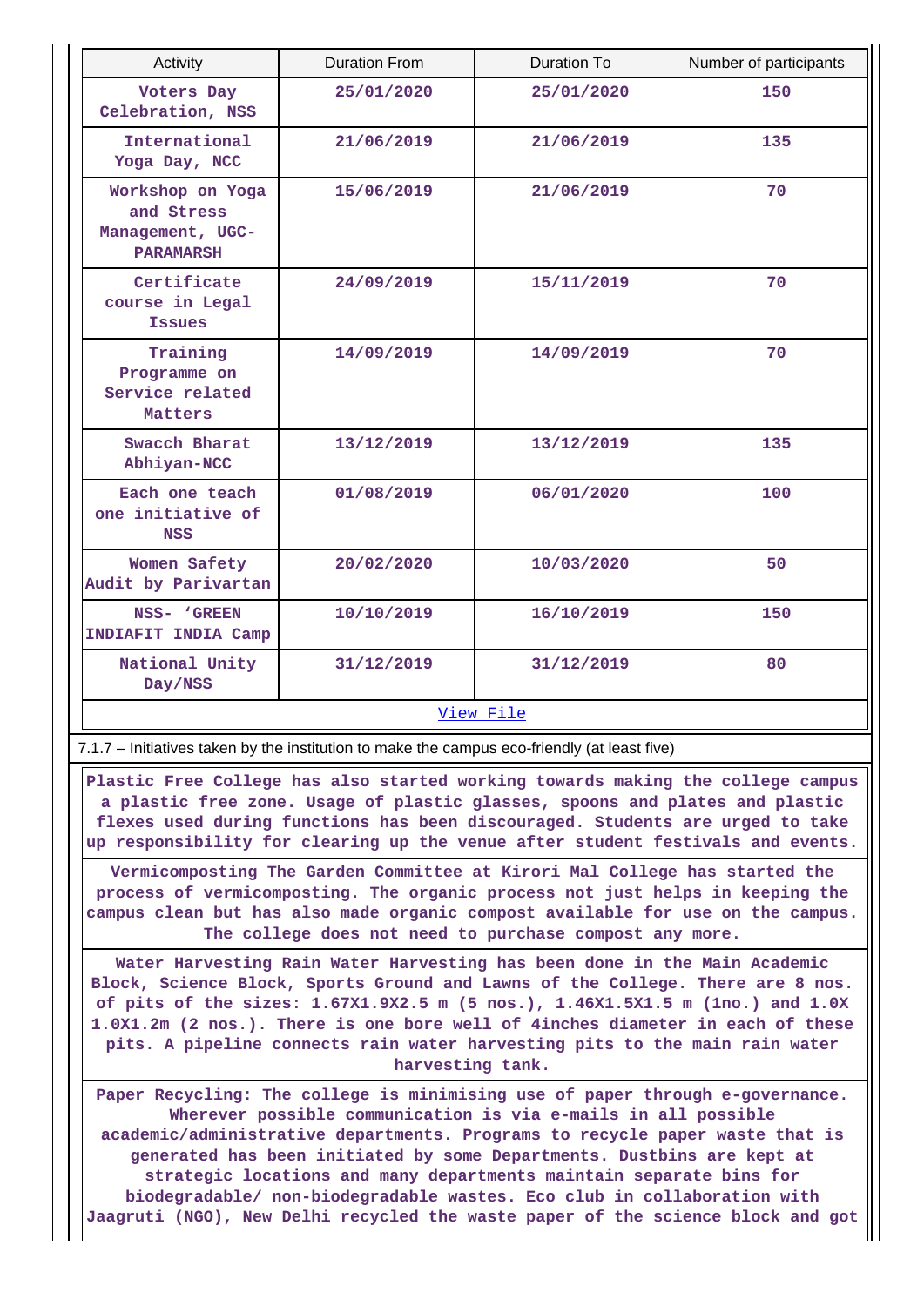| Activity | Duration From | Duration To | Number of participants |
|---|---|---|---|
| Voters Day Celebration, NSS | 25/01/2020 | 25/01/2020 | 150 |
| International Yoga Day, NCC | 21/06/2019 | 21/06/2019 | 135 |
| Workshop on Yoga and Stress Management, UGC-PARAMARSH | 15/06/2019 | 21/06/2019 | 70 |
| Certificate course in Legal Issues | 24/09/2019 | 15/11/2019 | 70 |
| Training Programme on Service related Matters | 14/09/2019 | 14/09/2019 | 70 |
| Swacch Bharat Abhiyan-NCC | 13/12/2019 | 13/12/2019 | 135 |
| Each one teach one initiative of NSS | 01/08/2019 | 06/01/2020 | 100 |
| Women Safety Audit by Parivartan | 20/02/2020 | 10/03/2020 | 50 |
| NSS- 'GREEN INDIAFIT INDIA Camp | 10/10/2019 | 16/10/2019 | 150 |
| National Unity Day/NSS | 31/12/2019 | 31/12/2019 | 80 |

View File

7.1.7 – Initiatives taken by the institution to make the campus eco-friendly (at least five)

Plastic Free College has also started working towards making the college campus a plastic free zone. Usage of plastic glasses, spoons and plates and plastic flexes used during functions has been discouraged. Students are urged to take up responsibility for clearing up the venue after student festivals and events.

Vermicomposting The Garden Committee at Kirori Mal College has started the process of vermicomposting. The organic process not just helps in keeping the campus clean but has also made organic compost available for use on the campus. The college does not need to purchase compost any more.

Water Harvesting Rain Water Harvesting has been done in the Main Academic Block, Science Block, Sports Ground and Lawns of the College. There are 8 nos. of pits of the sizes: 1.67X1.9X2.5 m (5 nos.), 1.46X1.5X1.5 m (1no.) and 1.0X 1.0X1.2m (2 nos.). There is one bore well of 4inches diameter in each of these pits. A pipeline connects rain water harvesting pits to the main rain water harvesting tank.

Paper Recycling: The college is minimising use of paper through e-governance. Wherever possible communication is via e-mails in all possible academic/administrative departments. Programs to recycle paper waste that is generated has been initiated by some Departments. Dustbins are kept at strategic locations and many departments maintain separate bins for biodegradable/ non-biodegradable wastes. Eco club in collaboration with Jaagruti (NGO), New Delhi recycled the waste paper of the science block and got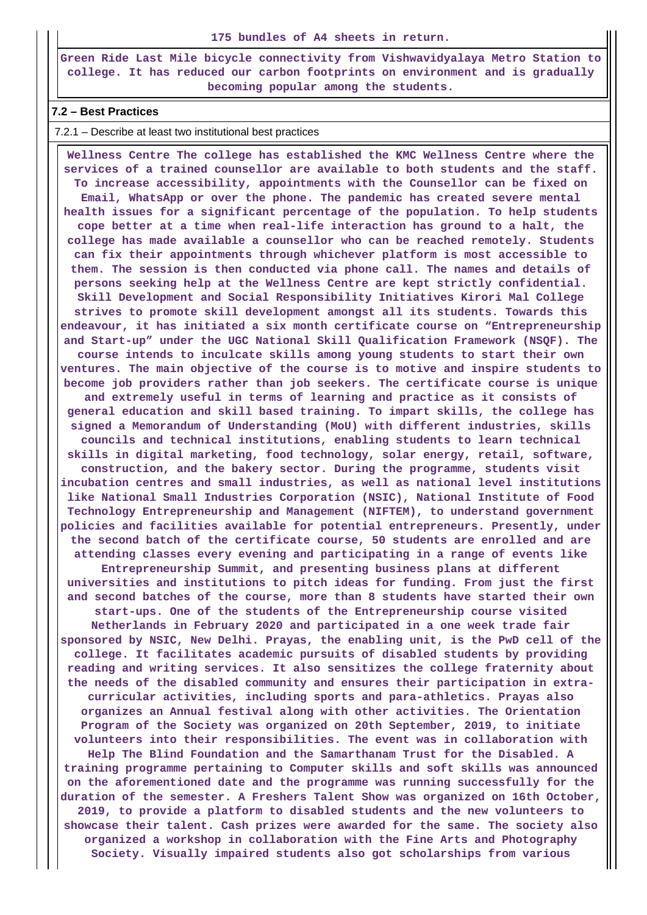**175 bundles of A4 sheets in return.**

**Green Ride Last Mile bicycle connectivity from Vishwavidyalaya Metro Station to college. It has reduced our carbon footprints on environment and is gradually becoming popular among the students.**

**7.2 – Best Practices**

7.2.1 – Describe at least two institutional best practices

**Wellness Centre The college has established the KMC Wellness Centre where the services of a trained counsellor are available to both students and the staff. To increase accessibility, appointments with the Counsellor can be fixed on Email, WhatsApp or over the phone. The pandemic has created severe mental health issues for a significant percentage of the population. To help students cope better at a time when real-life interaction has ground to a halt, the college has made available a counsellor who can be reached remotely. Students can fix their appointments through whichever platform is most accessible to them. The session is then conducted via phone call. The names and details of persons seeking help at the Wellness Centre are kept strictly confidential. Skill Development and Social Responsibility Initiatives Kirori Mal College strives to promote skill development amongst all its students. Towards this endeavour, it has initiated a six month certificate course on "Entrepreneurship and Start-up" under the UGC National Skill Qualification Framework (NSQF). The course intends to inculcate skills among young students to start their own ventures. The main objective of the course is to motive and inspire students to become job providers rather than job seekers. The certificate course is unique and extremely useful in terms of learning and practice as it consists of general education and skill based training. To impart skills, the college has signed a Memorandum of Understanding (MoU) with different industries, skills councils and technical institutions, enabling students to learn technical skills in digital marketing, food technology, solar energy, retail, software, construction, and the bakery sector. During the programme, students visit incubation centres and small industries, as well as national level institutions like National Small Industries Corporation (NSIC), National Institute of Food Technology Entrepreneurship and Management (NIFTEM), to understand government policies and facilities available for potential entrepreneurs. Presently, under the second batch of the certificate course, 50 students are enrolled and are attending classes every evening and participating in a range of events like Entrepreneurship Summit, and presenting business plans at different universities and institutions to pitch ideas for funding. From just the first and second batches of the course, more than 8 students have started their own start-ups. One of the students of the Entrepreneurship course visited Netherlands in February 2020 and participated in a one week trade fair sponsored by NSIC, New Delhi. Prayas, the enabling unit, is the PwD cell of the college. It facilitates academic pursuits of disabled students by providing reading and writing services. It also sensitizes the college fraternity about the needs of the disabled community and ensures their participation in extra-curricular activities, including sports and para-athletics. Prayas also organizes an Annual festival along with other activities. The Orientation Program of the Society was organized on 20th September, 2019, to initiate volunteers into their responsibilities. The event was in collaboration with Help The Blind Foundation and the Samarthanam Trust for the Disabled. A training programme pertaining to Computer skills and soft skills was announced on the aforementioned date and the programme was running successfully for the duration of the semester. A Freshers Talent Show was organized on 16th October, 2019, to provide a platform to disabled students and the new volunteers to showcase their talent. Cash prizes were awarded for the same. The society also organized a workshop in collaboration with the Fine Arts and Photography Society. Visually impaired students also got scholarships from various**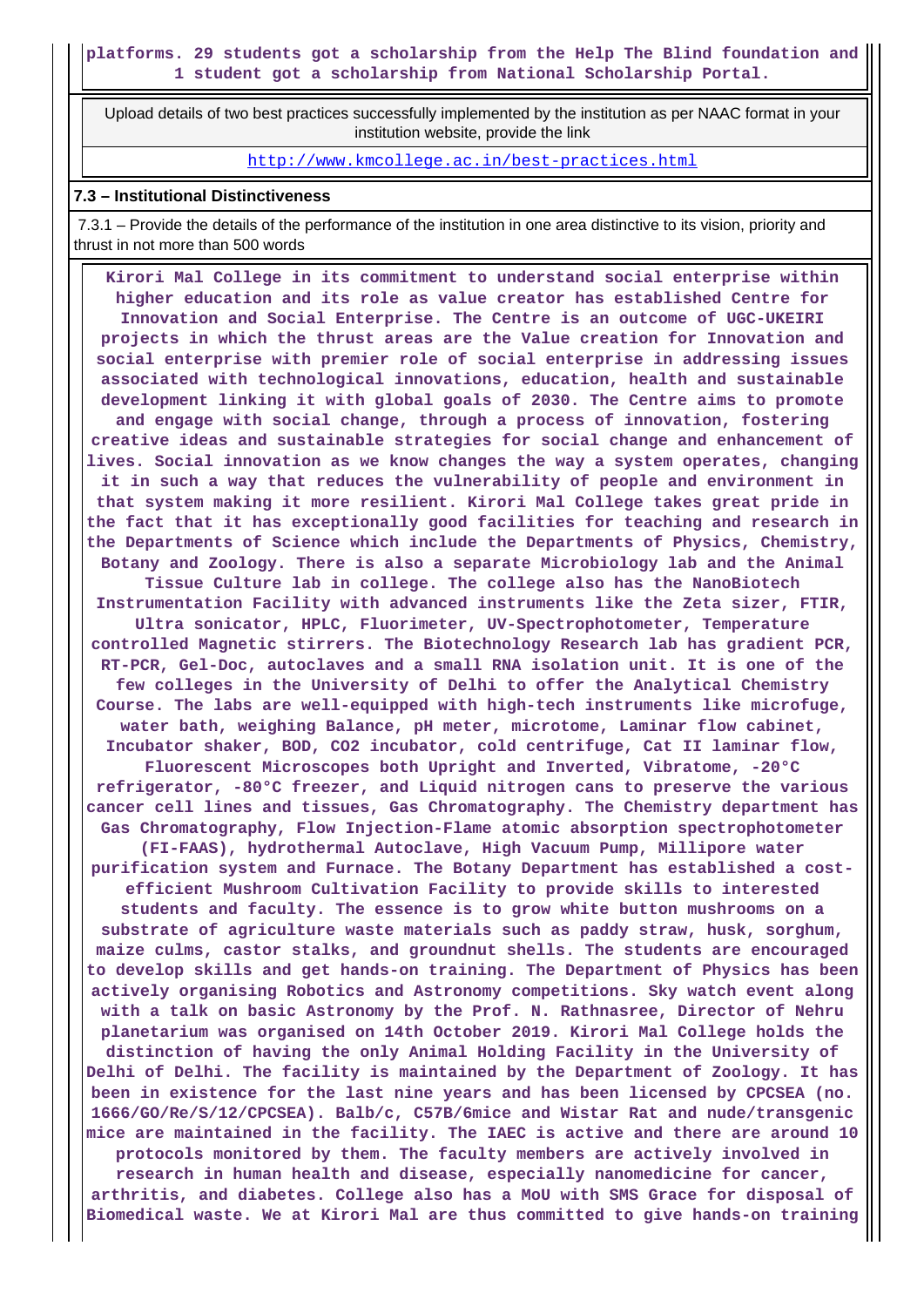**platforms. 29 students got a scholarship from the Help The Blind foundation and 1 student got a scholarship from National Scholarship Portal.**

| Upload details of two best practices successfully implemented by the institution as per NAAC format in your institution website, provide the link |
| --- |
| http://www.kmcollege.ac.in/best-practices.html |

**7.3 – Institutional Distinctiveness**

7.3.1 – Provide the details of the performance of the institution in one area distinctive to its vision, priority and thrust in not more than 500 words

**Kirori Mal College in its commitment to understand social enterprise within higher education and its role as value creator has established Centre for Innovation and Social Enterprise. The Centre is an outcome of UGC-UKEIRI projects in which the thrust areas are the Value creation for Innovation and social enterprise with premier role of social enterprise in addressing issues associated with technological innovations, education, health and sustainable development linking it with global goals of 2030. The Centre aims to promote and engage with social change, through a process of innovation, fostering creative ideas and sustainable strategies for social change and enhancement of lives. Social innovation as we know changes the way a system operates, changing it in such a way that reduces the vulnerability of people and environment in that system making it more resilient. Kirori Mal College takes great pride in the fact that it has exceptionally good facilities for teaching and research in the Departments of Science which include the Departments of Physics, Chemistry, Botany and Zoology. There is also a separate Microbiology lab and the Animal Tissue Culture lab in college. The college also has the NanoBiotech Instrumentation Facility with advanced instruments like the Zeta sizer, FTIR, Ultra sonicator, HPLC, Fluorimeter, UV-Spectrophotometer, Temperature controlled Magnetic stirrers. The Biotechnology Research lab has gradient PCR, RT-PCR, Gel-Doc, autoclaves and a small RNA isolation unit. It is one of the few colleges in the University of Delhi to offer the Analytical Chemistry Course. The labs are well-equipped with high-tech instruments like microfuge, water bath, weighing Balance, pH meter, microtome, Laminar flow cabinet, Incubator shaker, BOD, CO2 incubator, cold centrifuge, Cat II laminar flow, Fluorescent Microscopes both Upright and Inverted, Vibratome, -20°C refrigerator, -80°C freezer, and Liquid nitrogen cans to preserve the various cancer cell lines and tissues, Gas Chromatography. The Chemistry department has Gas Chromatography, Flow Injection-Flame atomic absorption spectrophotometer (FI-FAAS), hydrothermal Autoclave, High Vacuum Pump, Millipore water purification system and Furnace. The Botany Department has established a cost-efficient Mushroom Cultivation Facility to provide skills to interested students and faculty. The essence is to grow white button mushrooms on a substrate of agriculture waste materials such as paddy straw, husk, sorghum, maize culms, castor stalks, and groundnut shells. The students are encouraged to develop skills and get hands-on training. The Department of Physics has been actively organising Robotics and Astronomy competitions. Sky watch event along with a talk on basic Astronomy by the Prof. N. Rathnasree, Director of Nehru planetarium was organised on 14th October 2019. Kirori Mal College holds the distinction of having the only Animal Holding Facility in the University of Delhi of Delhi. The facility is maintained by the Department of Zoology. It has been in existence for the last nine years and has been licensed by CPCSEA (no. 1666/GO/Re/S/12/CPCSEA). Balb/c, C57B/6mice and Wistar Rat and nude/transgenic mice are maintained in the facility. The IAEC is active and there are around 10 protocols monitored by them. The faculty members are actively involved in research in human health and disease, especially nanomedicine for cancer, arthritis, and diabetes. College also has a MoU with SMS Grace for disposal of Biomedical waste. We at Kirori Mal are thus committed to give hands-on training**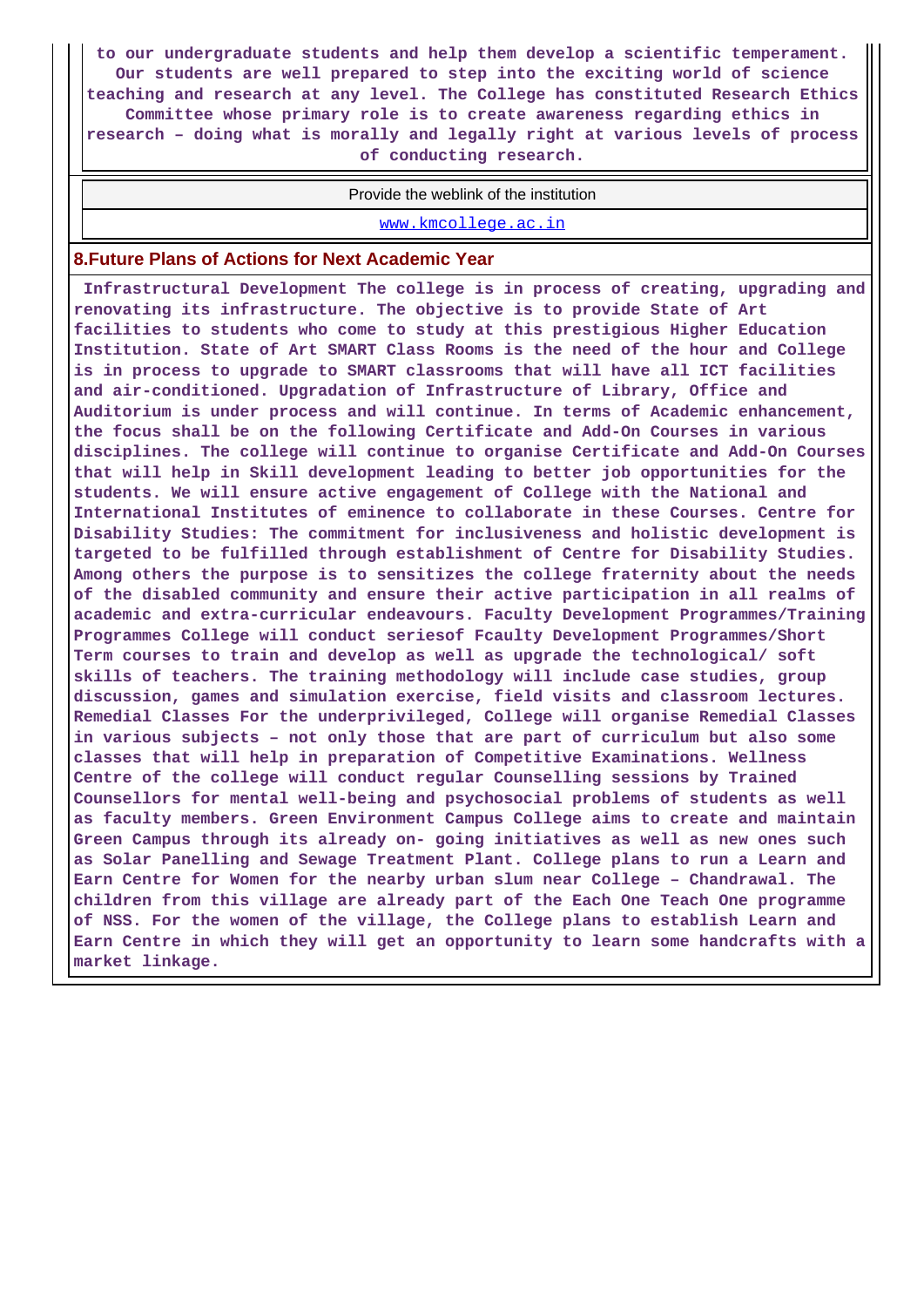**to our undergraduate students and help them develop a scientific temperament. Our students are well prepared to step into the exciting world of science teaching and research at any level. The College has constituted Research Ethics Committee whose primary role is to create awareness regarding ethics in research – doing what is morally and legally right at various levels of process of conducting research.**

| Provide the weblink of the institution |
|---|
| www.kmcollege.ac.in |

## 8.Future Plans of Actions for Next Academic Year

**Infrastructural Development The college is in process of creating, upgrading and renovating its infrastructure. The objective is to provide State of Art facilities to students who come to study at this prestigious Higher Education Institution. State of Art SMART Class Rooms is the need of the hour and College is in process to upgrade to SMART classrooms that will have all ICT facilities and air-conditioned. Upgradation of Infrastructure of Library, Office and Auditorium is under process and will continue. In terms of Academic enhancement, the focus shall be on the following Certificate and Add-On Courses in various disciplines. The college will continue to organise Certificate and Add-On Courses that will help in Skill development leading to better job opportunities for the students. We will ensure active engagement of College with the National and International Institutes of eminence to collaborate in these Courses. Centre for Disability Studies: The commitment for inclusiveness and holistic development is targeted to be fulfilled through establishment of Centre for Disability Studies. Among others the purpose is to sensitizes the college fraternity about the needs of the disabled community and ensure their active participation in all realms of academic and extra-curricular endeavours. Faculty Development Programmes/Training Programmes College will conduct seriesof Fcaulty Development Programmes/Short Term courses to train and develop as well as upgrade the technological/ soft skills of teachers. The training methodology will include case studies, group discussion, games and simulation exercise, field visits and classroom lectures. Remedial Classes For the underprivileged, College will organise Remedial Classes in various subjects – not only those that are part of curriculum but also some classes that will help in preparation of Competitive Examinations. Wellness Centre of the college will conduct regular Counselling sessions by Trained Counsellors for mental well-being and psychosocial problems of students as well as faculty members. Green Environment Campus College aims to create and maintain Green Campus through its already on- going initiatives as well as new ones such as Solar Panelling and Sewage Treatment Plant. College plans to run a Learn and Earn Centre for Women for the nearby urban slum near College – Chandrawal. The children from this village are already part of the Each One Teach One programme of NSS. For the women of the village, the College plans to establish Learn and Earn Centre in which they will get an opportunity to learn some handcrafts with a market linkage.**